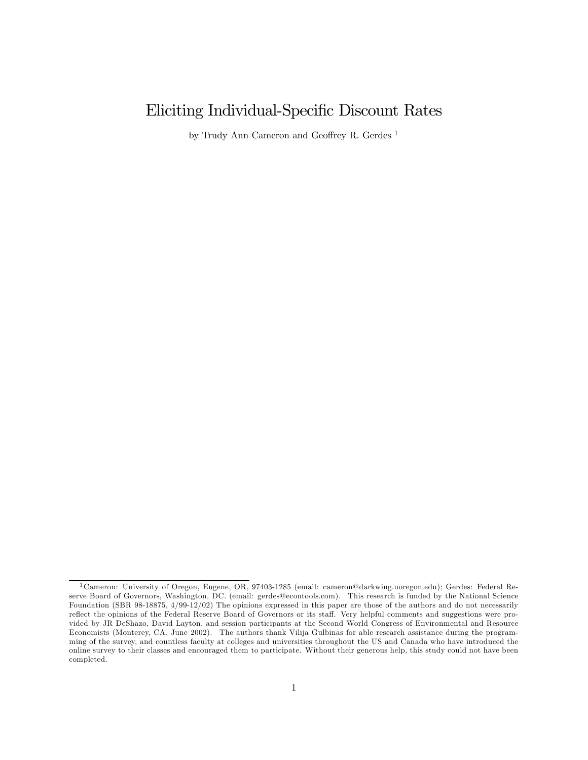# Eliciting Individual-Specific Discount Rates

by Trudy Ann Cameron and Geoffrey R. Gerdes [1]

[1] Cameron: University of Oregon, Eugene, OR, 97403-1285 (email: cameron@darkwing.uoregon.edu); Gerdes: Federal Reserve Board of Governors, Washington, DC. (email: gerdes@econtools.com). This research is funded by the National Science Foundation (SBR 98-18875, 4/99-12/02) The opinions expressed in this paper are those of the authors and do not necessarily reflect the opinions of the Federal Reserve Board of Governors or its staff. Very helpful comments and suggestions were provided by JR DeShazo, David Layton, and session participants at the Second World Congress of Environmental and Resource Economists (Monterey, CA, June 2002). The authors thank Vilija Gulbinas for able research assistance during the programming of the survey, and countless faculty at colleges and universities throughout the US and Canada who have introduced the online survey to their classes and encouraged them to participate. Without their generous help, this study could not have been completed.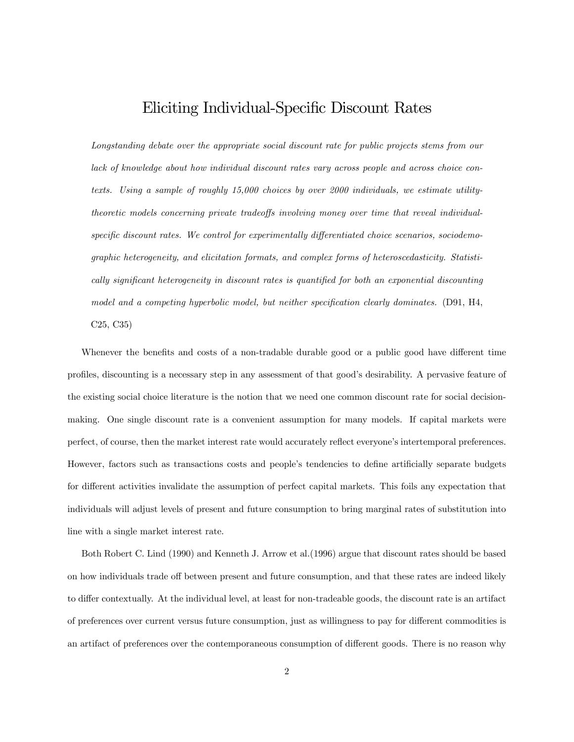# Eliciting Individual-Specific Discount Rates

*Longstanding debate over the appropriate social discount rate for public projects stems from our lack of knowledge about how individual discount rates vary across people and across choice contexts. Using a sample of roughly 15,000 choices by over 2000 individuals, we estimate utility-theoretic models concerning private tradeoffs involving money over time that reveal individual-specific discount rates. We control for experimentally differentiated choice scenarios, sociodemographic heterogeneity, and elicitation formats, and complex forms of heteroscedasticity. Statistically significant heterogeneity in discount rates is quantified for both an exponential discounting model and a competing hyperbolic model, but neither specification clearly dominates.* (D91, H4, C25, C35)

Whenever the benefits and costs of a non-tradable durable good or a public good have different time profiles, discounting is a necessary step in any assessment of that good's desirability. A pervasive feature of the existing social choice literature is the notion that we need one common discount rate for social decision-making. One single discount rate is a convenient assumption for many models. If capital markets were perfect, of course, then the market interest rate would accurately reflect everyone's intertemporal preferences. However, factors such as transactions costs and people's tendencies to define artificially separate budgets for different activities invalidate the assumption of perfect capital markets. This foils any expectation that individuals will adjust levels of present and future consumption to bring marginal rates of substitution into line with a single market interest rate.

Both Robert C. Lind (1990) and Kenneth J. Arrow et al.(1996) argue that discount rates should be based on how individuals trade off between present and future consumption, and that these rates are indeed likely to differ contextually. At the individual level, at least for non-tradeable goods, the discount rate is an artifact of preferences over current versus future consumption, just as willingness to pay for different commodities is an artifact of preferences over the contemporaneous consumption of different goods. There is no reason why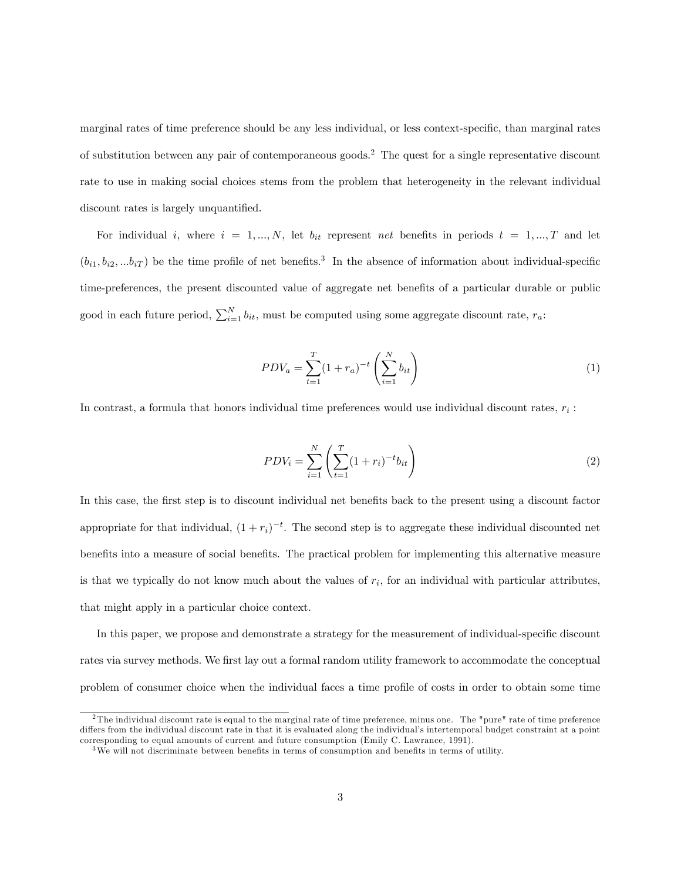marginal rates of time preference should be any less individual, or less context-specific, than marginal rates of substitution between any pair of contemporaneous goods.[2] The quest for a single representative discount rate to use in making social choices stems from the problem that heterogeneity in the relevant individual discount rates is largely unquantified.

For individual $i$, where $i = 1, ..., N$, let $b_{it}$ represent *net* benefits in periods $t = 1, ..., T$ and let $(b_{i1}, b_{i2}, ...b_{iT})$ be the time profile of net benefits.[3] In the absence of information about individual-specific time-preferences, the present discounted value of aggregate net benefits of a particular durable or public good in each future period, $\sum_{i=1}^{N} b_{it}$, must be computed using some aggregate discount rate, $r_a$:

$$PDV_a = \sum_{t=1}^{T} (1 + r_a)^{-t} \left( \sum_{i=1}^{N} b_{it} \right) \tag{1}$$

In contrast, a formula that honors individual time preferences would use individual discount rates, $r_i$ :

$$PDV_i = \sum_{i=1}^{N} \left( \sum_{t=1}^{T} (1 + r_i)^{-t} b_{it} \right) \tag{2}$$

In this case, the first step is to discount individual net benefits back to the present using a discount factor appropriate for that individual, $(1 + r_i)^{-t}$. The second step is to aggregate these individual discounted net benefits into a measure of social benefits. The practical problem for implementing this alternative measure is that we typically do not know much about the values of $r_i$, for an individual with particular attributes, that might apply in a particular choice context.

In this paper, we propose and demonstrate a strategy for the measurement of individual-specific discount rates via survey methods. We first lay out a formal random utility framework to accommodate the conceptual problem of consumer choice when the individual faces a time profile of costs in order to obtain some time

---

[2] The individual discount rate is equal to the marginal rate of time preference, minus one. The "pure" rate of time preference differs from the individual discount rate in that it is evaluated along the individual's intertemporal budget constraint at a point corresponding to equal amounts of current and future consumption (Emily C. Lawrance, 1991).

[3] We will not discriminate between benefits in terms of consumption and benefits in terms of utility.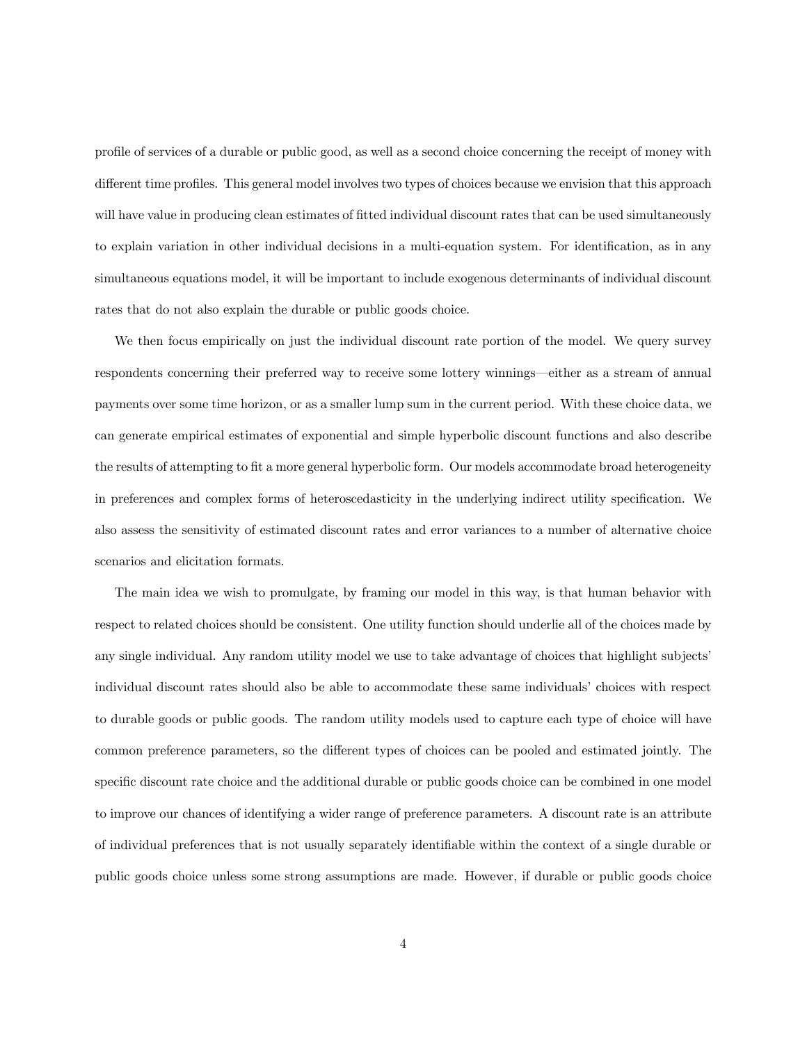profile of services of a durable or public good, as well as a second choice concerning the receipt of money with different time profiles. This general model involves two types of choices because we envision that this approach will have value in producing clean estimates of fitted individual discount rates that can be used simultaneously to explain variation in other individual decisions in a multi-equation system. For identification, as in any simultaneous equations model, it will be important to include exogenous determinants of individual discount rates that do not also explain the durable or public goods choice.

We then focus empirically on just the individual discount rate portion of the model. We query survey respondents concerning their preferred way to receive some lottery winnings—either as a stream of annual payments over some time horizon, or as a smaller lump sum in the current period. With these choice data, we can generate empirical estimates of exponential and simple hyperbolic discount functions and also describe the results of attempting to fit a more general hyperbolic form. Our models accommodate broad heterogeneity in preferences and complex forms of heteroscedasticity in the underlying indirect utility specification. We also assess the sensitivity of estimated discount rates and error variances to a number of alternative choice scenarios and elicitation formats.

The main idea we wish to promulgate, by framing our model in this way, is that human behavior with respect to related choices should be consistent. One utility function should underlie all of the choices made by any single individual. Any random utility model we use to take advantage of choices that highlight subjects' individual discount rates should also be able to accommodate these same individuals' choices with respect to durable goods or public goods. The random utility models used to capture each type of choice will have common preference parameters, so the different types of choices can be pooled and estimated jointly. The specific discount rate choice and the additional durable or public goods choice can be combined in one model to improve our chances of identifying a wider range of preference parameters. A discount rate is an attribute of individual preferences that is not usually separately identifiable within the context of a single durable or public goods choice unless some strong assumptions are made. However, if durable or public goods choice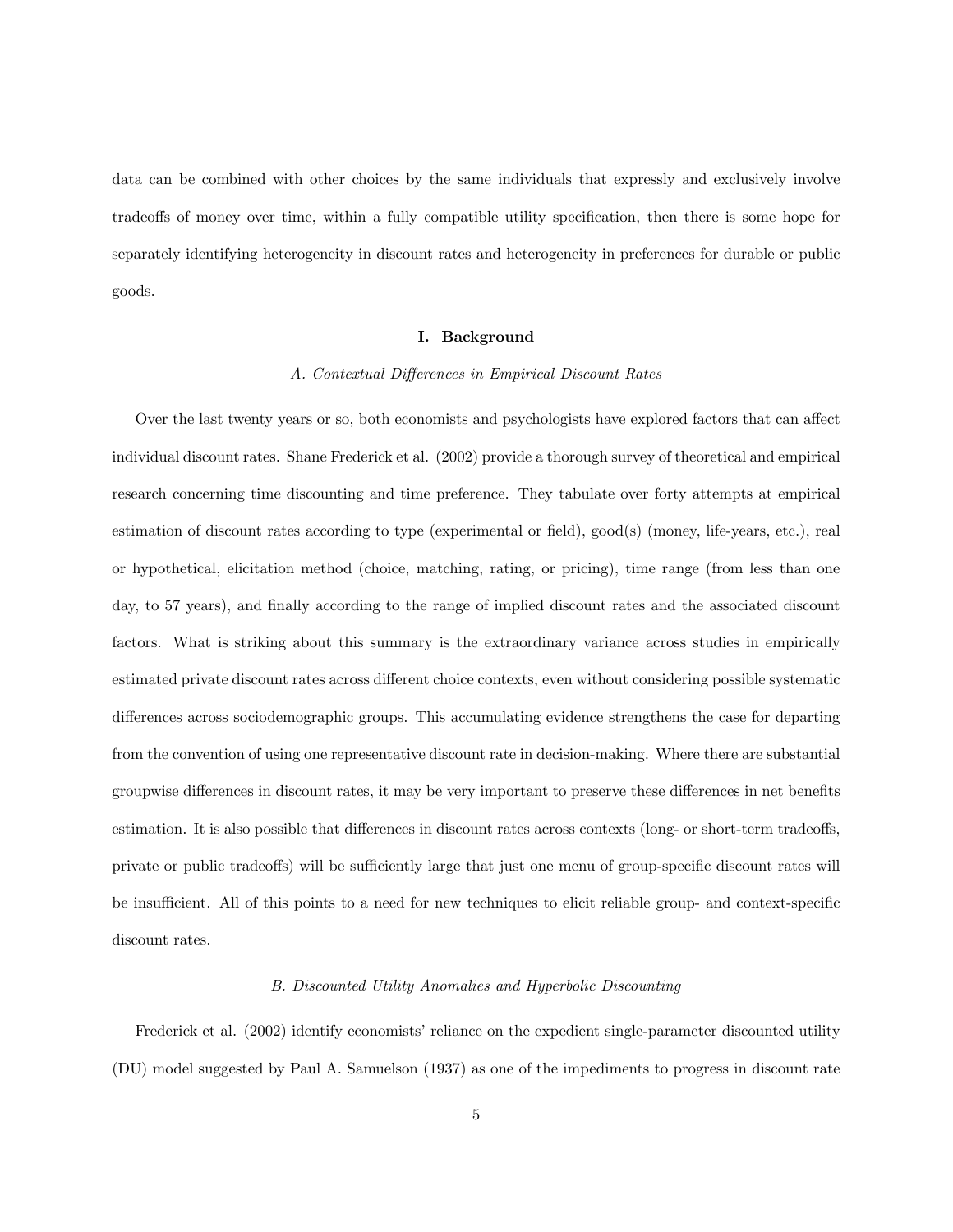data can be combined with other choices by the same individuals that expressly and exclusively involve tradeoffs of money over time, within a fully compatible utility specification, then there is some hope for separately identifying heterogeneity in discount rates and heterogeneity in preferences for durable or public goods.

## I. Background

### *A. Contextual Differences in Empirical Discount Rates*

Over the last twenty years or so, both economists and psychologists have explored factors that can affect individual discount rates. Shane Frederick et al. (2002) provide a thorough survey of theoretical and empirical research concerning time discounting and time preference. They tabulate over forty attempts at empirical estimation of discount rates according to type (experimental or field), good(s) (money, life-years, etc.), real or hypothetical, elicitation method (choice, matching, rating, or pricing), time range (from less than one day, to 57 years), and finally according to the range of implied discount rates and the associated discount factors. What is striking about this summary is the extraordinary variance across studies in empirically estimated private discount rates across different choice contexts, even without considering possible systematic differences across sociodemographic groups. This accumulating evidence strengthens the case for departing from the convention of using one representative discount rate in decision-making. Where there are substantial groupwise differences in discount rates, it may be very important to preserve these differences in net benefits estimation. It is also possible that differences in discount rates across contexts (long- or short-term tradeoffs, private or public tradeoffs) will be sufficiently large that just one menu of group-specific discount rates will be insufficient. All of this points to a need for new techniques to elicit reliable group- and context-specific discount rates.

### *B. Discounted Utility Anomalies and Hyperbolic Discounting*

Frederick et al. (2002) identify economists' reliance on the expedient single-parameter discounted utility (DU) model suggested by Paul A. Samuelson (1937) as one of the impediments to progress in discount rate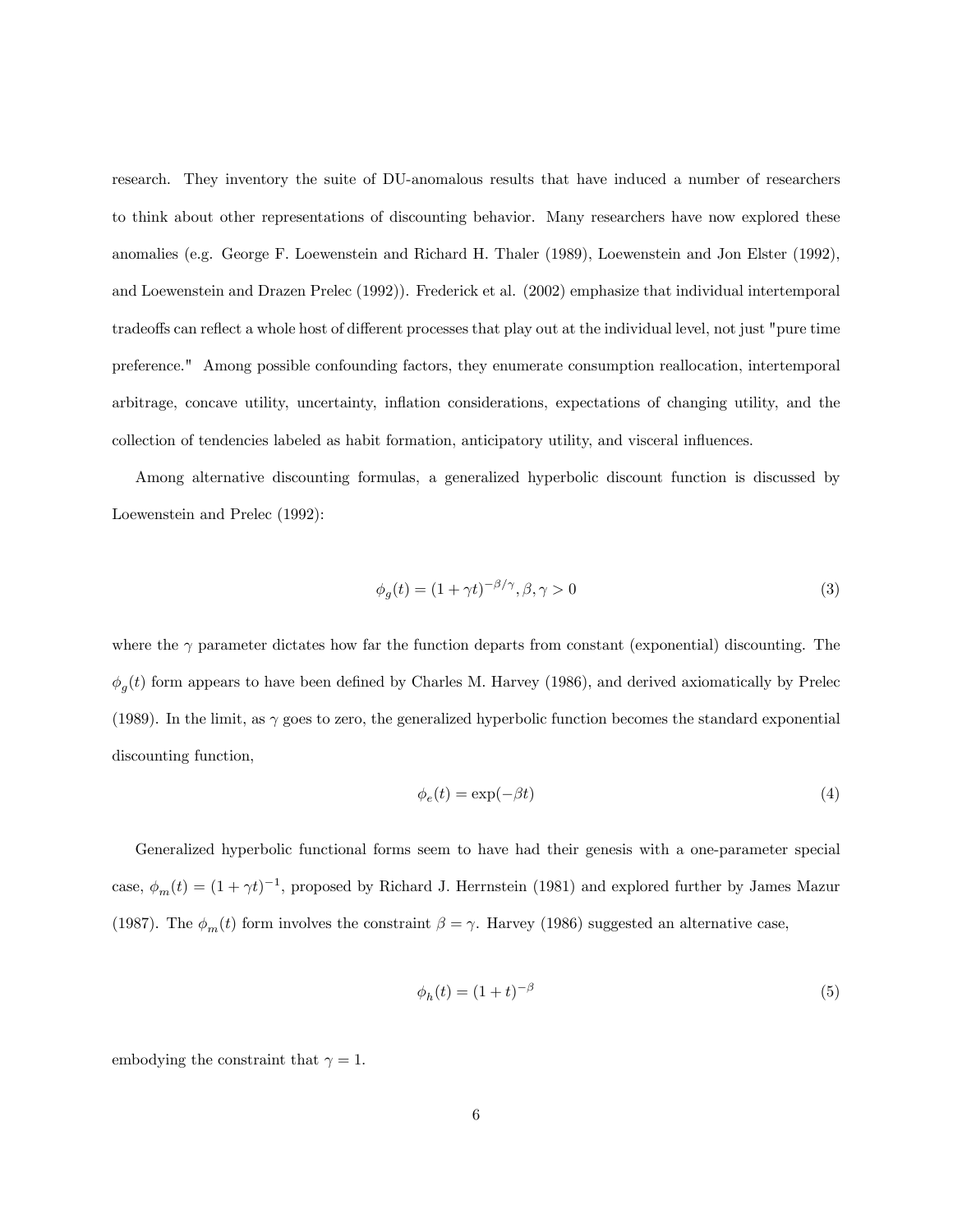research. They inventory the suite of DU-anomalous results that have induced a number of researchers to think about other representations of discounting behavior. Many researchers have now explored these anomalies (e.g. George F. Loewenstein and Richard H. Thaler (1989), Loewenstein and Jon Elster (1992), and Loewenstein and Drazen Prelec (1992)). Frederick et al. (2002) emphasize that individual intertemporal tradeoffs can reflect a whole host of different processes that play out at the individual level, not just "pure time preference." Among possible confounding factors, they enumerate consumption reallocation, intertemporal arbitrage, concave utility, uncertainty, inflation considerations, expectations of changing utility, and the collection of tendencies labeled as habit formation, anticipatory utility, and visceral influences.

Among alternative discounting formulas, a generalized hyperbolic discount function is discussed by Loewenstein and Prelec (1992):

$$\phi_g(t) = (1 + \gamma t)^{-\beta/\gamma}, \beta, \gamma > 0 \tag{3}$$

where the $\gamma$ parameter dictates how far the function departs from constant (exponential) discounting. The $\phi_g(t)$ form appears to have been defined by Charles M. Harvey (1986), and derived axiomatically by Prelec (1989). In the limit, as $\gamma$ goes to zero, the generalized hyperbolic function becomes the standard exponential discounting function,

$$\phi_e(t) = \exp(-\beta t) \tag{4}$$

Generalized hyperbolic functional forms seem to have had their genesis with a one-parameter special case, $\phi_m(t) = (1 + \gamma t)^{-1}$, proposed by Richard J. Herrnstein (1981) and explored further by James Mazur (1987). The $\phi_m(t)$ form involves the constraint $\beta = \gamma$. Harvey (1986) suggested an alternative case,

$$\phi_h(t) = (1 + t)^{-\beta} \tag{5}$$

embodying the constraint that $\gamma = 1$.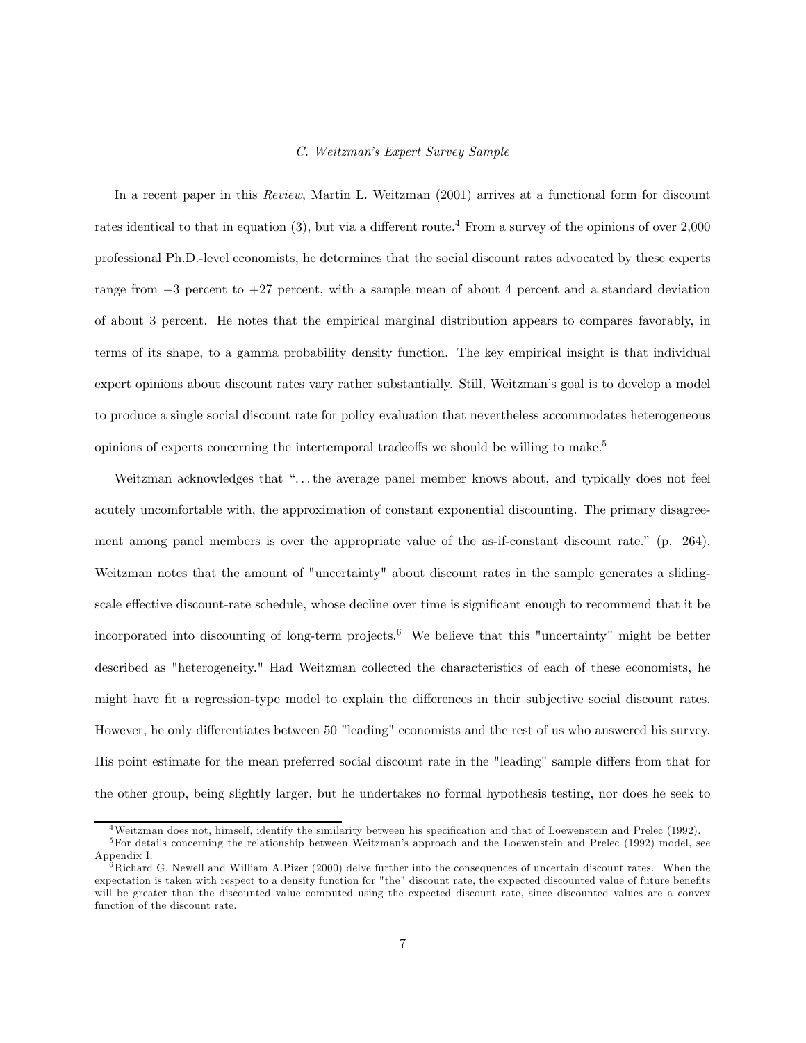### C. Weitzman's Expert Survey Sample

In a recent paper in this *Review*, Martin L. Weitzman (2001) arrives at a functional form for discount rates identical to that in equation (3), but via a different route.[4] From a survey of the opinions of over 2,000 professional Ph.D.-level economists, he determines that the social discount rates advocated by these experts range from −3 percent to +27 percent, with a sample mean of about 4 percent and a standard deviation of about 3 percent. He notes that the empirical marginal distribution appears to compares favorably, in terms of its shape, to a gamma probability density function. The key empirical insight is that individual expert opinions about discount rates vary rather substantially. Still, Weitzman's goal is to develop a model to produce a single social discount rate for policy evaluation that nevertheless accommodates heterogeneous opinions of experts concerning the intertemporal tradeoffs we should be willing to make.[5]

Weitzman acknowledges that "...the average panel member knows about, and typically does not feel acutely uncomfortable with, the approximation of constant exponential discounting. The primary disagreement among panel members is over the appropriate value of the as-if-constant discount rate." (p. 264). Weitzman notes that the amount of "uncertainty" about discount rates in the sample generates a sliding-scale effective discount-rate schedule, whose decline over time is significant enough to recommend that it be incorporated into discounting of long-term projects.[6] We believe that this "uncertainty" might be better described as "heterogeneity." Had Weitzman collected the characteristics of each of these economists, he might have fit a regression-type model to explain the differences in their subjective social discount rates. However, he only differentiates between 50 "leading" economists and the rest of us who answered his survey. His point estimate for the mean preferred social discount rate in the "leading" sample differs from that for the other group, being slightly larger, but he undertakes no formal hypothesis testing, nor does he seek to

---

[4] Weitzman does not, himself, identify the similarity between his specification and that of Loewenstein and Prelec (1992).

[5] For details concerning the relationship between Weitzman's approach and the Loewenstein and Prelec (1992) model, see Appendix I.

[6] Richard G. Newell and William A.Pizer (2000) delve further into the consequences of uncertain discount rates. When the expectation is taken with respect to a density function for "the" discount rate, the expected discounted value of future benefits will be greater than the discounted value computed using the expected discount rate, since discounted values are a convex function of the discount rate.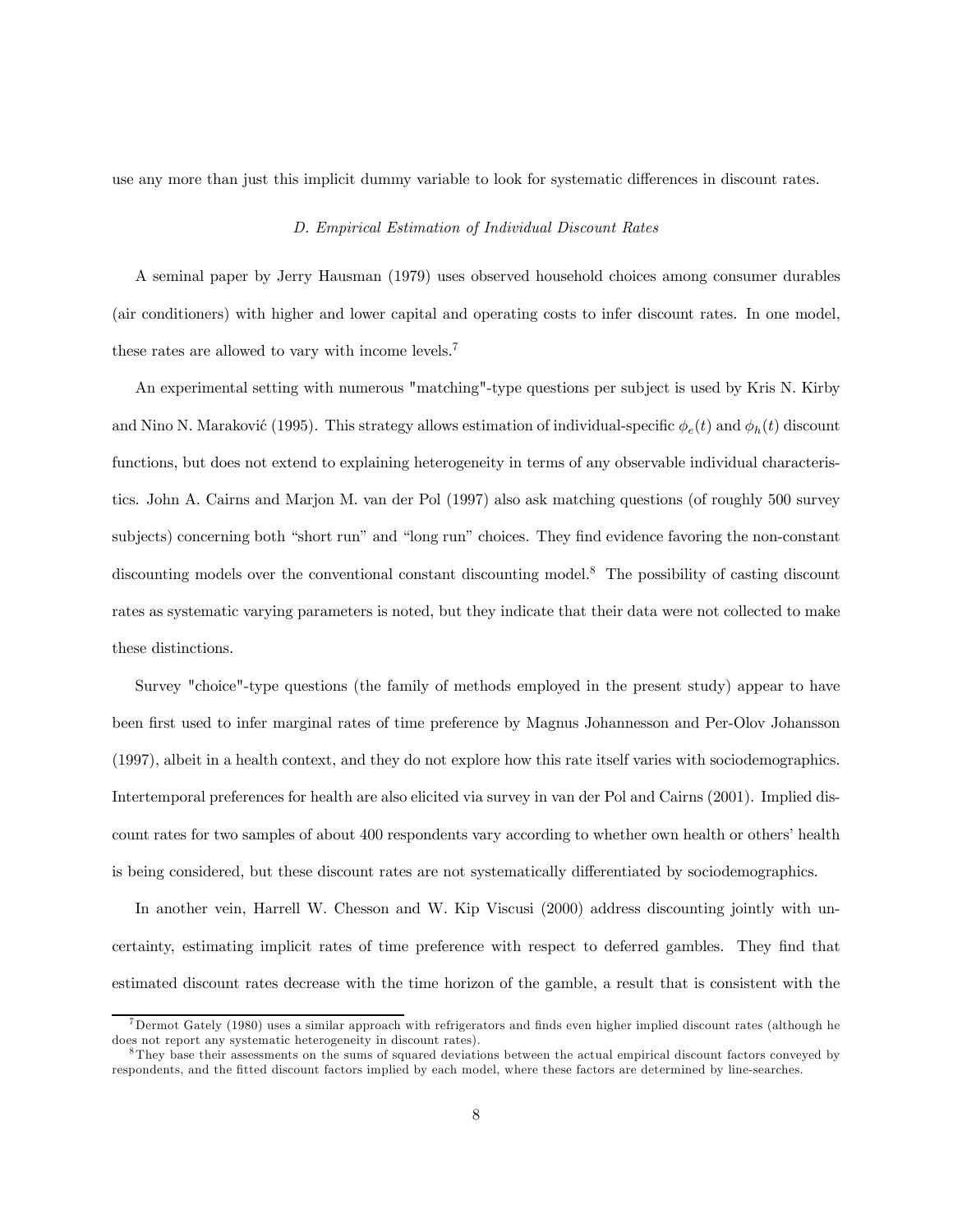use any more than just this implicit dummy variable to look for systematic differences in discount rates.

### *D. Empirical Estimation of Individual Discount Rates*

A seminal paper by Jerry Hausman (1979) uses observed household choices among consumer durables (air conditioners) with higher and lower capital and operating costs to infer discount rates. In one model, these rates are allowed to vary with income levels.[7]

An experimental setting with numerous "matching"-type questions per subject is used by Kris N. Kirby and Nino N. Maraković (1995). This strategy allows estimation of individual-specific $\phi_e(t)$ and $\phi_h(t)$ discount functions, but does not extend to explaining heterogeneity in terms of any observable individual characteristics. John A. Cairns and Marjon M. van der Pol (1997) also ask matching questions (of roughly 500 survey subjects) concerning both "short run" and "long run" choices. They find evidence favoring the non-constant discounting models over the conventional constant discounting model.[8] The possibility of casting discount rates as systematic varying parameters is noted, but they indicate that their data were not collected to make these distinctions.

Survey "choice"-type questions (the family of methods employed in the present study) appear to have been first used to infer marginal rates of time preference by Magnus Johannesson and Per-Olov Johansson (1997), albeit in a health context, and they do not explore how this rate itself varies with sociodemographics. Intertemporal preferences for health are also elicited via survey in van der Pol and Cairns (2001). Implied discount rates for two samples of about 400 respondents vary according to whether own health or others' health is being considered, but these discount rates are not systematically differentiated by sociodemographics.

In another vein, Harrell W. Chesson and W. Kip Viscusi (2000) address discounting jointly with uncertainty, estimating implicit rates of time preference with respect to deferred gambles. They find that estimated discount rates decrease with the time horizon of the gamble, a result that is consistent with the

[7] Dermot Gately (1980) uses a similar approach with refrigerators and finds even higher implied discount rates (although he does not report any systematic heterogeneity in discount rates).

[8] They base their assessments on the sums of squared deviations between the actual empirical discount factors conveyed by respondents, and the fitted discount factors implied by each model, where these factors are determined by line-searches.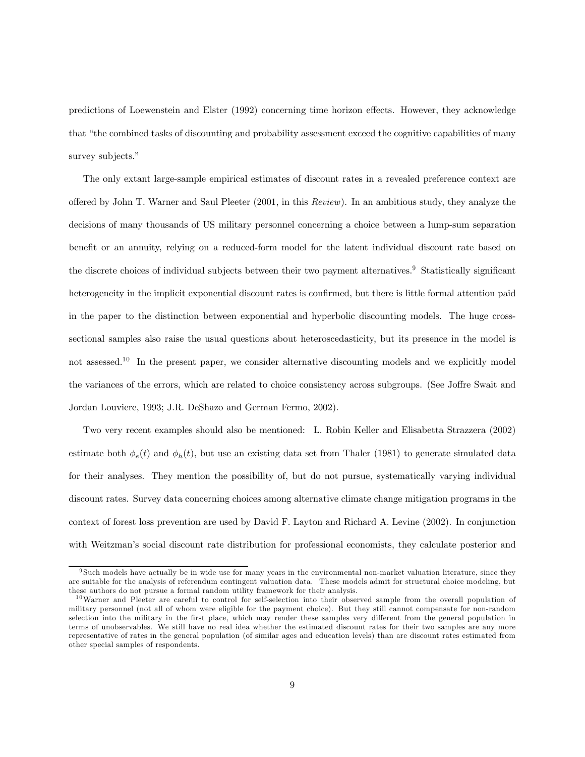predictions of Loewenstein and Elster (1992) concerning time horizon effects. However, they acknowledge that "the combined tasks of discounting and probability assessment exceed the cognitive capabilities of many survey subjects."

The only extant large-sample empirical estimates of discount rates in a revealed preference context are offered by John T. Warner and Saul Pleeter (2001, in this *Review*). In an ambitious study, they analyze the decisions of many thousands of US military personnel concerning a choice between a lump-sum separation benefit or an annuity, relying on a reduced-form model for the latent individual discount rate based on the discrete choices of individual subjects between their two payment alternatives.[9] Statistically significant heterogeneity in the implicit exponential discount rates is confirmed, but there is little formal attention paid in the paper to the distinction between exponential and hyperbolic discounting models. The huge cross-sectional samples also raise the usual questions about heteroscedasticity, but its presence in the model is not assessed.[10] In the present paper, we consider alternative discounting models and we explicitly model the variances of the errors, which are related to choice consistency across subgroups. (See Joffre Swait and Jordan Louviere, 1993; J.R. DeShazo and German Fermo, 2002).

Two very recent examples should also be mentioned: L. Robin Keller and Elisabetta Strazzera (2002) estimate both $\phi_e(t)$ and $\phi_h(t)$, but use an existing data set from Thaler (1981) to generate simulated data for their analyses. They mention the possibility of, but do not pursue, systematically varying individual discount rates. Survey data concerning choices among alternative climate change mitigation programs in the context of forest loss prevention are used by David F. Layton and Richard A. Levine (2002). In conjunction with Weitzman's social discount rate distribution for professional economists, they calculate posterior and

---

[9] Such models have actually be in wide use for many years in the environmental non-market valuation literature, since they are suitable for the analysis of referendum contingent valuation data. These models admit for structural choice modeling, but these authors do not pursue a formal random utility framework for their analysis.

[10] Warner and Pleeter are careful to control for self-selection into their observed sample from the overall population of military personnel (not all of whom were eligible for the payment choice). But they still cannot compensate for non-random selection into the military in the first place, which may render these samples very different from the general population in terms of unobservables. We still have no real idea whether the estimated discount rates for their two samples are any more representative of rates in the general population (of similar ages and education levels) than are discount rates estimated from other special samples of respondents.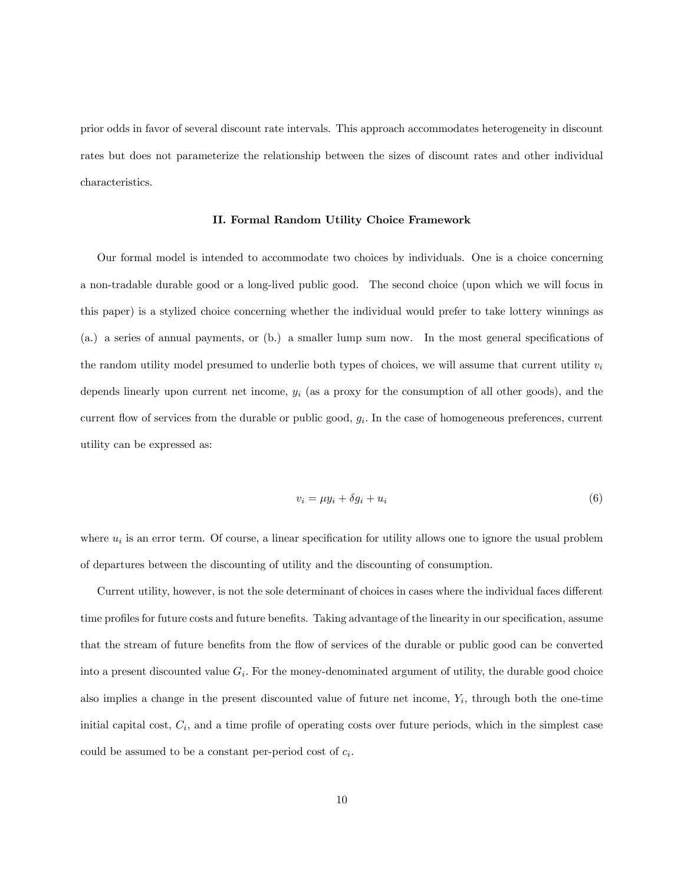prior odds in favor of several discount rate intervals. This approach accommodates heterogeneity in discount rates but does not parameterize the relationship between the sizes of discount rates and other individual characteristics.

## II. Formal Random Utility Choice Framework

Our formal model is intended to accommodate two choices by individuals. One is a choice concerning a non-tradable durable good or a long-lived public good. The second choice (upon which we will focus in this paper) is a stylized choice concerning whether the individual would prefer to take lottery winnings as (a.) a series of annual payments, or (b.) a smaller lump sum now. In the most general specifications of the random utility model presumed to underlie both types of choices, we will assume that current utility $v_i$ depends linearly upon current net income, $y_i$ (as a proxy for the consumption of all other goods), and the current flow of services from the durable or public good, $g_i$. In the case of homogeneous preferences, current utility can be expressed as:

$$v_i = \mu y_i + \delta g_i + u_i \tag{6}$$

where $u_i$ is an error term. Of course, a linear specification for utility allows one to ignore the usual problem of departures between the discounting of utility and the discounting of consumption.

Current utility, however, is not the sole determinant of choices in cases where the individual faces different time profiles for future costs and future benefits. Taking advantage of the linearity in our specification, assume that the stream of future benefits from the flow of services of the durable or public good can be converted into a present discounted value $G_i$. For the money-denominated argument of utility, the durable good choice also implies a change in the present discounted value of future net income, $Y_i$, through both the one-time initial capital cost, $C_i$, and a time profile of operating costs over future periods, which in the simplest case could be assumed to be a constant per-period cost of $c_i$.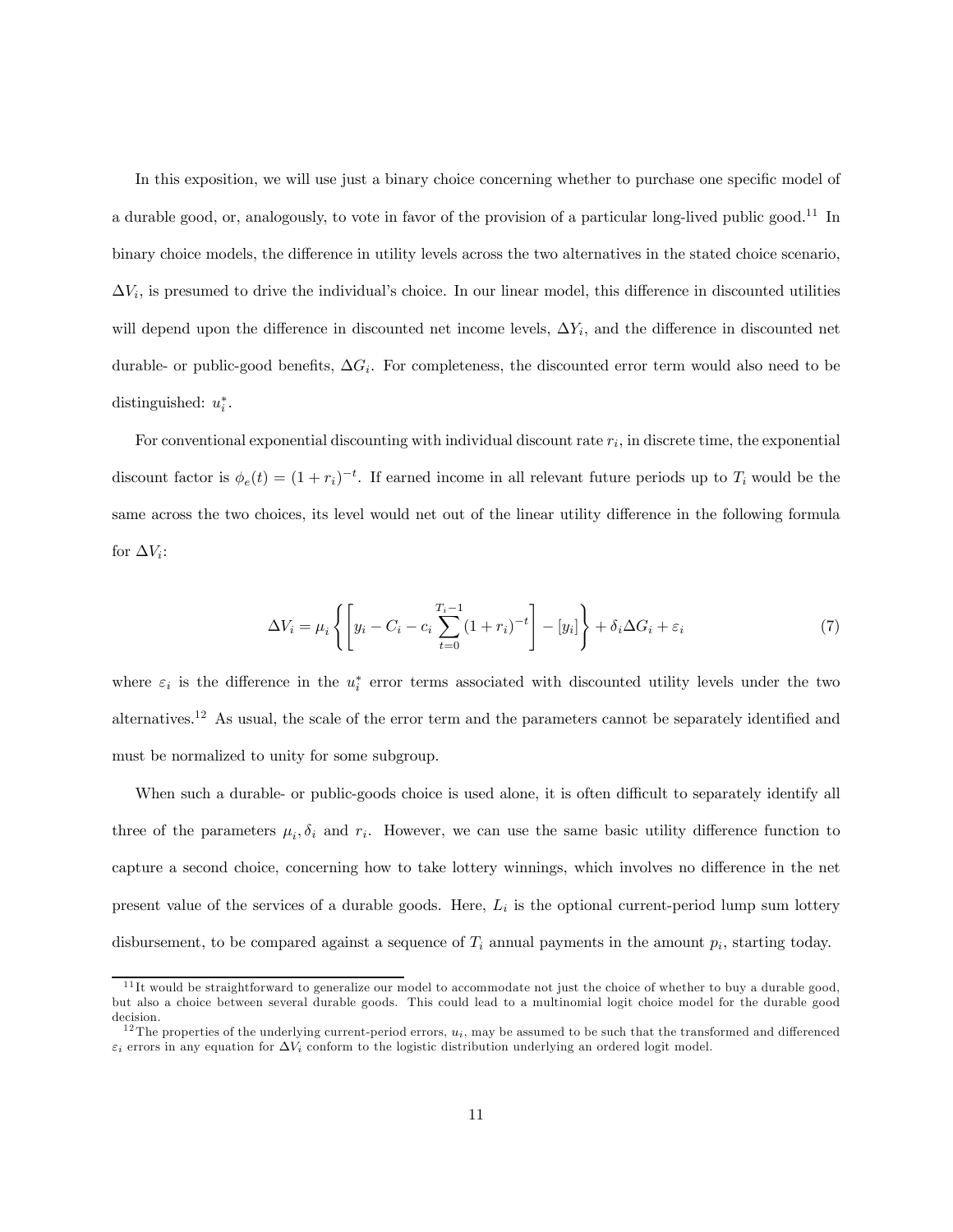In this exposition, we will use just a binary choice concerning whether to purchase one specific model of a durable good, or, analogously, to vote in favor of the provision of a particular long-lived public good.[11] In binary choice models, the difference in utility levels across the two alternatives in the stated choice scenario, $\Delta V_i$, is presumed to drive the individual's choice. In our linear model, this difference in discounted utilities will depend upon the difference in discounted net income levels, $\Delta Y_i$, and the difference in discounted net durable- or public-good benefits, $\Delta G_i$. For completeness, the discounted error term would also need to be distinguished: $u_i^*$.

For conventional exponential discounting with individual discount rate $r_i$, in discrete time, the exponential discount factor is $\phi_e(t) = (1 + r_i)^{-t}$. If earned income in all relevant future periods up to $T_i$ would be the same across the two choices, its level would net out of the linear utility difference in the following formula for $\Delta V_i$:

$$\Delta V_i = \mu_i \left\{ \left[ y_i - C_i - c_i \sum_{t=0}^{T_i - 1} (1 + r_i)^{-t} \right] - [y_i] \right\} + \delta_i \Delta G_i + \varepsilon_i \tag{7}$$

where $\varepsilon_i$ is the difference in the $u_i^*$ error terms associated with discounted utility levels under the two alternatives.[12] As usual, the scale of the error term and the parameters cannot be separately identified and must be normalized to unity for some subgroup.

When such a durable- or public-goods choice is used alone, it is often difficult to separately identify all three of the parameters $\mu_i, \delta_i$ and $r_i$. However, we can use the same basic utility difference function to capture a second choice, concerning how to take lottery winnings, which involves no difference in the net present value of the services of a durable goods. Here, $L_i$ is the optional current-period lump sum lottery disbursement, to be compared against a sequence of $T_i$ annual payments in the amount $p_i$, starting today.

[11] It would be straightforward to generalize our model to accommodate not just the choice of whether to buy a durable good, but also a choice between several durable goods. This could lead to a multinomial logit choice model for the durable good decision.

[12] The properties of the underlying current-period errors, $u_i$, may be assumed to be such that the transformed and differenced $\varepsilon_i$ errors in any equation for $\Delta V_i$ conform to the logistic distribution underlying an ordered logit model.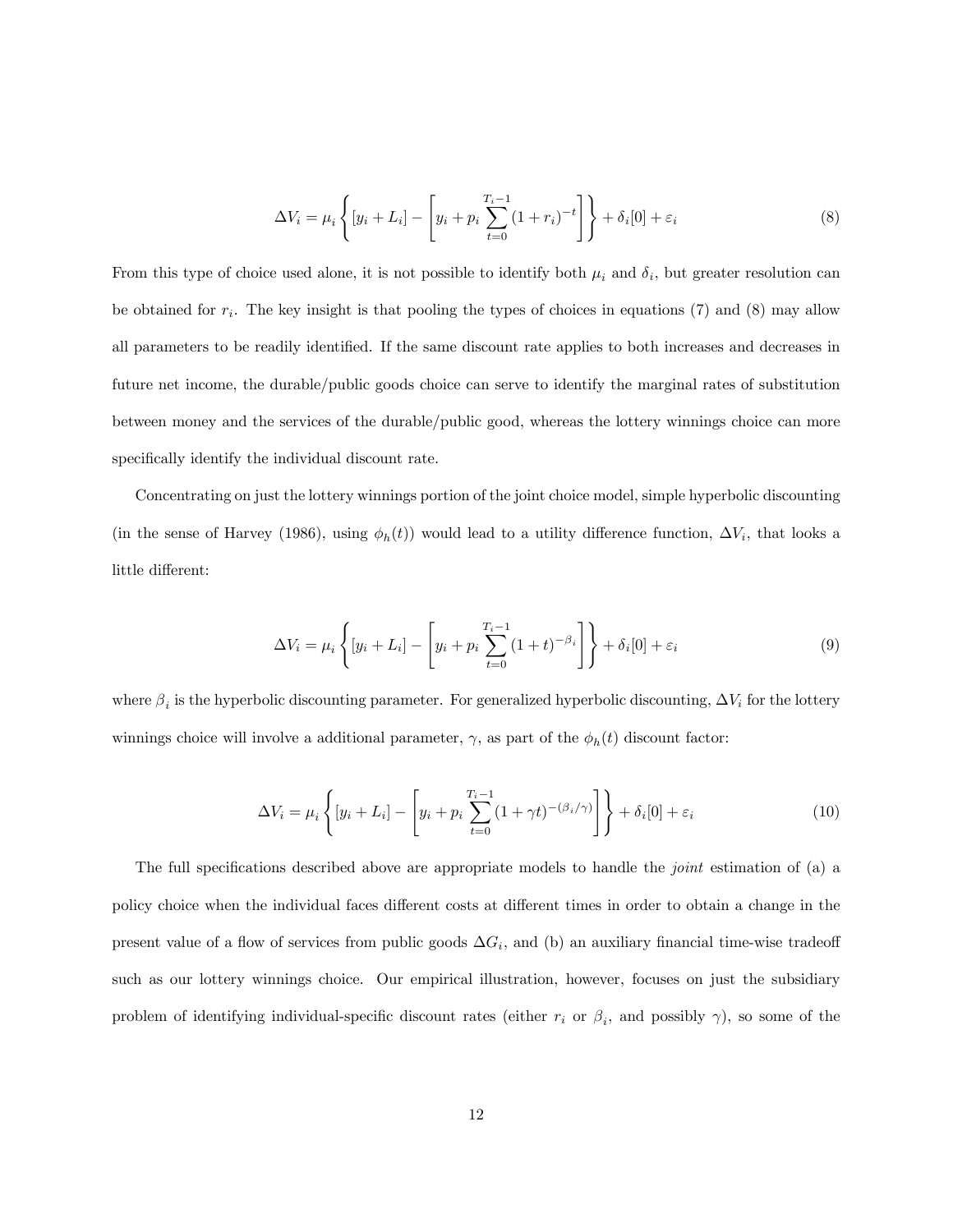$$\Delta V_i = \mu_i \left\{ [y_i + L_i] - \left[ y_i + p_i \sum_{t=0}^{T_i - 1} (1 + r_i)^{-t} \right] \right\} + \delta_i[0] + \varepsilon_i \tag{8}$$

From this type of choice used alone, it is not possible to identify both $\mu_i$ and $\delta_i$, but greater resolution can be obtained for $r_i$. The key insight is that pooling the types of choices in equations (7) and (8) may allow all parameters to be readily identified. If the same discount rate applies to both increases and decreases in future net income, the durable/public goods choice can serve to identify the marginal rates of substitution between money and the services of the durable/public good, whereas the lottery winnings choice can more specifically identify the individual discount rate.

Concentrating on just the lottery winnings portion of the joint choice model, simple hyperbolic discounting (in the sense of Harvey (1986), using $\phi_h(t)$) would lead to a utility difference function, $\Delta V_i$, that looks a little different:

$$\Delta V_i = \mu_i \left\{ [y_i + L_i] - \left[ y_i + p_i \sum_{t=0}^{T_i - 1} (1 + t)^{-\beta_i} \right] \right\} + \delta_i[0] + \varepsilon_i \tag{9}$$

where $\beta_i$ is the hyperbolic discounting parameter. For generalized hyperbolic discounting, $\Delta V_i$ for the lottery winnings choice will involve a additional parameter, $\gamma$, as part of the $\phi_h(t)$ discount factor:

$$\Delta V_i = \mu_i \left\{ [y_i + L_i] - \left[ y_i + p_i \sum_{t=0}^{T_i - 1} (1 + \gamma t)^{-(\beta_i/\gamma)} \right] \right\} + \delta_i[0] + \varepsilon_i \tag{10}$$

The full specifications described above are appropriate models to handle the *joint* estimation of (a) a policy choice when the individual faces different costs at different times in order to obtain a change in the present value of a flow of services from public goods $\Delta G_i$, and (b) an auxiliary financial time-wise tradeoff such as our lottery winnings choice. Our empirical illustration, however, focuses on just the subsidiary problem of identifying individual-specific discount rates (either $r_i$ or $\beta_i$, and possibly $\gamma$), so some of the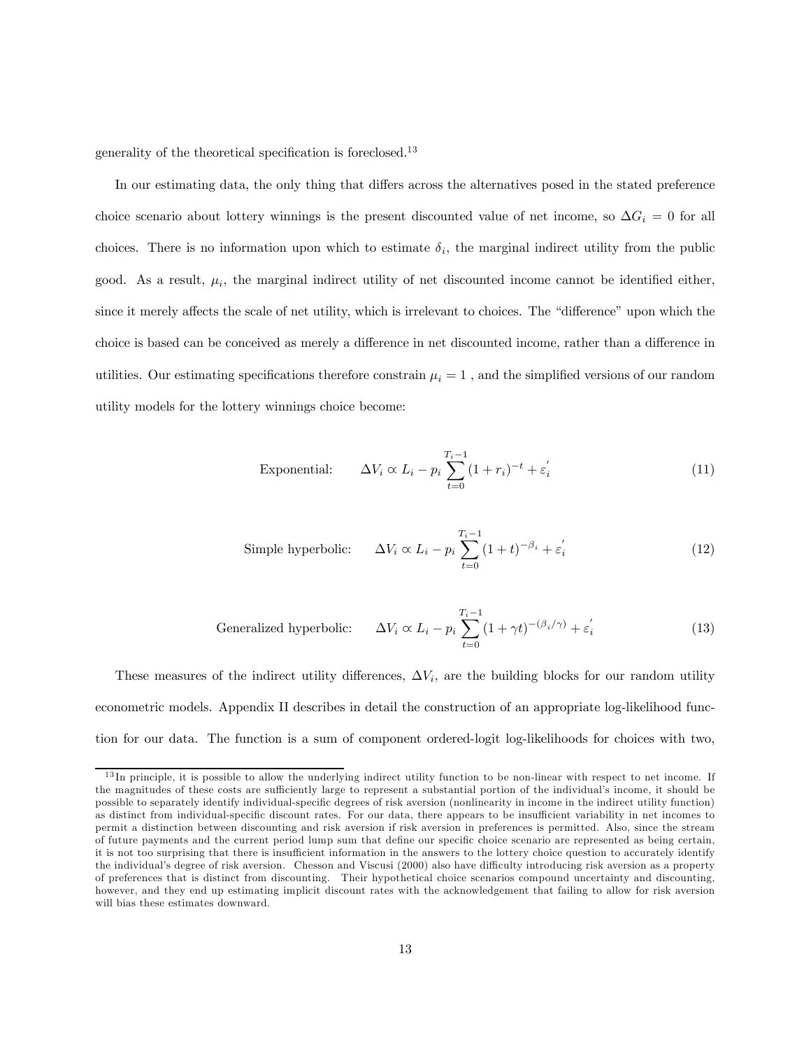generality of the theoretical specification is foreclosed.[13]

In our estimating data, the only thing that differs across the alternatives posed in the stated preference choice scenario about lottery winnings is the present discounted value of net income, so $\Delta G_i = 0$ for all choices. There is no information upon which to estimate $\delta_i$, the marginal indirect utility from the public good. As a result, $\mu_i$, the marginal indirect utility of net discounted income cannot be identified either, since it merely affects the scale of net utility, which is irrelevant to choices. The "difference" upon which the choice is based can be conceived as merely a difference in net discounted income, rather than a difference in utilities. Our estimating specifications therefore constrain $\mu_i = 1$ , and the simplified versions of our random utility models for the lottery winnings choice become:

$$\text{Exponential:} \qquad \Delta V_i \propto L_i - p_i \sum_{t=0}^{T_i - 1} (1 + r_i)^{-t} + \varepsilon_i^{'} \tag{11}$$

$$\text{Simple hyperbolic:} \qquad \Delta V_i \propto L_i - p_i \sum_{t=0}^{T_i - 1} (1 + t)^{-\beta_i} + \varepsilon_i^{'} \tag{12}$$

$$\text{Generalized hyperbolic:} \qquad \Delta V_i \propto L_i - p_i \sum_{t=0}^{T_i - 1} (1 + \gamma t)^{-(\beta_i/\gamma)} + \varepsilon_i^{'} \tag{13}$$

These measures of the indirect utility differences, $\Delta V_i$, are the building blocks for our random utility econometric models. Appendix II describes in detail the construction of an appropriate log-likelihood function for our data. The function is a sum of component ordered-logit log-likelihoods for choices with two,

[13] In principle, it is possible to allow the underlying indirect utility function to be non-linear with respect to net income. If the magnitudes of these costs are sufficiently large to represent a substantial portion of the individual's income, it should be possible to separately identify individual-specific degrees of risk aversion (nonlinearity in income in the indirect utility function) as distinct from individual-specific discount rates. For our data, there appears to be insufficient variability in net incomes to permit a distinction between discounting and risk aversion if risk aversion in preferences is permitted. Also, since the stream of future payments and the current period lump sum that define our specific choice scenario are represented as being certain, it is not too surprising that there is insufficient information in the answers to the lottery choice question to accurately identify the individual's degree of risk aversion. Chesson and Viscusi (2000) also have difficulty introducing risk aversion as a property of preferences that is distinct from discounting. Their hypothetical choice scenarios compound uncertainty and discounting, however, and they end up estimating implicit discount rates with the acknowledgement that failing to allow for risk aversion will bias these estimates downward.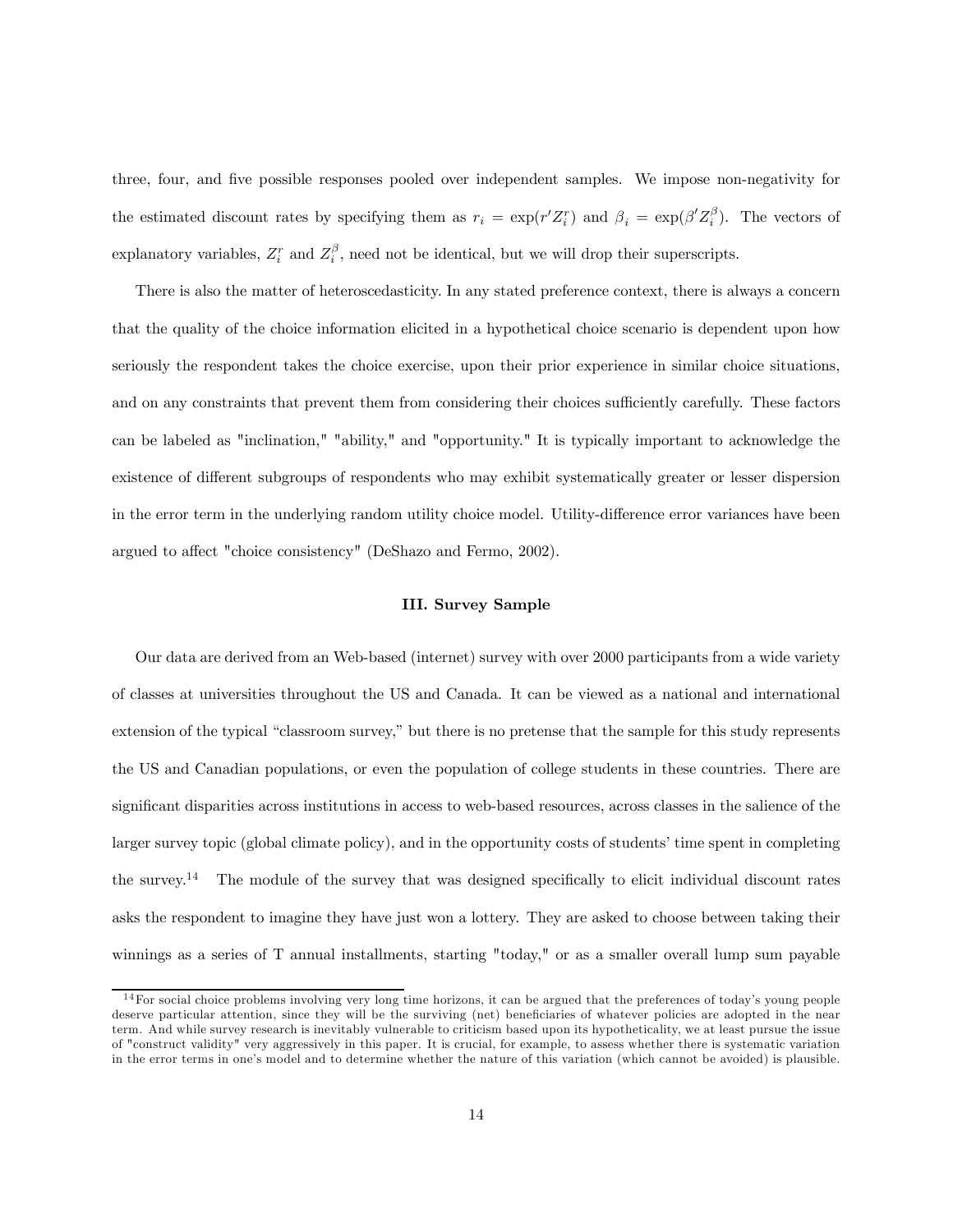three, four, and five possible responses pooled over independent samples. We impose non-negativity for the estimated discount rates by specifying them as $r_i = \exp(r' Z_i^r)$ and $\beta_i = \exp(\beta' Z_i^\beta)$. The vectors of explanatory variables, $Z_i^r$ and $Z_i^\beta$, need not be identical, but we will drop their superscripts.

There is also the matter of heteroscedasticity. In any stated preference context, there is always a concern that the quality of the choice information elicited in a hypothetical choice scenario is dependent upon how seriously the respondent takes the choice exercise, upon their prior experience in similar choice situations, and on any constraints that prevent them from considering their choices sufficiently carefully. These factors can be labeled as "inclination," "ability," and "opportunity." It is typically important to acknowledge the existence of different subgroups of respondents who may exhibit systematically greater or lesser dispersion in the error term in the underlying random utility choice model. Utility-difference error variances have been argued to affect "choice consistency" (DeShazo and Fermo, 2002).

### III. Survey Sample

Our data are derived from an Web-based (internet) survey with over 2000 participants from a wide variety of classes at universities throughout the US and Canada. It can be viewed as a national and international extension of the typical "classroom survey," but there is no pretense that the sample for this study represents the US and Canadian populations, or even the population of college students in these countries. There are significant disparities across institutions in access to web-based resources, across classes in the salience of the larger survey topic (global climate policy), and in the opportunity costs of students' time spent in completing the survey.[14] The module of the survey that was designed specifically to elicit individual discount rates asks the respondent to imagine they have just won a lottery. They are asked to choose between taking their winnings as a series of T annual installments, starting "today," or as a smaller overall lump sum payable

[14] For social choice problems involving very long time horizons, it can be argued that the preferences of today's young people deserve particular attention, since they will be the surviving (net) beneficiaries of whatever policies are adopted in the near term. And while survey research is inevitably vulnerable to criticism based upon its hypotheticality, we at least pursue the issue of "construct validity" very aggressively in this paper. It is crucial, for example, to assess whether there is systematic variation in the error terms in one's model and to determine whether the nature of this variation (which cannot be avoided) is plausible.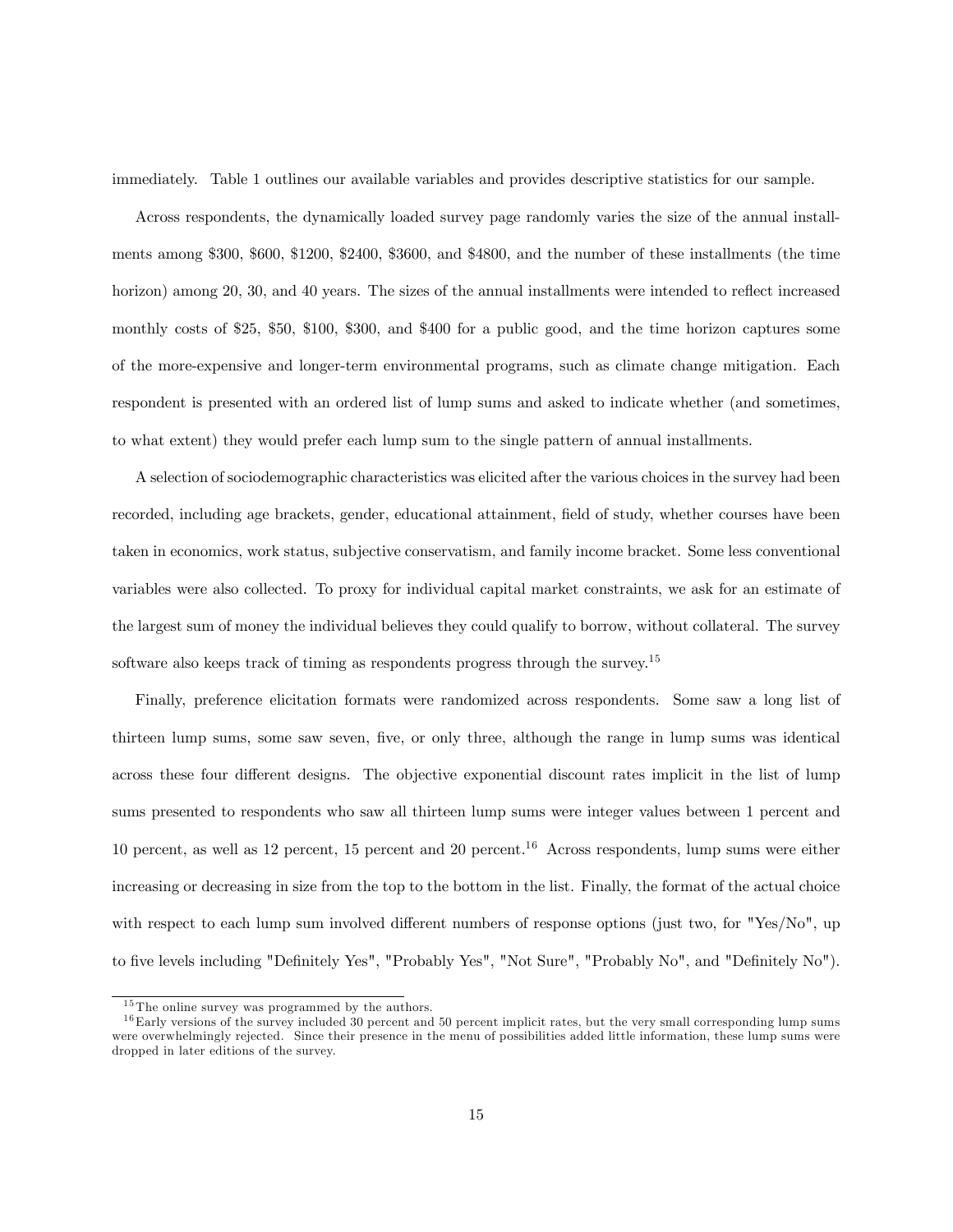immediately. Table 1 outlines our available variables and provides descriptive statistics for our sample.

Across respondents, the dynamically loaded survey page randomly varies the size of the annual installments among \$300, \$600, \$1200, \$2400, \$3600, and \$4800, and the number of these installments (the time horizon) among 20, 30, and 40 years. The sizes of the annual installments were intended to reflect increased monthly costs of \$25, \$50, \$100, \$300, and \$400 for a public good, and the time horizon captures some of the more-expensive and longer-term environmental programs, such as climate change mitigation. Each respondent is presented with an ordered list of lump sums and asked to indicate whether (and sometimes, to what extent) they would prefer each lump sum to the single pattern of annual installments.

A selection of sociodemographic characteristics was elicited after the various choices in the survey had been recorded, including age brackets, gender, educational attainment, field of study, whether courses have been taken in economics, work status, subjective conservatism, and family income bracket. Some less conventional variables were also collected. To proxy for individual capital market constraints, we ask for an estimate of the largest sum of money the individual believes they could qualify to borrow, without collateral. The survey software also keeps track of timing as respondents progress through the survey.[15]

Finally, preference elicitation formats were randomized across respondents. Some saw a long list of thirteen lump sums, some saw seven, five, or only three, although the range in lump sums was identical across these four different designs. The objective exponential discount rates implicit in the list of lump sums presented to respondents who saw all thirteen lump sums were integer values between 1 percent and 10 percent, as well as 12 percent, 15 percent and 20 percent.[16] Across respondents, lump sums were either increasing or decreasing in size from the top to the bottom in the list. Finally, the format of the actual choice with respect to each lump sum involved different numbers of response options (just two, for "Yes/No", up to five levels including "Definitely Yes", "Probably Yes", "Not Sure", "Probably No", and "Definitely No").

[15] The online survey was programmed by the authors.

[16] Early versions of the survey included 30 percent and 50 percent implicit rates, but the very small corresponding lump sums were overwhelmingly rejected. Since their presence in the menu of possibilities added little information, these lump sums were dropped in later editions of the survey.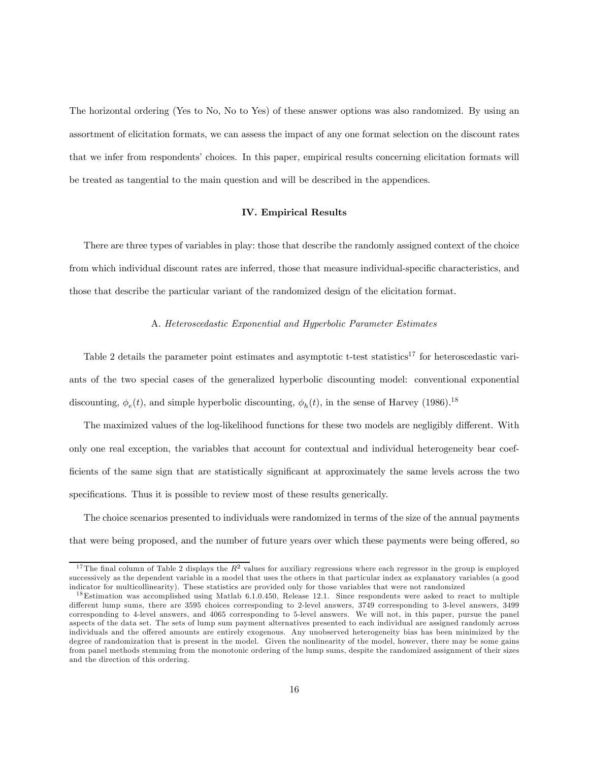The horizontal ordering (Yes to No, No to Yes) of these answer options was also randomized. By using an assortment of elicitation formats, we can assess the impact of any one format selection on the discount rates that we infer from respondents' choices. In this paper, empirical results concerning elicitation formats will be treated as tangential to the main question and will be described in the appendices.

## IV. Empirical Results

There are three types of variables in play: those that describe the randomly assigned context of the choice from which individual discount rates are inferred, those that measure individual-specific characteristics, and those that describe the particular variant of the randomized design of the elicitation format.

### A. *Heteroscedastic Exponential and Hyperbolic Parameter Estimates*

Table 2 details the parameter point estimates and asymptotic t-test statistics[17] for heteroscedastic variants of the two special cases of the generalized hyperbolic discounting model: conventional exponential discounting, $\phi_e(t)$, and simple hyperbolic discounting, $\phi_h(t)$, in the sense of Harvey (1986).[18]

The maximized values of the log-likelihood functions for these two models are negligibly different. With only one real exception, the variables that account for contextual and individual heterogeneity bear coefficients of the same sign that are statistically significant at approximately the same levels across the two specifications. Thus it is possible to review most of these results generically.

The choice scenarios presented to individuals were randomized in terms of the size of the annual payments that were being proposed, and the number of future years over which these payments were being offered, so

---

[17] The final column of Table 2 displays the $R^2$ values for auxiliary regressions where each regressor in the group is employed successively as the dependent variable in a model that uses the others in that particular index as explanatory variables (a good indicator for multicollinearity). These statistics are provided only for those variables that were not randomized

[18] Estimation was accomplished using Matlab 6.1.0.450, Release 12.1. Since respondents were asked to react to multiple different lump sums, there are 3595 choices corresponding to 2-level answers, 3749 corresponding to 3-level answers, 3499 corresponding to 4-level answers, and 4065 corresponding to 5-level answers. We will not, in this paper, pursue the panel aspects of the data set. The sets of lump sum payment alternatives presented to each individual are assigned randomly across individuals and the offered amounts are entirely exogenous. Any unobserved heterogeneity bias has been minimized by the degree of randomization that is present in the model. Given the nonlinearity of the model, however, there may be some gains from panel methods stemming from the monotonic ordering of the lump sums, despite the randomized assignment of their sizes and the direction of this ordering.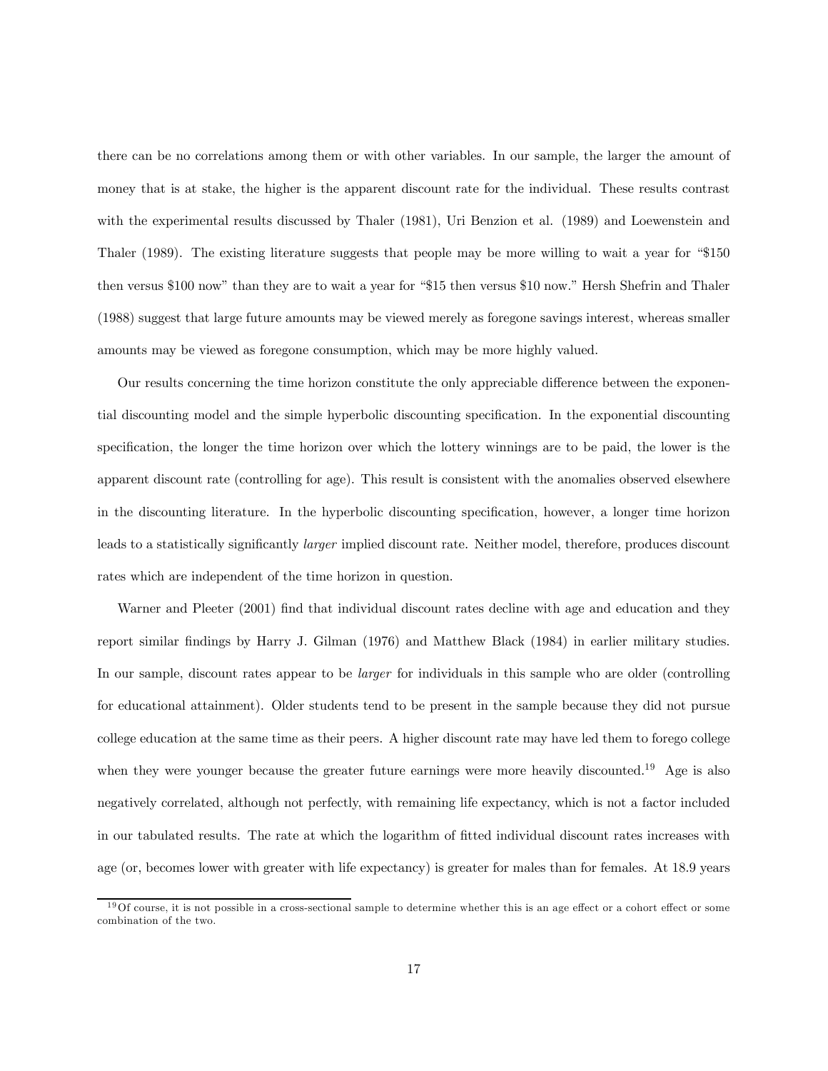there can be no correlations among them or with other variables. In our sample, the larger the amount of money that is at stake, the higher is the apparent discount rate for the individual. These results contrast with the experimental results discussed by Thaler (1981), Uri Benzion et al. (1989) and Loewenstein and Thaler (1989). The existing literature suggests that people may be more willing to wait a year for "\$150 then versus \$100 now" than they are to wait a year for "\$15 then versus \$10 now." Hersh Shefrin and Thaler (1988) suggest that large future amounts may be viewed merely as foregone savings interest, whereas smaller amounts may be viewed as foregone consumption, which may be more highly valued.

Our results concerning the time horizon constitute the only appreciable difference between the exponential discounting model and the simple hyperbolic discounting specification. In the exponential discounting specification, the longer the time horizon over which the lottery winnings are to be paid, the lower is the apparent discount rate (controlling for age). This result is consistent with the anomalies observed elsewhere in the discounting literature. In the hyperbolic discounting specification, however, a longer time horizon leads to a statistically significantly *larger* implied discount rate. Neither model, therefore, produces discount rates which are independent of the time horizon in question.

Warner and Pleeter (2001) find that individual discount rates decline with age and education and they report similar findings by Harry J. Gilman (1976) and Matthew Black (1984) in earlier military studies. In our sample, discount rates appear to be *larger* for individuals in this sample who are older (controlling for educational attainment). Older students tend to be present in the sample because they did not pursue college education at the same time as their peers. A higher discount rate may have led them to forego college when they were younger because the greater future earnings were more heavily discounted.[19] Age is also negatively correlated, although not perfectly, with remaining life expectancy, which is not a factor included in our tabulated results. The rate at which the logarithm of fitted individual discount rates increases with age (or, becomes lower with greater with life expectancy) is greater for males than for females. At 18.9 years

[19] Of course, it is not possible in a cross-sectional sample to determine whether this is an age effect or a cohort effect or some combination of the two.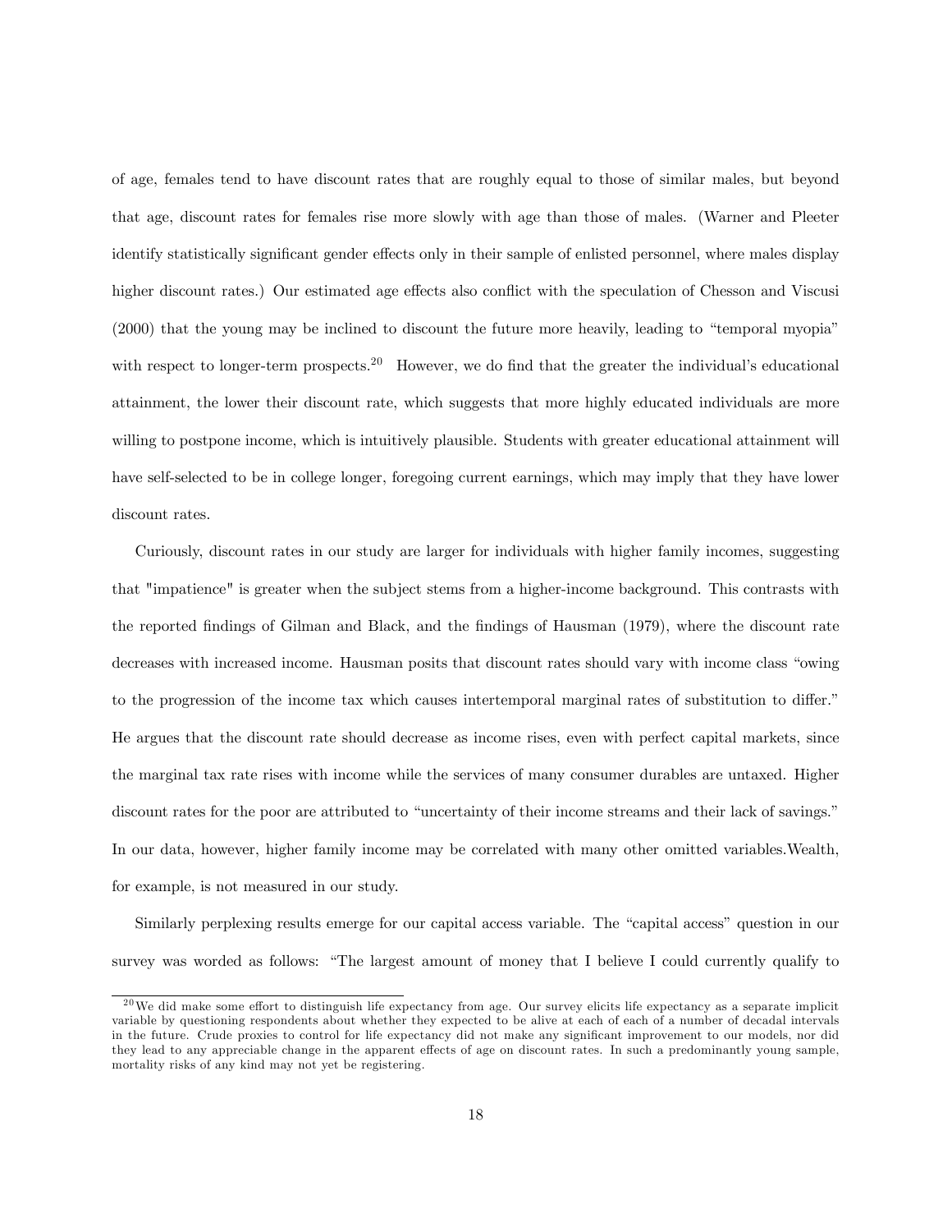of age, females tend to have discount rates that are roughly equal to those of similar males, but beyond that age, discount rates for females rise more slowly with age than those of males. (Warner and Pleeter identify statistically significant gender effects only in their sample of enlisted personnel, where males display higher discount rates.) Our estimated age effects also conflict with the speculation of Chesson and Viscusi (2000) that the young may be inclined to discount the future more heavily, leading to "temporal myopia" with respect to longer-term prospects.[20] However, we do find that the greater the individual's educational attainment, the lower their discount rate, which suggests that more highly educated individuals are more willing to postpone income, which is intuitively plausible. Students with greater educational attainment will have self-selected to be in college longer, foregoing current earnings, which may imply that they have lower discount rates.

Curiously, discount rates in our study are larger for individuals with higher family incomes, suggesting that "impatience" is greater when the subject stems from a higher-income background. This contrasts with the reported findings of Gilman and Black, and the findings of Hausman (1979), where the discount rate decreases with increased income. Hausman posits that discount rates should vary with income class "owing to the progression of the income tax which causes intertemporal marginal rates of substitution to differ." He argues that the discount rate should decrease as income rises, even with perfect capital markets, since the marginal tax rate rises with income while the services of many consumer durables are untaxed. Higher discount rates for the poor are attributed to "uncertainty of their income streams and their lack of savings." In our data, however, higher family income may be correlated with many other omitted variables.Wealth, for example, is not measured in our study.

Similarly perplexing results emerge for our capital access variable. The "capital access" question in our survey was worded as follows: "The largest amount of money that I believe I could currently qualify to

[20] We did make some effort to distinguish life expectancy from age. Our survey elicits life expectancy as a separate implicit variable by questioning respondents about whether they expected to be alive at each of each of a number of decadal intervals in the future. Crude proxies to control for life expectancy did not make any significant improvement to our models, nor did they lead to any appreciable change in the apparent effects of age on discount rates. In such a predominantly young sample, mortality risks of any kind may not yet be registering.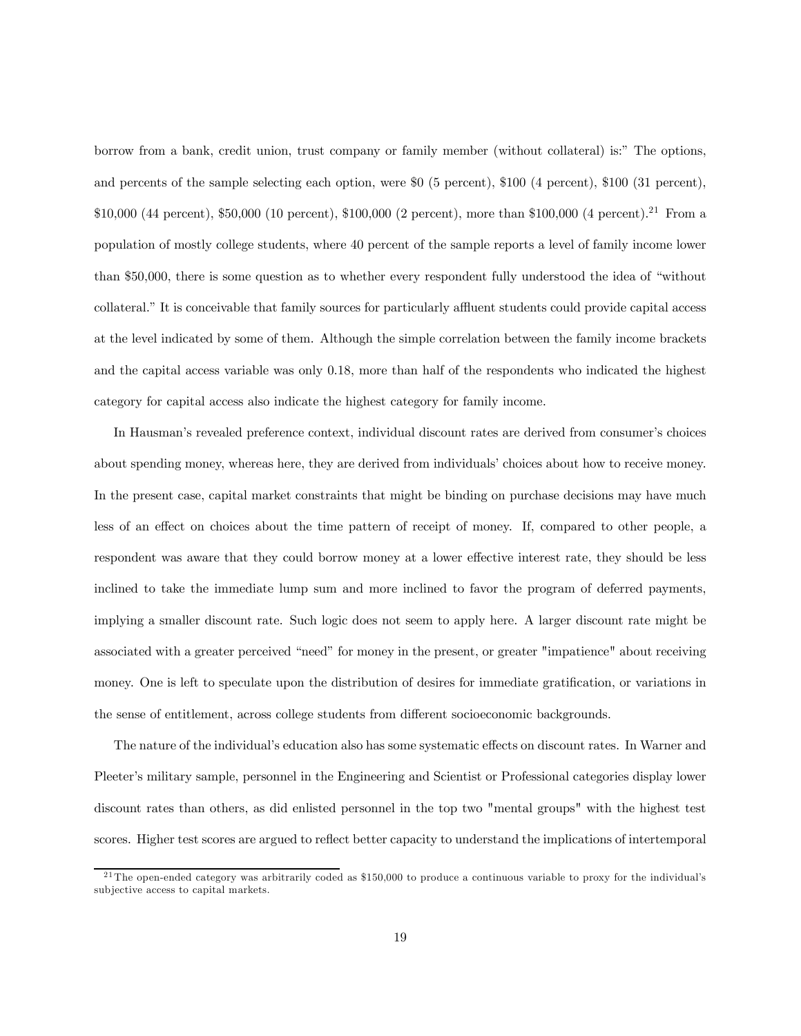borrow from a bank, credit union, trust company or family member (without collateral) is:" The options, and percents of the sample selecting each option, were \$0 (5 percent), \$100 (4 percent), \$100 (31 percent), \$10,000 (44 percent), \$50,000 (10 percent), \$100,000 (2 percent), more than \$100,000 (4 percent).[21] From a population of mostly college students, where 40 percent of the sample reports a level of family income lower than \$50,000, there is some question as to whether every respondent fully understood the idea of "without collateral." It is conceivable that family sources for particularly affluent students could provide capital access at the level indicated by some of them. Although the simple correlation between the family income brackets and the capital access variable was only 0.18, more than half of the respondents who indicated the highest category for capital access also indicate the highest category for family income.

In Hausman's revealed preference context, individual discount rates are derived from consumer's choices about spending money, whereas here, they are derived from individuals' choices about how to receive money. In the present case, capital market constraints that might be binding on purchase decisions may have much less of an effect on choices about the time pattern of receipt of money. If, compared to other people, a respondent was aware that they could borrow money at a lower effective interest rate, they should be less inclined to take the immediate lump sum and more inclined to favor the program of deferred payments, implying a smaller discount rate. Such logic does not seem to apply here. A larger discount rate might be associated with a greater perceived "need" for money in the present, or greater "impatience" about receiving money. One is left to speculate upon the distribution of desires for immediate gratification, or variations in the sense of entitlement, across college students from different socioeconomic backgrounds.

The nature of the individual's education also has some systematic effects on discount rates. In Warner and Pleeter's military sample, personnel in the Engineering and Scientist or Professional categories display lower discount rates than others, as did enlisted personnel in the top two "mental groups" with the highest test scores. Higher test scores are argued to reflect better capacity to understand the implications of intertemporal

[21] The open-ended category was arbitrarily coded as \$150,000 to produce a continuous variable to proxy for the individual's subjective access to capital markets.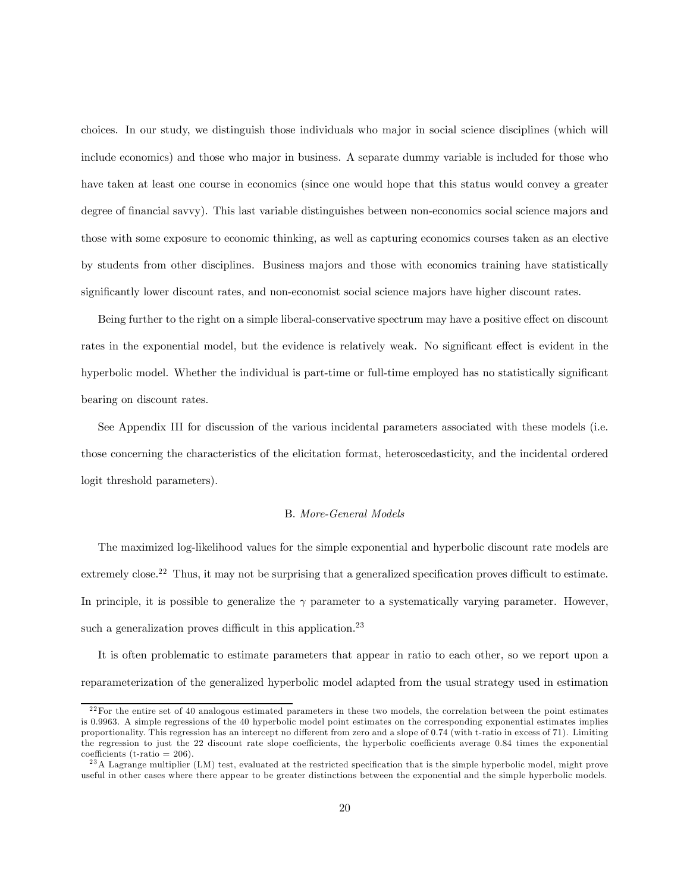choices. In our study, we distinguish those individuals who major in social science disciplines (which will include economics) and those who major in business. A separate dummy variable is included for those who have taken at least one course in economics (since one would hope that this status would convey a greater degree of financial savvy). This last variable distinguishes between non-economics social science majors and those with some exposure to economic thinking, as well as capturing economics courses taken as an elective by students from other disciplines. Business majors and those with economics training have statistically significantly lower discount rates, and non-economist social science majors have higher discount rates.

Being further to the right on a simple liberal-conservative spectrum may have a positive effect on discount rates in the exponential model, but the evidence is relatively weak. No significant effect is evident in the hyperbolic model. Whether the individual is part-time or full-time employed has no statistically significant bearing on discount rates.

See Appendix III for discussion of the various incidental parameters associated with these models (i.e. those concerning the characteristics of the elicitation format, heteroscedasticity, and the incidental ordered logit threshold parameters).

### B. *More-General Models*

The maximized log-likelihood values for the simple exponential and hyperbolic discount rate models are extremely close.[22] Thus, it may not be surprising that a generalized specification proves difficult to estimate. In principle, it is possible to generalize the $\gamma$ parameter to a systematically varying parameter. However, such a generalization proves difficult in this application.[23]

It is often problematic to estimate parameters that appear in ratio to each other, so we report upon a reparameterization of the generalized hyperbolic model adapted from the usual strategy used in estimation

---

[22] For the entire set of 40 analogous estimated parameters in these two models, the correlation between the point estimates is 0.9963. A simple regressions of the 40 hyperbolic model point estimates on the corresponding exponential estimates implies proportionality. This regression has an intercept no different from zero and a slope of 0.74 (with t-ratio in excess of 71). Limiting the regression to just the 22 discount rate slope coefficients, the hyperbolic coefficients average 0.84 times the exponential coefficients (t-ratio = 206).

[23] A Lagrange multiplier (LM) test, evaluated at the restricted specification that is the simple hyperbolic model, might prove useful in other cases where there appear to be greater distinctions between the exponential and the simple hyperbolic models.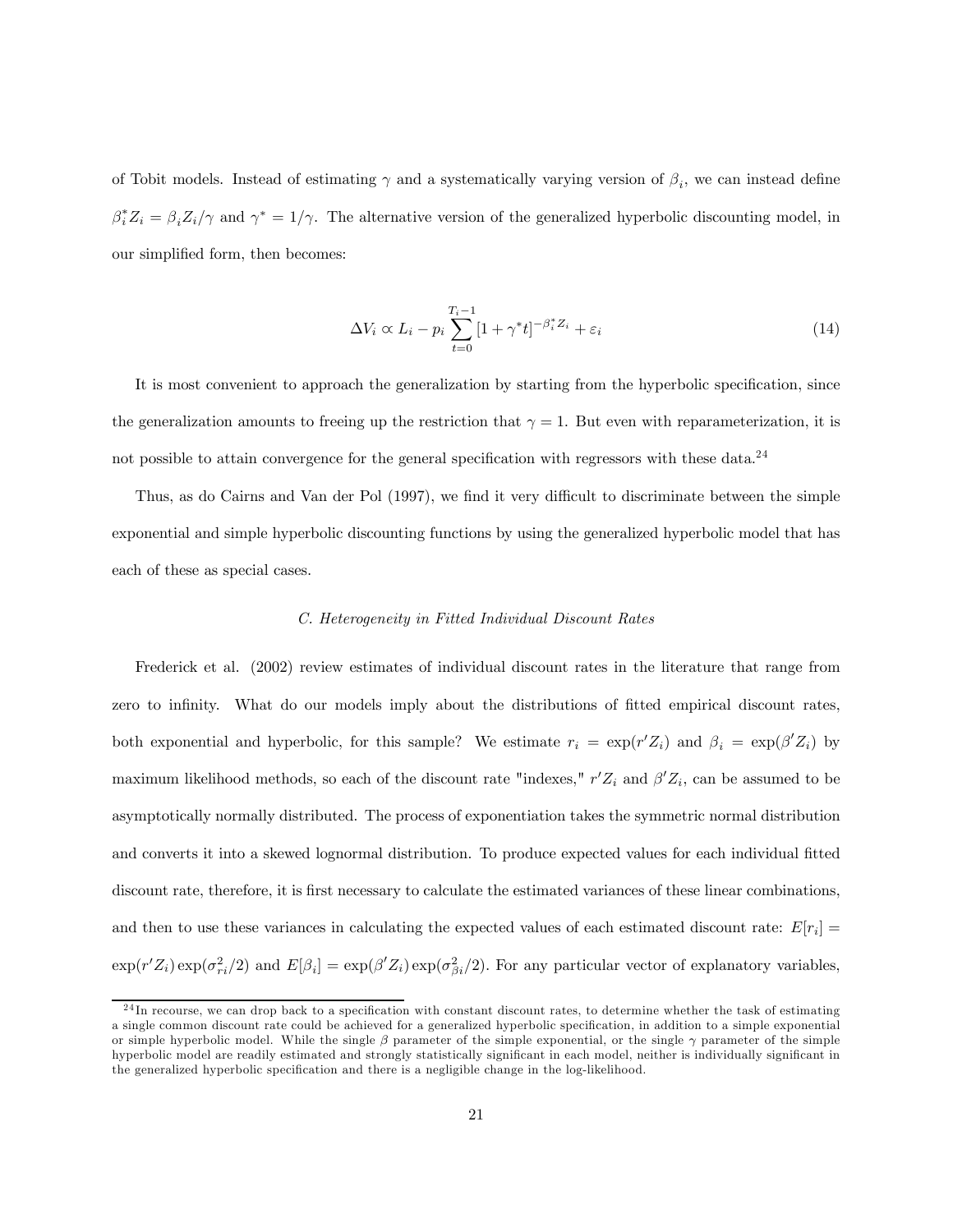of Tobit models. Instead of estimating $\gamma$ and a systematically varying version of $\beta_i$, we can instead define $\beta_i^* Z_i = \beta_i Z_i / \gamma$ and $\gamma^* = 1/\gamma$. The alternative version of the generalized hyperbolic discounting model, in our simplified form, then becomes:

$$\Delta V_i \propto L_i - p_i \sum_{t=0}^{T_i - 1} [1 + \gamma^* t]^{-\beta_i^* Z_i} + \varepsilon_i \tag{14}$$

It is most convenient to approach the generalization by starting from the hyperbolic specification, since the generalization amounts to freeing up the restriction that $\gamma = 1$. But even with reparameterization, it is not possible to attain convergence for the general specification with regressors with these data.[24]

Thus, as do Cairns and Van der Pol (1997), we find it very difficult to discriminate between the simple exponential and simple hyperbolic discounting functions by using the generalized hyperbolic model that has each of these as special cases.

### *C. Heterogeneity in Fitted Individual Discount Rates*

Frederick et al. (2002) review estimates of individual discount rates in the literature that range from zero to infinity. What do our models imply about the distributions of fitted empirical discount rates, both exponential and hyperbolic, for this sample? We estimate $r_i = \exp(r' Z_i)$ and $\beta_i = \exp(\beta' Z_i)$ by maximum likelihood methods, so each of the discount rate "indexes," $r' Z_i$ and $\beta' Z_i$, can be assumed to be asymptotically normally distributed. The process of exponentiation takes the symmetric normal distribution and converts it into a skewed lognormal distribution. To produce expected values for each individual fitted discount rate, therefore, it is first necessary to calculate the estimated variances of these linear combinations, and then to use these variances in calculating the expected values of each estimated discount rate: $E[r_i] = \exp(r' Z_i) \exp(\sigma_{ri}^2 / 2)$ and $E[\beta_i] = \exp(\beta' Z_i) \exp(\sigma_{\beta i}^2 / 2)$. For any particular vector of explanatory variables,

[24] In recourse, we can drop back to a specification with constant discount rates, to determine whether the task of estimating a single common discount rate could be achieved for a generalized hyperbolic specification, in addition to a simple exponential or simple hyperbolic model. While the single $\beta$ parameter of the simple exponential, or the single $\gamma$ parameter of the simple hyperbolic model are readily estimated and strongly statistically significant in each model, neither is individually significant in the generalized hyperbolic specification and there is a negligible change in the log-likelihood.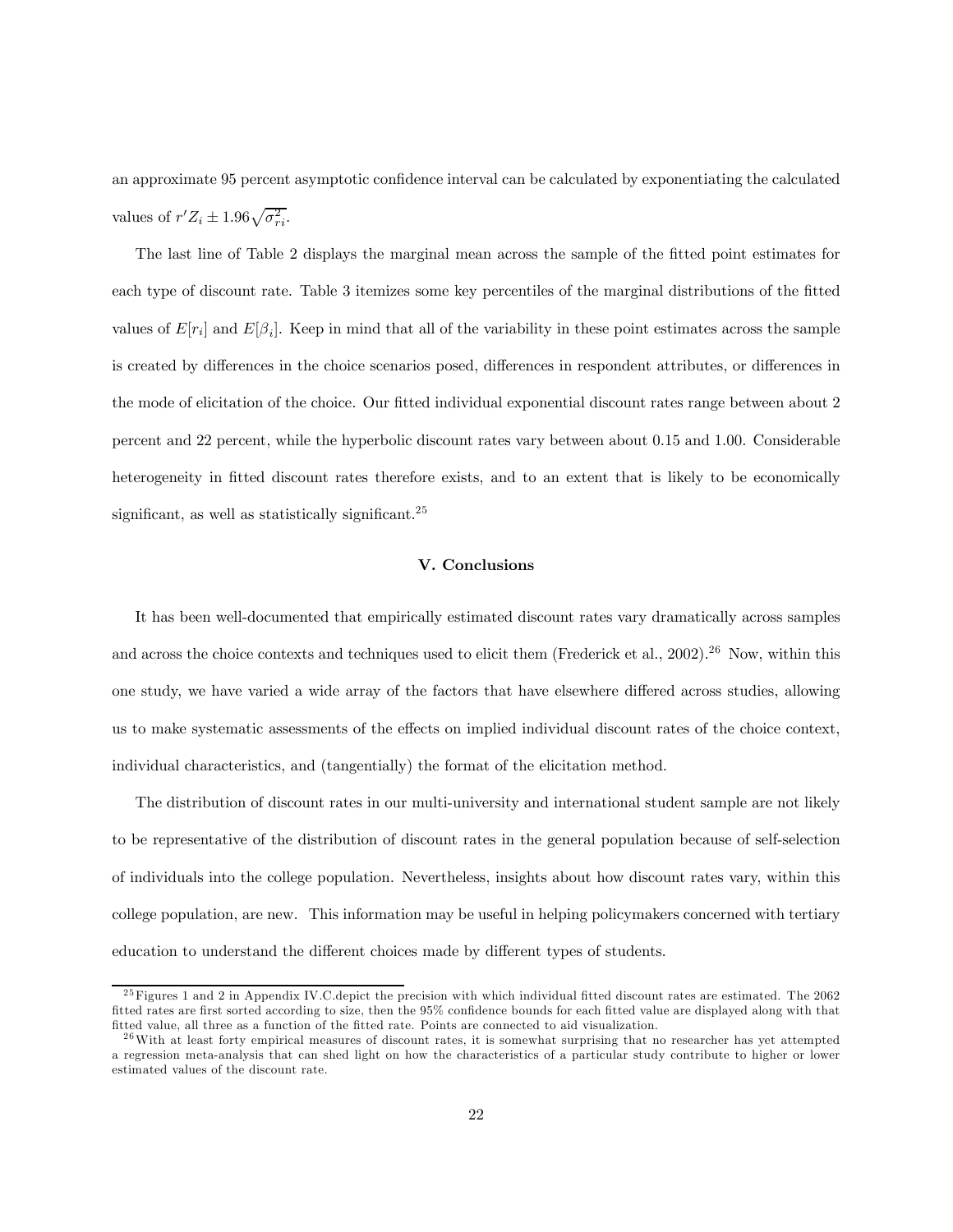an approximate 95 percent asymptotic confidence interval can be calculated by exponentiating the calculated values of $r'Z_i \pm 1.96\sqrt{\sigma^2_{ri}}$.

The last line of Table 2 displays the marginal mean across the sample of the fitted point estimates for each type of discount rate. Table 3 itemizes some key percentiles of the marginal distributions of the fitted values of $E[r_i]$ and $E[\beta_i]$. Keep in mind that all of the variability in these point estimates across the sample is created by differences in the choice scenarios posed, differences in respondent attributes, or differences in the mode of elicitation of the choice. Our fitted individual exponential discount rates range between about 2 percent and 22 percent, while the hyperbolic discount rates vary between about 0.15 and 1.00. Considerable heterogeneity in fitted discount rates therefore exists, and to an extent that is likely to be economically significant, as well as statistically significant.[25]

## V. Conclusions

It has been well-documented that empirically estimated discount rates vary dramatically across samples and across the choice contexts and techniques used to elicit them (Frederick et al., 2002).[26] Now, within this one study, we have varied a wide array of the factors that have elsewhere differed across studies, allowing us to make systematic assessments of the effects on implied individual discount rates of the choice context, individual characteristics, and (tangentially) the format of the elicitation method.

The distribution of discount rates in our multi-university and international student sample are not likely to be representative of the distribution of discount rates in the general population because of self-selection of individuals into the college population. Nevertheless, insights about how discount rates vary, within this college population, are new. This information may be useful in helping policymakers concerned with tertiary education to understand the different choices made by different types of students.

[25] Figures 1 and 2 in Appendix IV.C.depict the precision with which individual fitted discount rates are estimated. The 2062 fitted rates are first sorted according to size, then the 95% confidence bounds for each fitted value are displayed along with that fitted value, all three as a function of the fitted rate. Points are connected to aid visualization.

[26] With at least forty empirical measures of discount rates, it is somewhat surprising that no researcher has yet attempted a regression meta-analysis that can shed light on how the characteristics of a particular study contribute to higher or lower estimated values of the discount rate.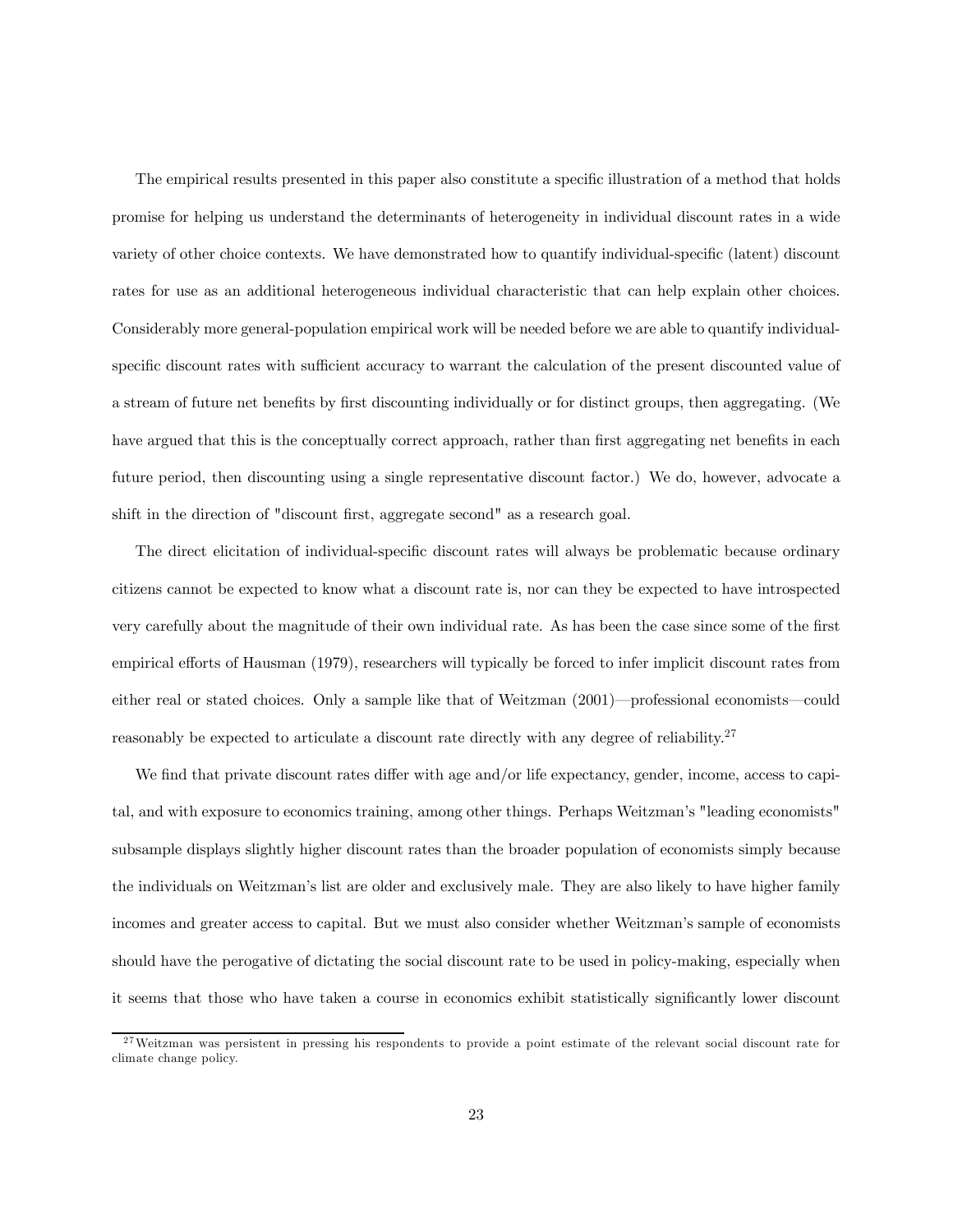The empirical results presented in this paper also constitute a specific illustration of a method that holds promise for helping us understand the determinants of heterogeneity in individual discount rates in a wide variety of other choice contexts. We have demonstrated how to quantify individual-specific (latent) discount rates for use as an additional heterogeneous individual characteristic that can help explain other choices. Considerably more general-population empirical work will be needed before we are able to quantify individual-specific discount rates with sufficient accuracy to warrant the calculation of the present discounted value of a stream of future net benefits by first discounting individually or for distinct groups, then aggregating. (We have argued that this is the conceptually correct approach, rather than first aggregating net benefits in each future period, then discounting using a single representative discount factor.) We do, however, advocate a shift in the direction of "discount first, aggregate second" as a research goal.

The direct elicitation of individual-specific discount rates will always be problematic because ordinary citizens cannot be expected to know what a discount rate is, nor can they be expected to have introspected very carefully about the magnitude of their own individual rate. As has been the case since some of the first empirical efforts of Hausman (1979), researchers will typically be forced to infer implicit discount rates from either real or stated choices. Only a sample like that of Weitzman (2001)—professional economists—could reasonably be expected to articulate a discount rate directly with any degree of reliability.[27]

We find that private discount rates differ with age and/or life expectancy, gender, income, access to capital, and with exposure to economics training, among other things. Perhaps Weitzman's "leading economists" subsample displays slightly higher discount rates than the broader population of economists simply because the individuals on Weitzman's list are older and exclusively male. They are also likely to have higher family incomes and greater access to capital. But we must also consider whether Weitzman's sample of economists should have the perogative of dictating the social discount rate to be used in policy-making, especially when it seems that those who have taken a course in economics exhibit statistically significantly lower discount

[27] Weitzman was persistent in pressing his respondents to provide a point estimate of the relevant social discount rate for climate change policy.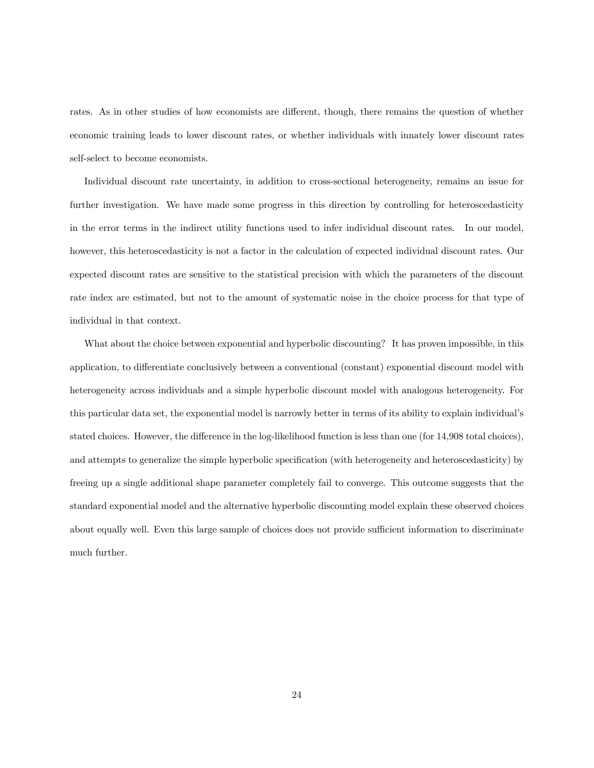rates. As in other studies of how economists are different, though, there remains the question of whether economic training leads to lower discount rates, or whether individuals with innately lower discount rates self-select to become economists.

Individual discount rate uncertainty, in addition to cross-sectional heterogeneity, remains an issue for further investigation. We have made some progress in this direction by controlling for heteroscedasticity in the error terms in the indirect utility functions used to infer individual discount rates. In our model, however, this heteroscedasticity is not a factor in the calculation of expected individual discount rates. Our expected discount rates are sensitive to the statistical precision with which the parameters of the discount rate index are estimated, but not to the amount of systematic noise in the choice process for that type of individual in that context.

What about the choice between exponential and hyperbolic discounting? It has proven impossible, in this application, to differentiate conclusively between a conventional (constant) exponential discount model with heterogeneity across individuals and a simple hyperbolic discount model with analogous heterogeneity. For this particular data set, the exponential model is narrowly better in terms of its ability to explain individual's stated choices. However, the difference in the log-likelihood function is less than one (for 14,908 total choices), and attempts to generalize the simple hyperbolic specification (with heterogeneity and heteroscedasticity) by freeing up a single additional shape parameter completely fail to converge. This outcome suggests that the standard exponential model and the alternative hyperbolic discounting model explain these observed choices about equally well. Even this large sample of choices does not provide sufficient information to discriminate much further.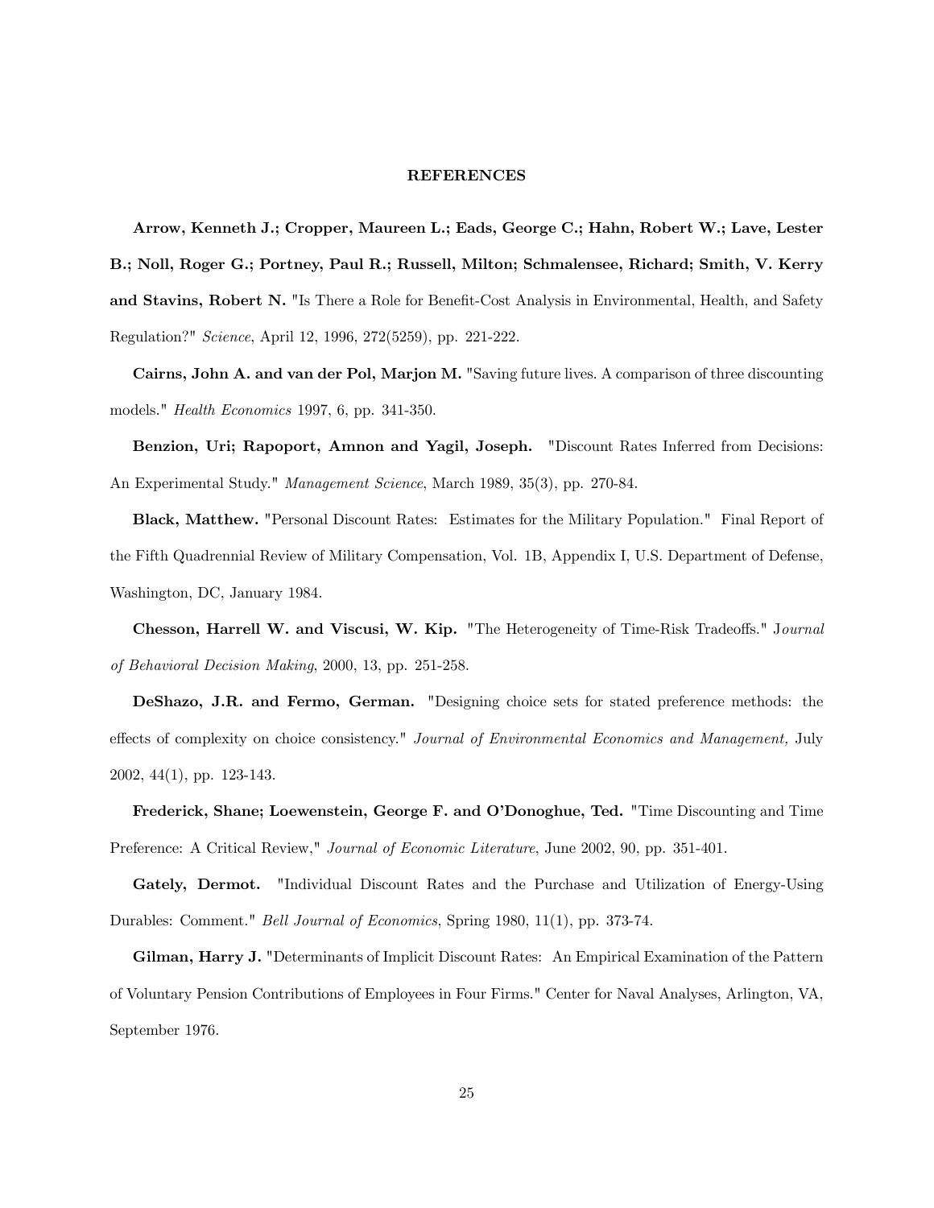## REFERENCES

**Arrow, Kenneth J.; Cropper, Maureen L.; Eads, George C.; Hahn, Robert W.; Lave, Lester B.; Noll, Roger G.; Portney, Paul R.; Russell, Milton; Schmalensee, Richard; Smith, V. Kerry and Stavins, Robert N.** "Is There a Role for Benefit-Cost Analysis in Environmental, Health, and Safety Regulation?" *Science*, April 12, 1996, 272(5259), pp. 221-222.

**Cairns, John A. and van der Pol, Marjon M.** "Saving future lives. A comparison of three discounting models." *Health Economics* 1997, 6, pp. 341-350.

**Benzion, Uri; Rapoport, Amnon and Yagil, Joseph.** "Discount Rates Inferred from Decisions: An Experimental Study." *Management Science*, March 1989, 35(3), pp. 270-84.

**Black, Matthew.** "Personal Discount Rates: Estimates for the Military Population." Final Report of the Fifth Quadrennial Review of Military Compensation, Vol. 1B, Appendix I, U.S. Department of Defense, Washington, DC, January 1984.

**Chesson, Harrell W. and Viscusi, W. Kip.** "The Heterogeneity of Time-Risk Tradeoffs." J*ournal of Behavioral Decision Making*, 2000, 13, pp. 251-258.

**DeShazo, J.R. and Fermo, German.** "Designing choice sets for stated preference methods: the effects of complexity on choice consistency." *Journal of Environmental Economics and Management,* July 2002, 44(1), pp. 123-143.

**Frederick, Shane; Loewenstein, George F. and O'Donoghue, Ted.** "Time Discounting and Time Preference: A Critical Review," *Journal of Economic Literature*, June 2002, 90, pp. 351-401.

**Gately, Dermot.** "Individual Discount Rates and the Purchase and Utilization of Energy-Using Durables: Comment." *Bell Journal of Economics*, Spring 1980, 11(1), pp. 373-74.

**Gilman, Harry J.** "Determinants of Implicit Discount Rates: An Empirical Examination of the Pattern of Voluntary Pension Contributions of Employees in Four Firms." Center for Naval Analyses, Arlington, VA, September 1976.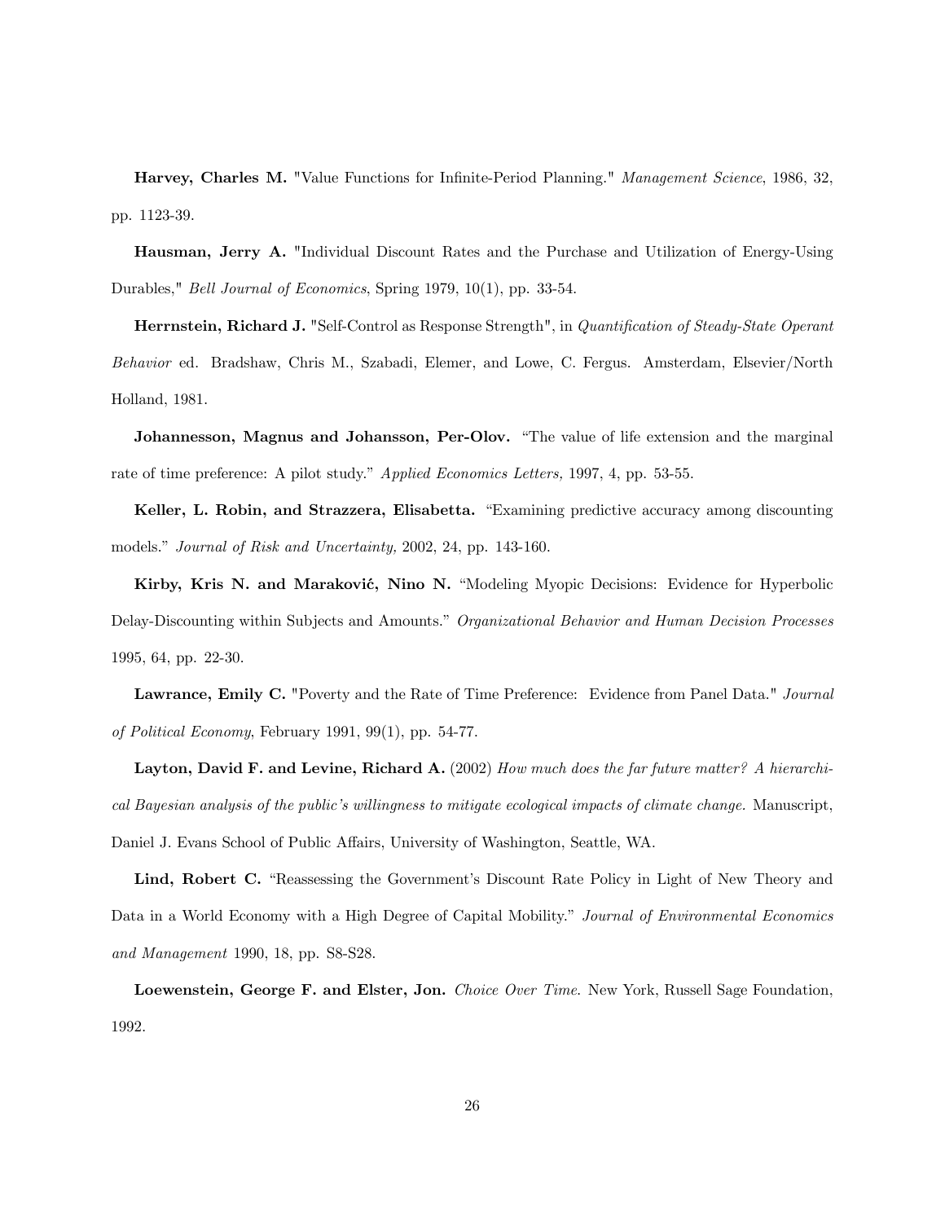**Harvey, Charles M.** "Value Functions for Infinite-Period Planning." *Management Science*, 1986, 32, pp. 1123-39.

**Hausman, Jerry A.** "Individual Discount Rates and the Purchase and Utilization of Energy-Using Durables," *Bell Journal of Economics*, Spring 1979, 10(1), pp. 33-54.

**Herrnstein, Richard J.** "Self-Control as Response Strength", in *Quantification of Steady-State Operant Behavior* ed. Bradshaw, Chris M., Szabadi, Elemer, and Lowe, C. Fergus. Amsterdam, Elsevier/North Holland, 1981.

**Johannesson, Magnus and Johansson, Per-Olov.** "The value of life extension and the marginal rate of time preference: A pilot study." *Applied Economics Letters,* 1997, 4, pp. 53-55.

**Keller, L. Robin, and Strazzera, Elisabetta.** "Examining predictive accuracy among discounting models." *Journal of Risk and Uncertainty,* 2002, 24, pp. 143-160.

**Kirby, Kris N. and Maraković, Nino N.** "Modeling Myopic Decisions: Evidence for Hyperbolic Delay-Discounting within Subjects and Amounts." *Organizational Behavior and Human Decision Processes* 1995, 64, pp. 22-30.

**Lawrance, Emily C.** "Poverty and the Rate of Time Preference: Evidence from Panel Data." *Journal of Political Economy*, February 1991, 99(1), pp. 54-77.

**Layton, David F. and Levine, Richard A.** (2002) *How much does the far future matter? A hierarchical Bayesian analysis of the public's willingness to mitigate ecological impacts of climate change.* Manuscript, Daniel J. Evans School of Public Affairs, University of Washington, Seattle, WA.

**Lind, Robert C.** "Reassessing the Government's Discount Rate Policy in Light of New Theory and Data in a World Economy with a High Degree of Capital Mobility." *Journal of Environmental Economics and Management* 1990, 18, pp. S8-S28.

**Loewenstein, George F. and Elster, Jon.** *Choice Over Time.* New York, Russell Sage Foundation, 1992.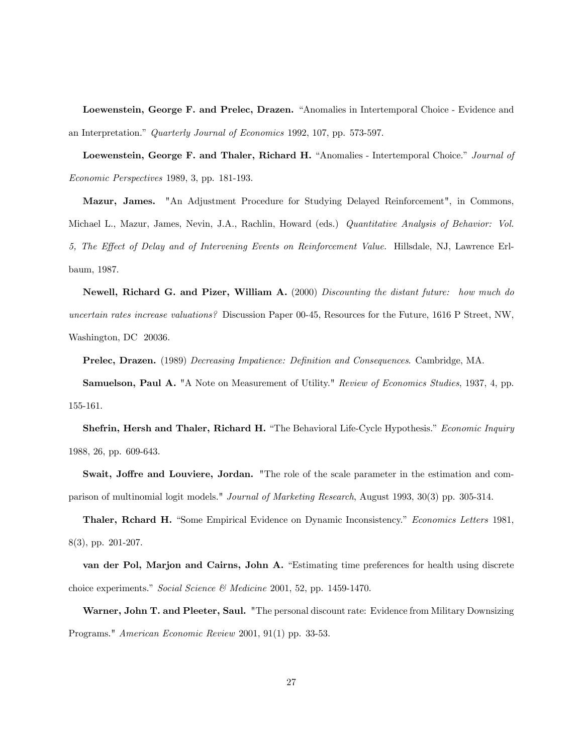**Loewenstein, George F. and Prelec, Drazen.** "Anomalies in Intertemporal Choice - Evidence and an Interpretation." *Quarterly Journal of Economics* 1992, 107, pp. 573-597.

**Loewenstein, George F. and Thaler, Richard H.** "Anomalies - Intertemporal Choice." *Journal of Economic Perspectives* 1989, 3, pp. 181-193.

**Mazur, James.** "An Adjustment Procedure for Studying Delayed Reinforcement", in Commons, Michael L., Mazur, James, Nevin, J.A., Rachlin, Howard (eds.) *Quantitative Analysis of Behavior: Vol. 5, The Effect of Delay and of Intervening Events on Reinforcement Value.* Hillsdale, NJ, Lawrence Erlbaum, 1987.

**Newell, Richard G. and Pizer, William A.** (2000) *Discounting the distant future: how much do uncertain rates increase valuations?* Discussion Paper 00-45, Resources for the Future, 1616 P Street, NW, Washington, DC 20036.

**Prelec, Drazen.** (1989) *Decreasing Impatience: Definition and Consequences*. Cambridge, MA.

**Samuelson, Paul A.** "A Note on Measurement of Utility." *Review of Economics Studies*, 1937, 4, pp. 155-161.

**Shefrin, Hersh and Thaler, Richard H.** "The Behavioral Life-Cycle Hypothesis." *Economic Inquiry* 1988, 26, pp. 609-643.

**Swait, Joffre and Louviere, Jordan.** "The role of the scale parameter in the estimation and comparison of multinomial logit models." *Journal of Marketing Research*, August 1993, 30(3) pp. 305-314.

**Thaler, Rchard H.** "Some Empirical Evidence on Dynamic Inconsistency." *Economics Letters* 1981, 8(3), pp. 201-207.

**van der Pol, Marjon and Cairns, John A.** "Estimating time preferences for health using discrete choice experiments." *Social Science & Medicine* 2001, 52, pp. 1459-1470.

**Warner, John T. and Pleeter, Saul.** "The personal discount rate: Evidence from Military Downsizing Programs." *American Economic Review* 2001, 91(1) pp. 33-53.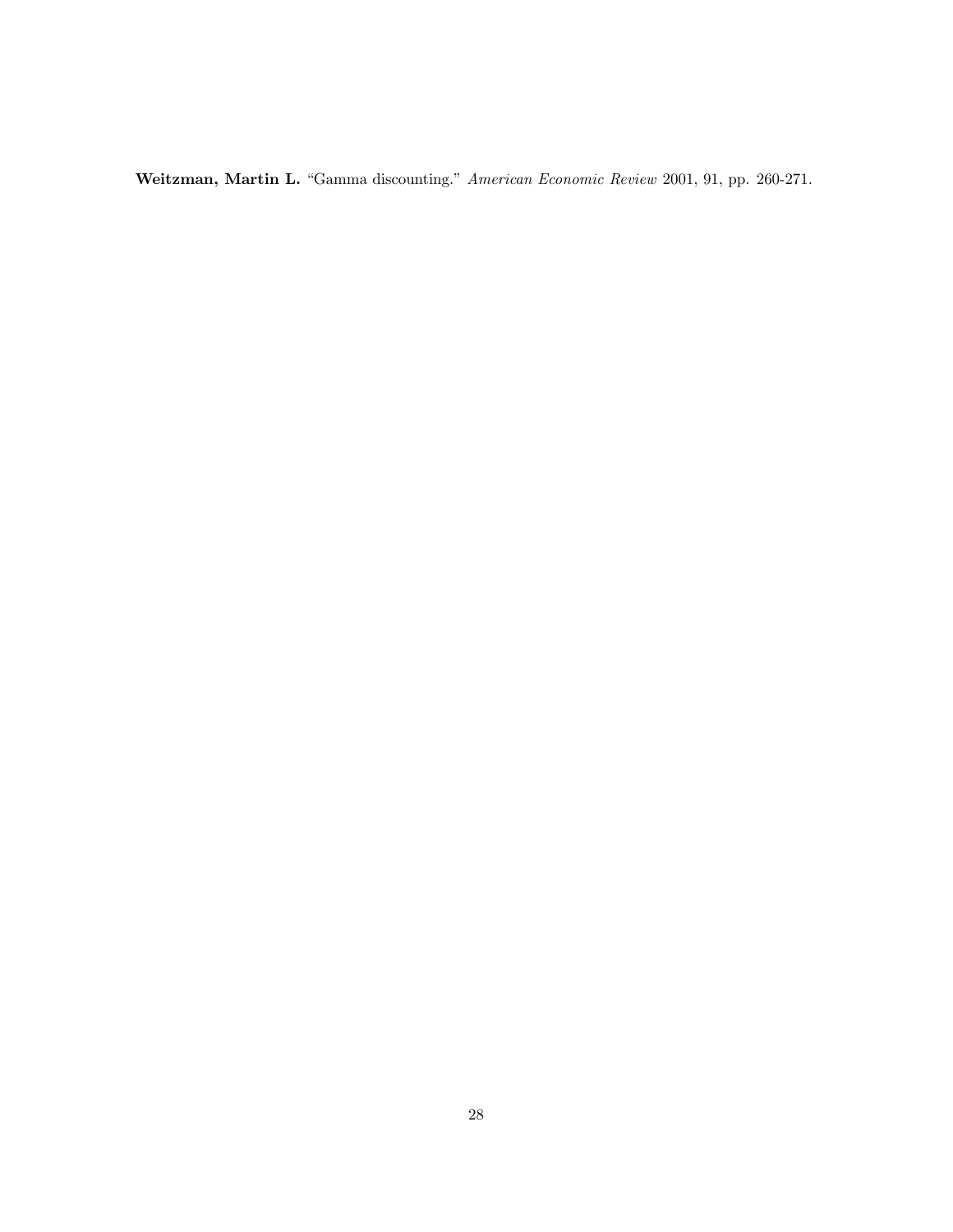**Weitzman, Martin L.** "Gamma discounting." *American Economic Review* 2001, 91, pp. 260-271.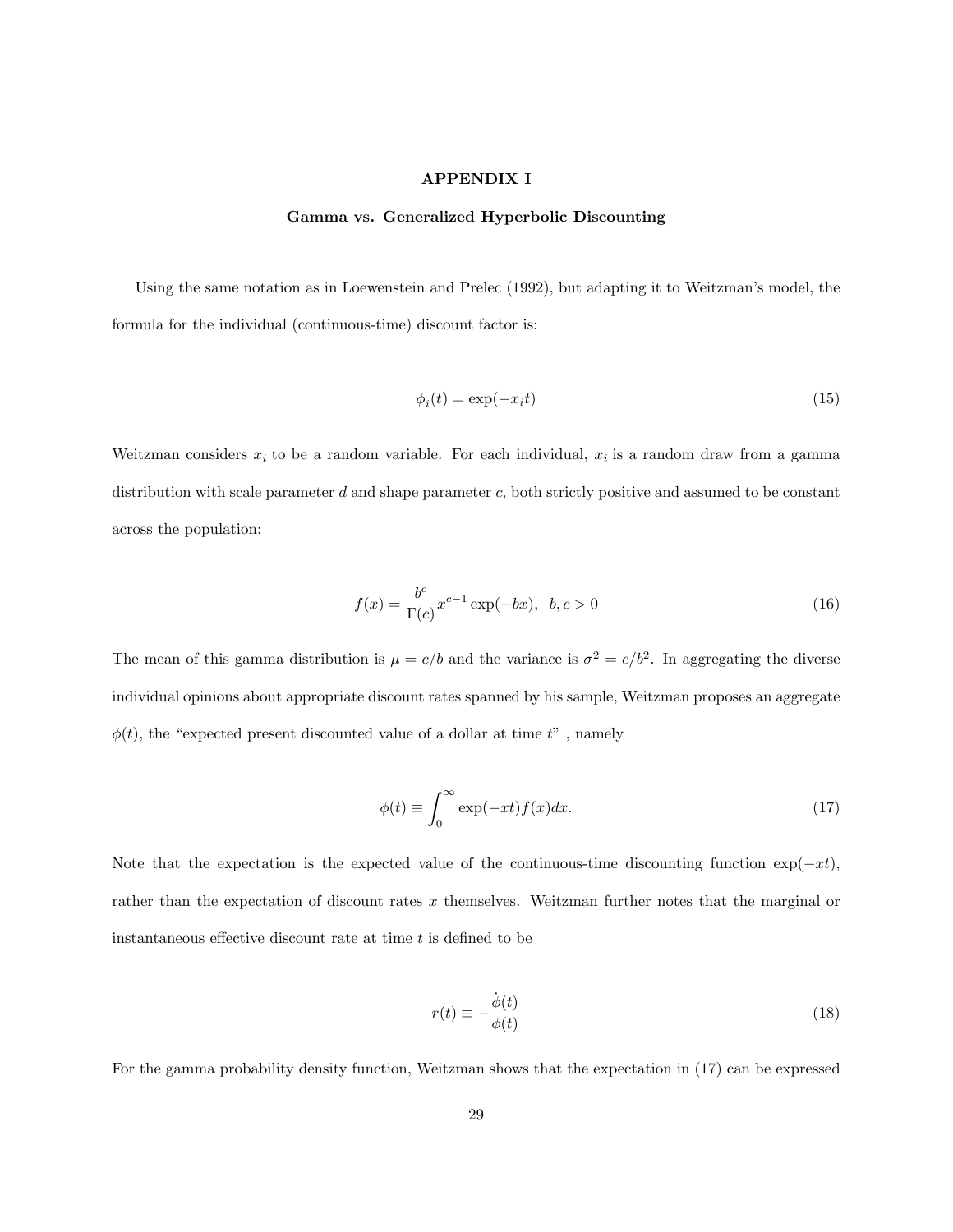# APPENDIX I

## Gamma vs. Generalized Hyperbolic Discounting

Using the same notation as in Loewenstein and Prelec (1992), but adapting it to Weitzman's model, the formula for the individual (continuous-time) discount factor is:

$$\phi_i(t) = \exp(-x_i t) \tag{15}$$

Weitzman considers $x_i$ to be a random variable. For each individual, $x_i$ is a random draw from a gamma distribution with scale parameter $d$ and shape parameter $c$, both strictly positive and assumed to be constant across the population:

$$f(x) = \frac{b^c}{\Gamma(c)} x^{c-1} \exp(-bx), \;\; b, c > 0 \tag{16}$$

The mean of this gamma distribution is $\mu = c/b$ and the variance is $\sigma^2 = c/b^2$. In aggregating the diverse individual opinions about appropriate discount rates spanned by his sample, Weitzman proposes an aggregate $\phi(t)$, the "expected present discounted value of a dollar at time $t$" , namely

$$\phi(t) \equiv \int_0^\infty \exp(-xt) f(x) dx. \tag{17}$$

Note that the expectation is the expected value of the continuous-time discounting function $\exp(-xt)$, rather than the expectation of discount rates $x$ themselves. Weitzman further notes that the marginal or instantaneous effective discount rate at time $t$ is defined to be

$$r(t) \equiv -\frac{\dot{\phi}(t)}{\phi(t)} \tag{18}$$

For the gamma probability density function, Weitzman shows that the expectation in (17) can be expressed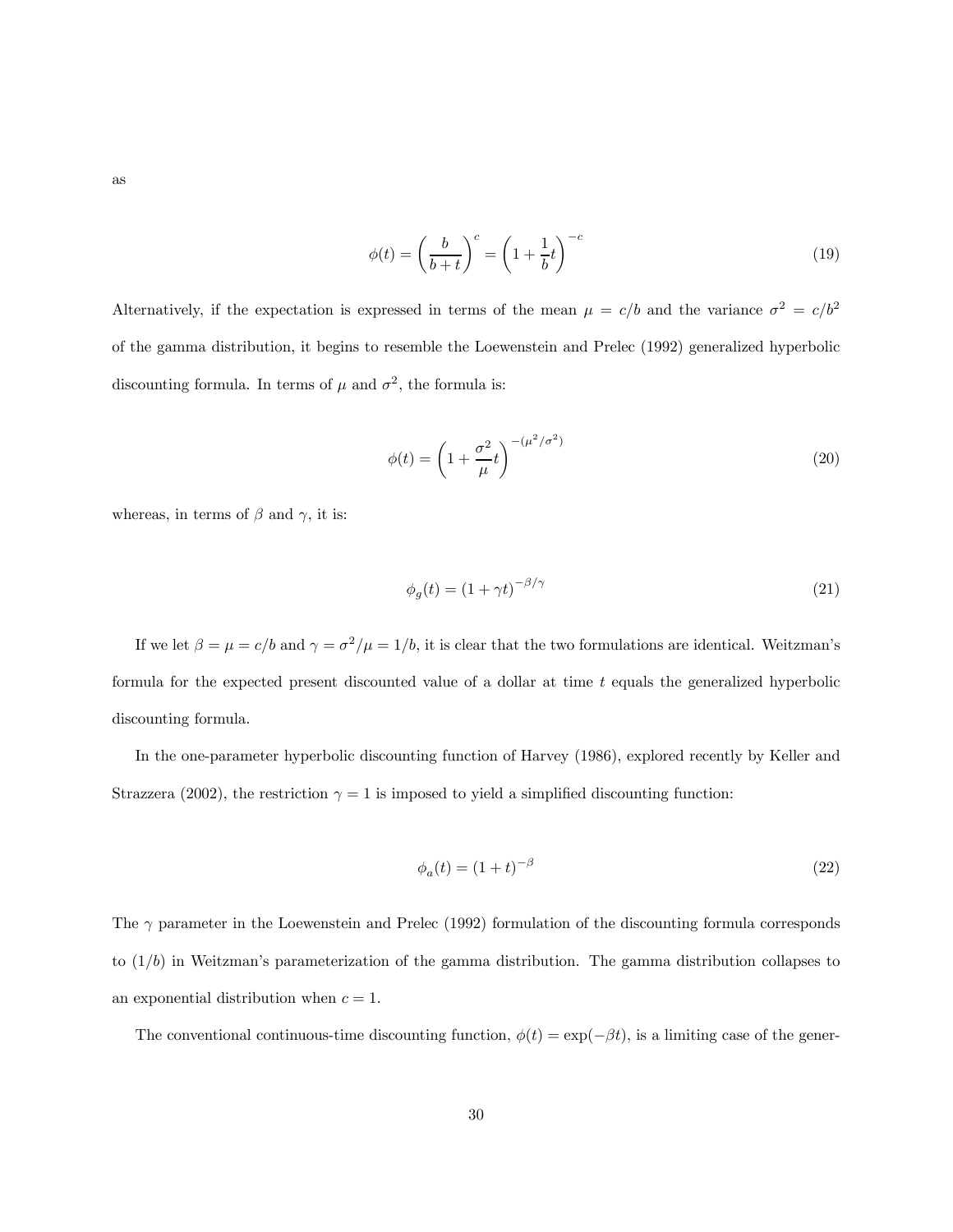as

$$\phi(t) = \left(\frac{b}{b+t}\right)^c = \left(1 + \frac{1}{b}t\right)^{-c} \tag{19}$$

Alternatively, if the expectation is expressed in terms of the mean $\mu = c/b$ and the variance $\sigma^2 = c/b^2$ of the gamma distribution, it begins to resemble the Loewenstein and Prelec (1992) generalized hyperbolic discounting formula. In terms of $\mu$ and $\sigma^2$, the formula is:

$$\phi(t) = \left(1 + \frac{\sigma^2}{\mu}t\right)^{-(\mu^2/\sigma^2)} \tag{20}$$

whereas, in terms of $\beta$ and $\gamma$, it is:

$$\phi_g(t) = (1 + \gamma t)^{-\beta/\gamma} \tag{21}$$

If we let $\beta = \mu = c/b$ and $\gamma = \sigma^2/\mu = 1/b$, it is clear that the two formulations are identical. Weitzman's formula for the expected present discounted value of a dollar at time $t$ equals the generalized hyperbolic discounting formula.

In the one-parameter hyperbolic discounting function of Harvey (1986), explored recently by Keller and Strazzera (2002), the restriction $\gamma = 1$ is imposed to yield a simplified discounting function:

$$\phi_a(t) = (1 + t)^{-\beta} \tag{22}$$

The $\gamma$ parameter in the Loewenstein and Prelec (1992) formulation of the discounting formula corresponds to $(1/b)$ in Weitzman's parameterization of the gamma distribution. The gamma distribution collapses to an exponential distribution when $c = 1$.

The conventional continuous-time discounting function, $\phi(t) = \exp(-\beta t)$, is a limiting case of the gener-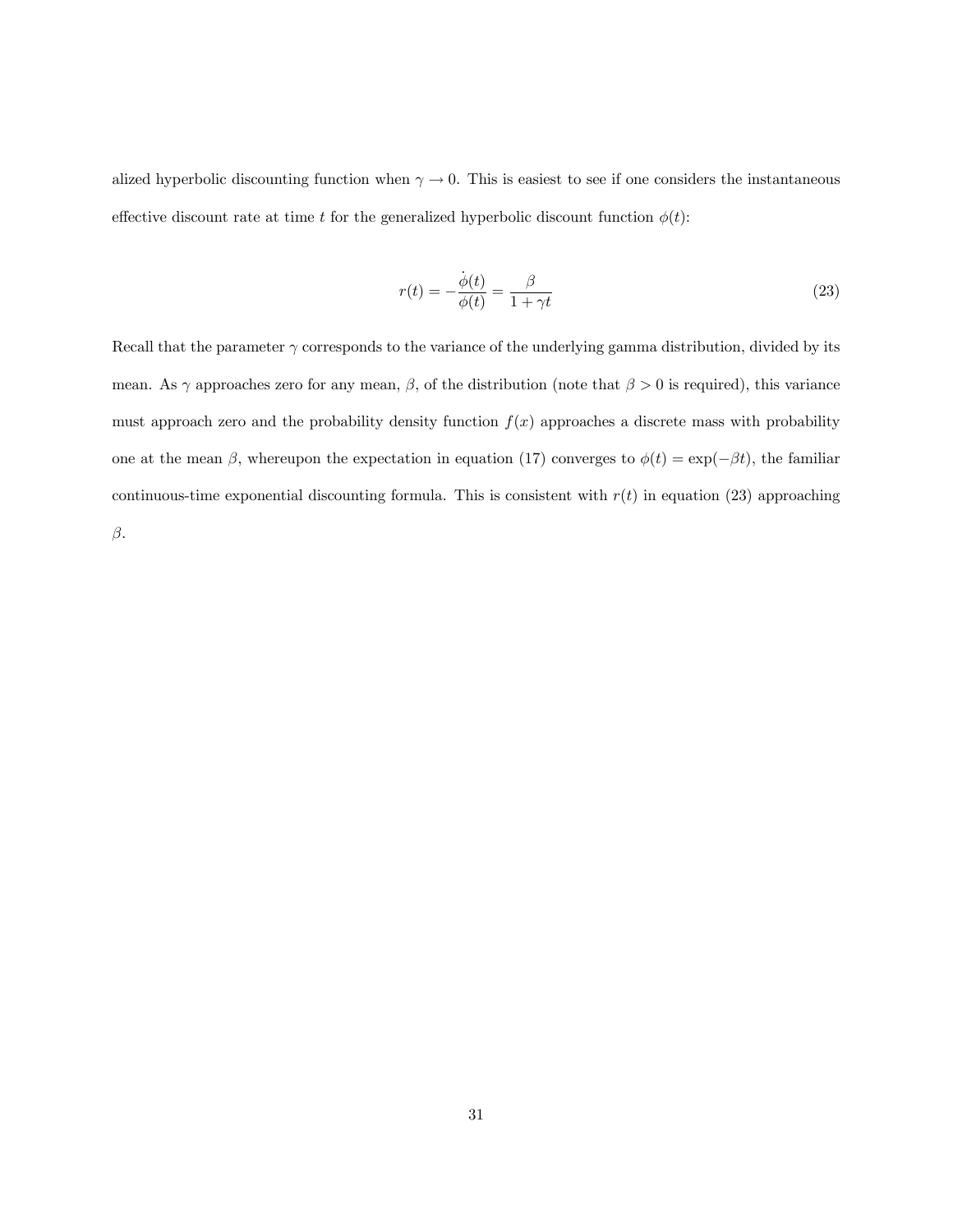alized hyperbolic discounting function when $\gamma \to 0$. This is easiest to see if one considers the instantaneous effective discount rate at time $t$ for the generalized hyperbolic discount function $\phi(t)$:

$$r(t) = -\frac{\dot{\phi}(t)}{\phi(t)} = \frac{\beta}{1 + \gamma t} \tag{23}$$

Recall that the parameter $\gamma$ corresponds to the variance of the underlying gamma distribution, divided by its mean. As $\gamma$ approaches zero for any mean, $\beta$, of the distribution (note that $\beta > 0$ is required), this variance must approach zero and the probability density function $f(x)$ approaches a discrete mass with probability one at the mean $\beta$, whereupon the expectation in equation (17) converges to $\phi(t) = \exp(-\beta t)$, the familiar continuous-time exponential discounting formula. This is consistent with $r(t)$ in equation (23) approaching $\beta$.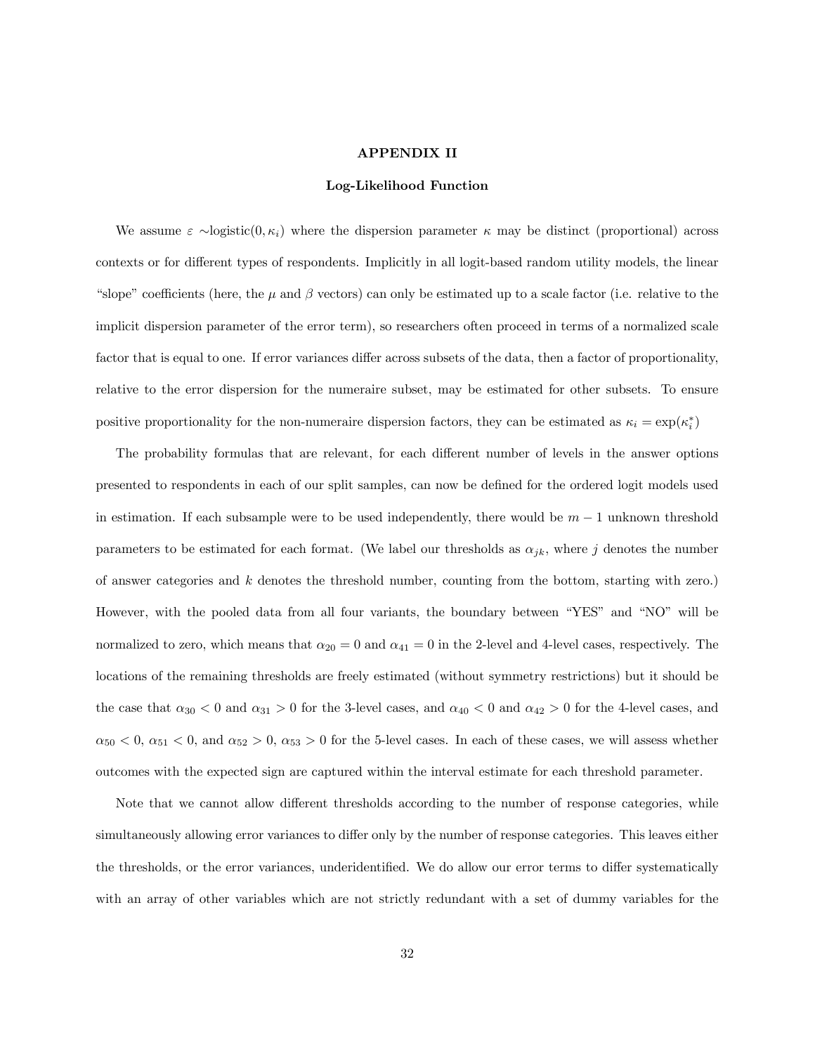## APPENDIX II

### Log-Likelihood Function

We assume $\varepsilon \sim$logistic$(0, \kappa_i)$ where the dispersion parameter $\kappa$ may be distinct (proportional) across contexts or for different types of respondents. Implicitly in all logit-based random utility models, the linear "slope" coefficients (here, the $\mu$ and $\beta$ vectors) can only be estimated up to a scale factor (i.e. relative to the implicit dispersion parameter of the error term), so researchers often proceed in terms of a normalized scale factor that is equal to one. If error variances differ across subsets of the data, then a factor of proportionality, relative to the error dispersion for the numeraire subset, may be estimated for other subsets. To ensure positive proportionality for the non-numeraire dispersion factors, they can be estimated as $\kappa_i = \exp(\kappa_i^*)$

The probability formulas that are relevant, for each different number of levels in the answer options presented to respondents in each of our split samples, can now be defined for the ordered logit models used in estimation. If each subsample were to be used independently, there would be $m-1$ unknown threshold parameters to be estimated for each format. (We label our thresholds as $\alpha_{jk}$, where $j$ denotes the number of answer categories and $k$ denotes the threshold number, counting from the bottom, starting with zero.) However, with the pooled data from all four variants, the boundary between "YES" and "NO" will be normalized to zero, which means that $\alpha_{20} = 0$ and $\alpha_{41} = 0$ in the 2-level and 4-level cases, respectively. The locations of the remaining thresholds are freely estimated (without symmetry restrictions) but it should be the case that $\alpha_{30} < 0$ and $\alpha_{31} > 0$ for the 3-level cases, and $\alpha_{40} < 0$ and $\alpha_{42} > 0$ for the 4-level cases, and $\alpha_{50} < 0$, $\alpha_{51} < 0$, and $\alpha_{52} > 0$, $\alpha_{53} > 0$ for the 5-level cases. In each of these cases, we will assess whether outcomes with the expected sign are captured within the interval estimate for each threshold parameter.

Note that we cannot allow different thresholds according to the number of response categories, while simultaneously allowing error variances to differ only by the number of response categories. This leaves either the thresholds, or the error variances, underidentified. We do allow our error terms to differ systematically with an array of other variables which are not strictly redundant with a set of dummy variables for the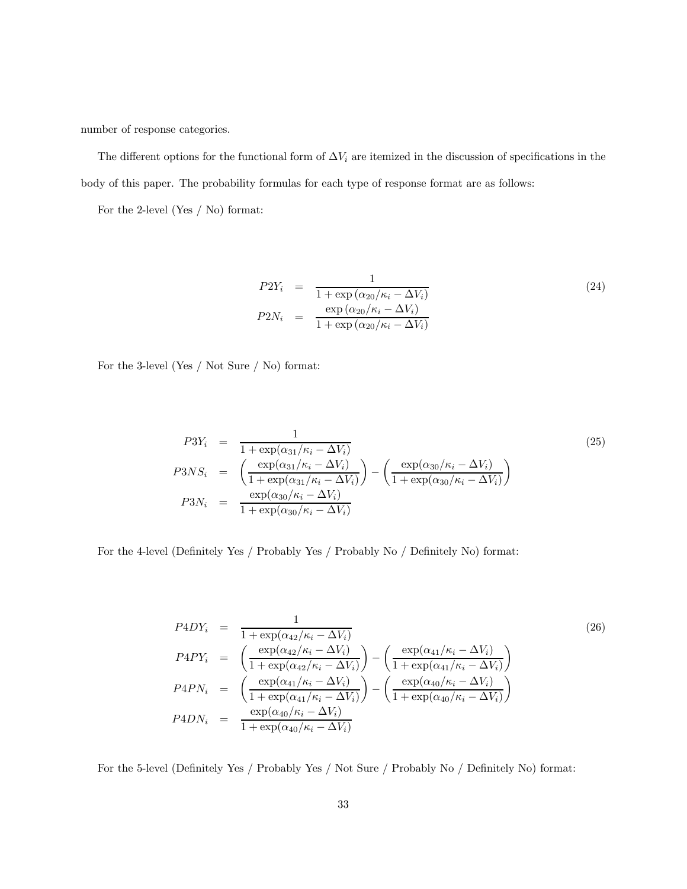number of response categories.

The different options for the functional form of $\Delta V_i$ are itemized in the discussion of specifications in the body of this paper. The probability formulas for each type of response format are as follows:

For the 2-level (Yes / No) format:

$$
\begin{aligned}
P2Y_i &= \frac{1}{1+\exp\left(\alpha_{20}/\kappa_i - \Delta V_i\right)} \\
P2N_i &= \frac{\exp\left(\alpha_{20}/\kappa_i - \Delta V_i\right)}{1+\exp\left(\alpha_{20}/\kappa_i - \Delta V_i\right)}
\end{aligned}
\tag{24}
$$

For the 3-level (Yes / Not Sure / No) format:

$$
\begin{aligned}
P3Y_i &= \frac{1}{1+\exp(\alpha_{31}/\kappa_i - \Delta V_i)} \\
P3NS_i &= \left(\frac{\exp(\alpha_{31}/\kappa_i - \Delta V_i)}{1+\exp(\alpha_{31}/\kappa_i - \Delta V_i)}\right) - \left(\frac{\exp(\alpha_{30}/\kappa_i - \Delta V_i)}{1+\exp(\alpha_{30}/\kappa_i - \Delta V_i)}\right) \\
P3N_i &= \frac{\exp(\alpha_{30}/\kappa_i - \Delta V_i)}{1+\exp(\alpha_{30}/\kappa_i - \Delta V_i)}
\end{aligned}
\tag{25}
$$

For the 4-level (Definitely Yes / Probably Yes / Probably No / Definitely No) format:

$$
\begin{aligned}
P4DY_i &= \frac{1}{1+\exp(\alpha_{42}/\kappa_i - \Delta V_i)} \\
P4PY_i &= \left(\frac{\exp(\alpha_{42}/\kappa_i - \Delta V_i)}{1+\exp(\alpha_{42}/\kappa_i - \Delta V_i)}\right) - \left(\frac{\exp(\alpha_{41}/\kappa_i - \Delta V_i)}{1+\exp(\alpha_{41}/\kappa_i - \Delta V_i)}\right) \\
P4PN_i &= \left(\frac{\exp(\alpha_{41}/\kappa_i - \Delta V_i)}{1+\exp(\alpha_{41}/\kappa_i - \Delta V_i)}\right) - \left(\frac{\exp(\alpha_{40}/\kappa_i - \Delta V_i)}{1+\exp(\alpha_{40}/\kappa_i - \Delta V_i)}\right) \\
P4DN_i &= \frac{\exp(\alpha_{40}/\kappa_i - \Delta V_i)}{1+\exp(\alpha_{40}/\kappa_i - \Delta V_i)}
\end{aligned}
\tag{26}
$$

For the 5-level (Definitely Yes / Probably Yes / Not Sure / Probably No / Definitely No) format: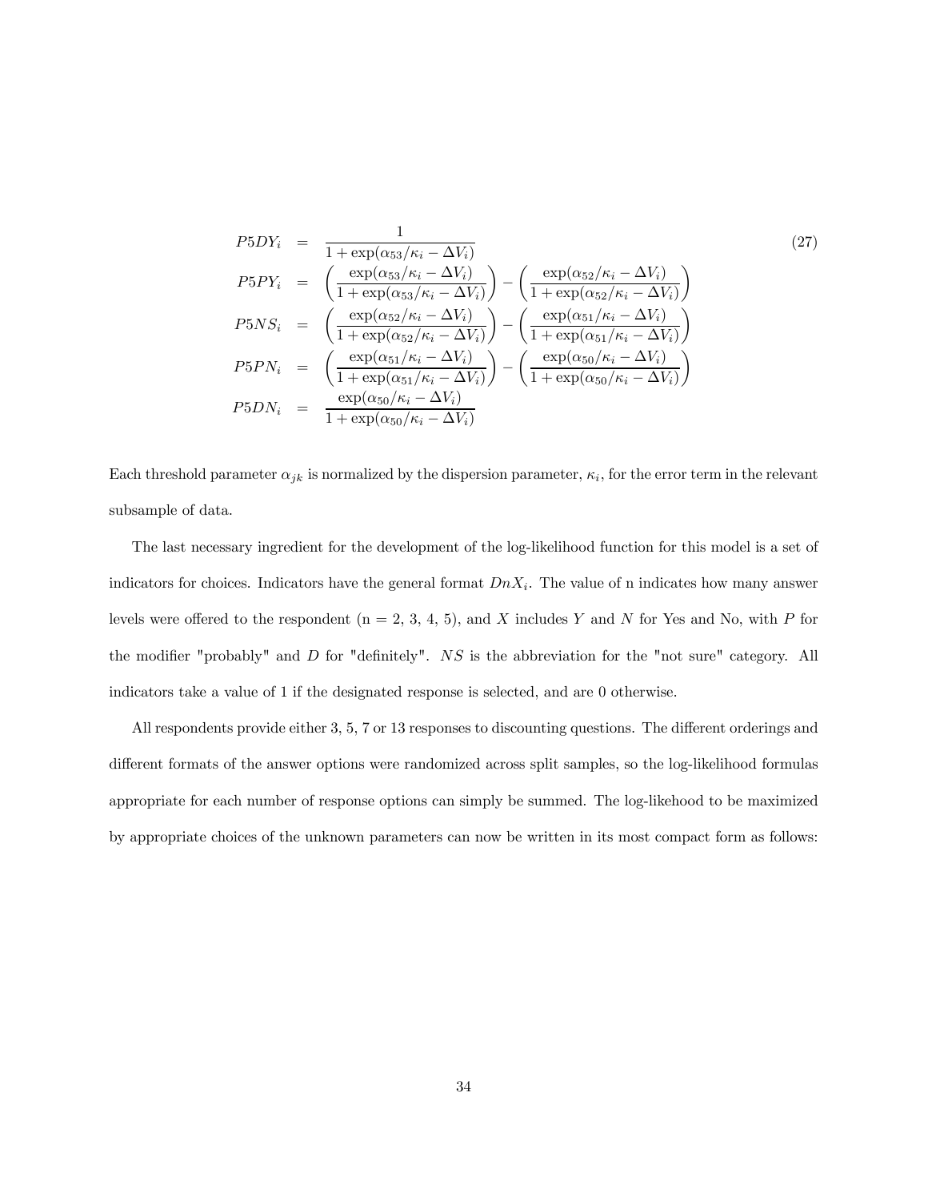$$
\begin{aligned}
P5DY_i &= \frac{1}{1+\exp(\alpha_{53}/\kappa_i - \Delta V_i)} \\
P5PY_i &= \left(\frac{\exp(\alpha_{53}/\kappa_i - \Delta V_i)}{1+\exp(\alpha_{53}/\kappa_i - \Delta V_i)}\right) - \left(\frac{\exp(\alpha_{52}/\kappa_i - \Delta V_i)}{1+\exp(\alpha_{52}/\kappa_i - \Delta V_i)}\right) \\
P5NS_i &= \left(\frac{\exp(\alpha_{52}/\kappa_i - \Delta V_i)}{1+\exp(\alpha_{52}/\kappa_i - \Delta V_i)}\right) - \left(\frac{\exp(\alpha_{51}/\kappa_i - \Delta V_i)}{1+\exp(\alpha_{51}/\kappa_i - \Delta V_i)}\right) \\
P5PN_i &= \left(\frac{\exp(\alpha_{51}/\kappa_i - \Delta V_i)}{1+\exp(\alpha_{51}/\kappa_i - \Delta V_i)}\right) - \left(\frac{\exp(\alpha_{50}/\kappa_i - \Delta V_i)}{1+\exp(\alpha_{50}/\kappa_i - \Delta V_i)}\right) \\
P5DN_i &= \frac{\exp(\alpha_{50}/\kappa_i - \Delta V_i)}{1+\exp(\alpha_{50}/\kappa_i - \Delta V_i)}
\end{aligned}
\tag{27}
$$

Each threshold parameter $\alpha_{jk}$ is normalized by the dispersion parameter, $\kappa_i$, for the error term in the relevant subsample of data.

The last necessary ingredient for the development of the log-likelihood function for this model is a set of indicators for choices. Indicators have the general format $DnX_i$. The value of n indicates how many answer levels were offered to the respondent (n = 2, 3, 4, 5), and $X$ includes $Y$ and $N$ for Yes and No, with $P$ for the modifier "probably" and $D$ for "definitely". $NS$ is the abbreviation for the "not sure" category. All indicators take a value of 1 if the designated response is selected, and are 0 otherwise.

All respondents provide either 3, 5, 7 or 13 responses to discounting questions. The different orderings and different formats of the answer options were randomized across split samples, so the log-likelihood formulas appropriate for each number of response options can simply be summed. The log-likehood to be maximized by appropriate choices of the unknown parameters can now be written in its most compact form as follows: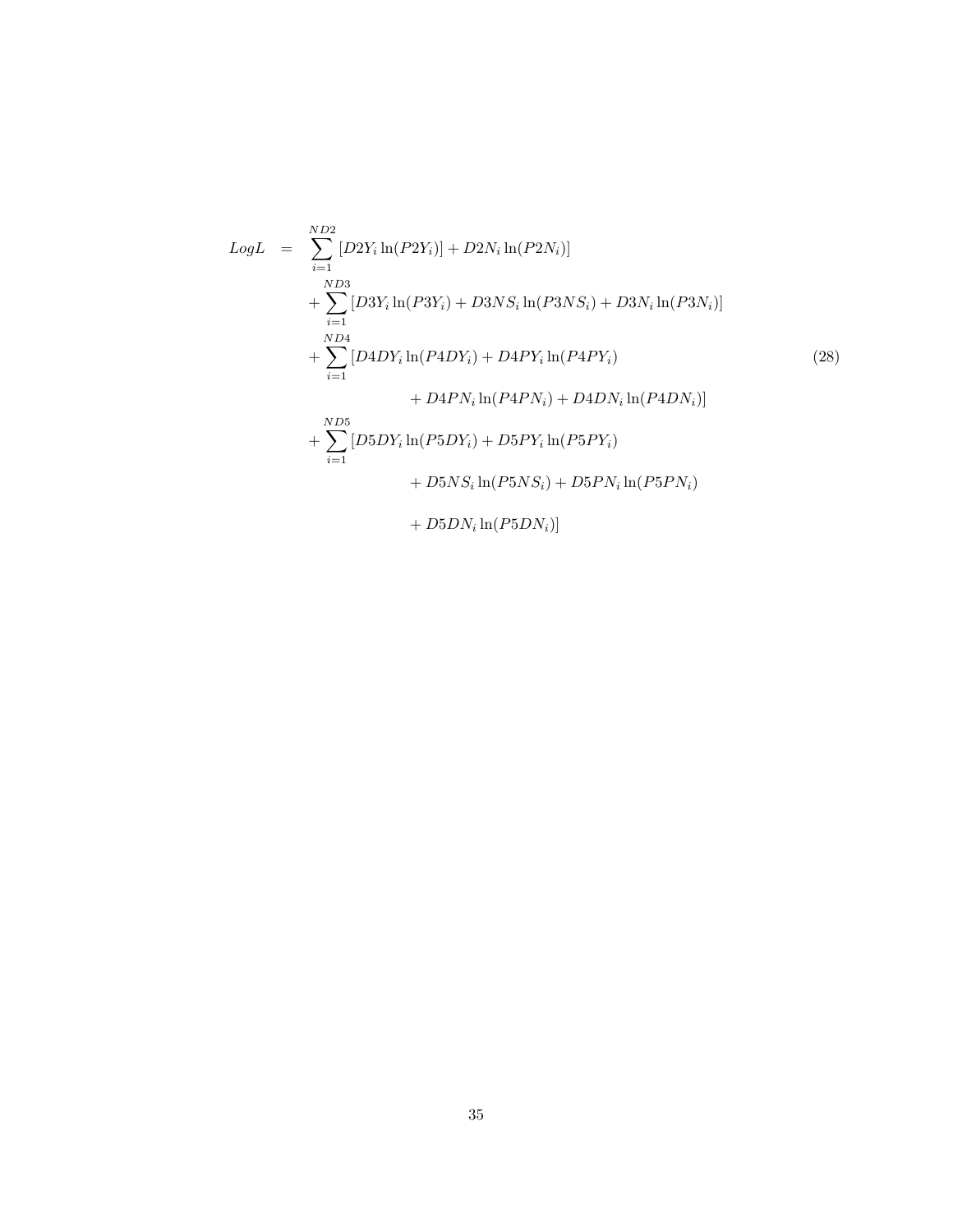$$
\begin{aligned}
LogL \quad = \quad & \sum_{i=1}^{ND2} [D2Y_i \ln(P2Y_i)] + D2N_i \ln(P2N_i)] \\
& + \sum_{i=1}^{ND3} [D3Y_i \ln(P3Y_i) + D3NS_i \ln(P3NS_i) + D3N_i \ln(P3N_i)] \\
& + \sum_{i=1}^{ND4} [D4DY_i \ln(P4DY_i) + D4PY_i \ln(P4PY_i) \\
& \qquad\qquad + D4PN_i \ln(P4PN_i) + D4DN_i \ln(P4DN_i)] \\
& + \sum_{i=1}^{ND5} [D5DY_i \ln(P5DY_i) + D5PY_i \ln(P5PY_i) \\
& \qquad\qquad + D5NS_i \ln(P5NS_i) + D5PN_i \ln(P5PN_i) \\
& \qquad\qquad + D5DN_i \ln(P5DN_i)]
\end{aligned} \tag{28}
$$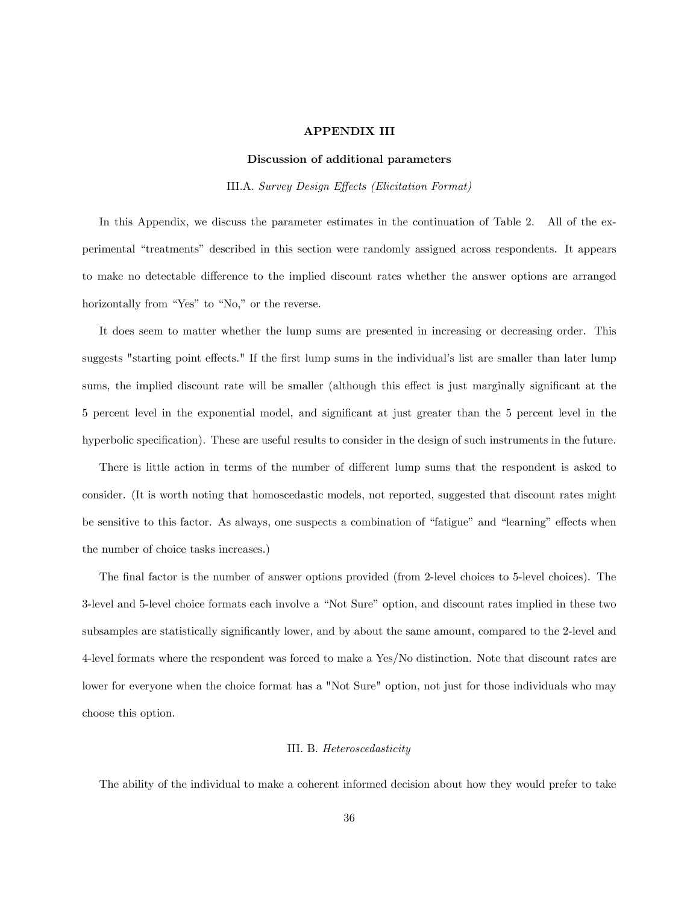# APPENDIX III

## Discussion of additional parameters

### III.A. *Survey Design Effects (Elicitation Format)*

In this Appendix, we discuss the parameter estimates in the continuation of Table 2. All of the experimental "treatments" described in this section were randomly assigned across respondents. It appears to make no detectable difference to the implied discount rates whether the answer options are arranged horizontally from "Yes" to "No," or the reverse.

It does seem to matter whether the lump sums are presented in increasing or decreasing order. This suggests "starting point effects." If the first lump sums in the individual's list are smaller than later lump sums, the implied discount rate will be smaller (although this effect is just marginally significant at the 5 percent level in the exponential model, and significant at just greater than the 5 percent level in the hyperbolic specification). These are useful results to consider in the design of such instruments in the future.

There is little action in terms of the number of different lump sums that the respondent is asked to consider. (It is worth noting that homoscedastic models, not reported, suggested that discount rates might be sensitive to this factor. As always, one suspects a combination of "fatigue" and "learning" effects when the number of choice tasks increases.)

The final factor is the number of answer options provided (from 2-level choices to 5-level choices). The 3-level and 5-level choice formats each involve a "Not Sure" option, and discount rates implied in these two subsamples are statistically significantly lower, and by about the same amount, compared to the 2-level and 4-level formats where the respondent was forced to make a Yes/No distinction. Note that discount rates are lower for everyone when the choice format has a "Not Sure" option, not just for those individuals who may choose this option.

### III. B. *Heteroscedasticity*

The ability of the individual to make a coherent informed decision about how they would prefer to take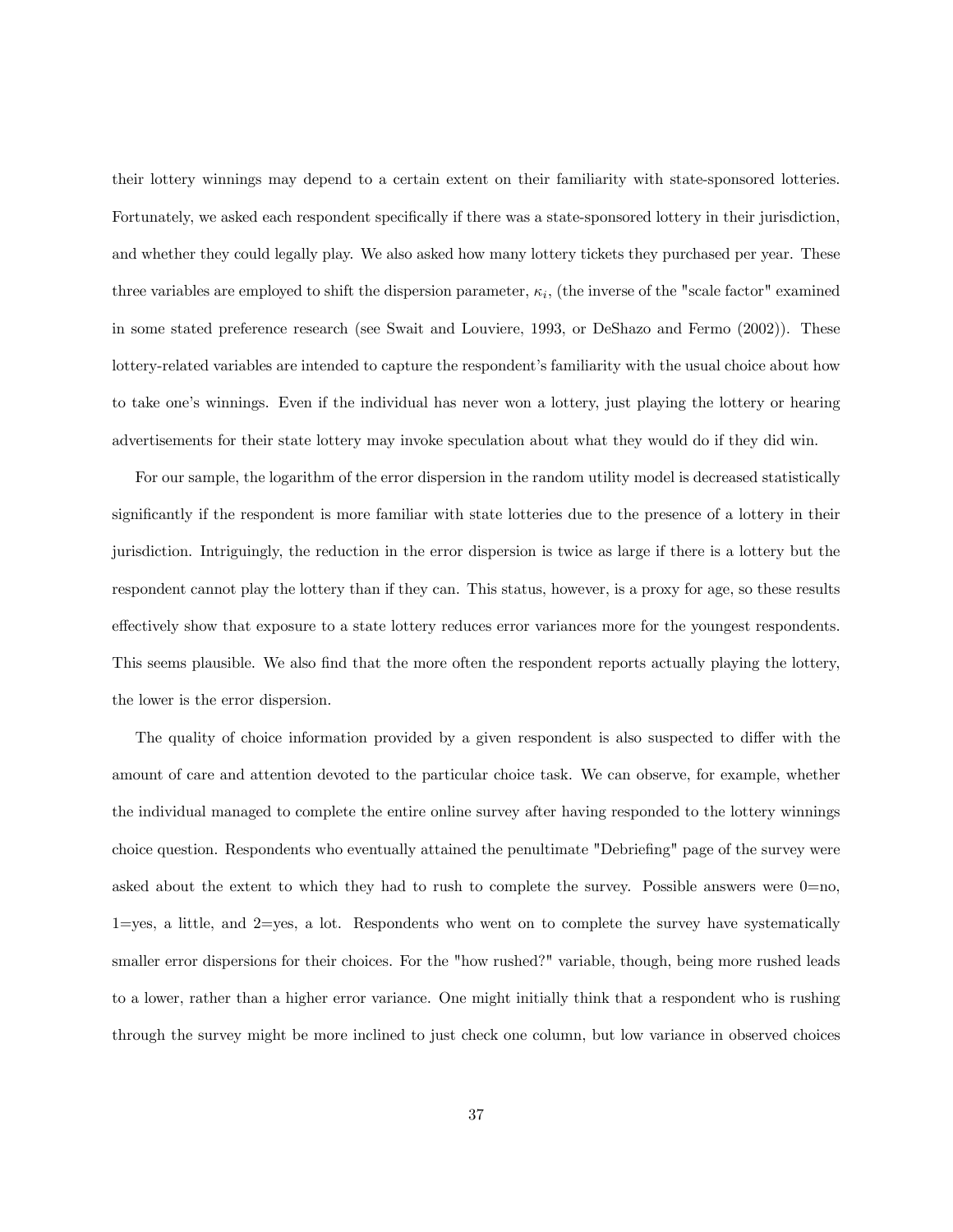their lottery winnings may depend to a certain extent on their familiarity with state-sponsored lotteries. Fortunately, we asked each respondent specifically if there was a state-sponsored lottery in their jurisdiction, and whether they could legally play. We also asked how many lottery tickets they purchased per year. These three variables are employed to shift the dispersion parameter, $\kappa_i$, (the inverse of the "scale factor" examined in some stated preference research (see Swait and Louviere, 1993, or DeShazo and Fermo (2002)). These lottery-related variables are intended to capture the respondent's familiarity with the usual choice about how to take one's winnings. Even if the individual has never won a lottery, just playing the lottery or hearing advertisements for their state lottery may invoke speculation about what they would do if they did win.

For our sample, the logarithm of the error dispersion in the random utility model is decreased statistically significantly if the respondent is more familiar with state lotteries due to the presence of a lottery in their jurisdiction. Intriguingly, the reduction in the error dispersion is twice as large if there is a lottery but the respondent cannot play the lottery than if they can. This status, however, is a proxy for age, so these results effectively show that exposure to a state lottery reduces error variances more for the youngest respondents. This seems plausible. We also find that the more often the respondent reports actually playing the lottery, the lower is the error dispersion.

The quality of choice information provided by a given respondent is also suspected to differ with the amount of care and attention devoted to the particular choice task. We can observe, for example, whether the individual managed to complete the entire online survey after having responded to the lottery winnings choice question. Respondents who eventually attained the penultimate "Debriefing" page of the survey were asked about the extent to which they had to rush to complete the survey. Possible answers were 0=no, 1=yes, a little, and 2=yes, a lot. Respondents who went on to complete the survey have systematically smaller error dispersions for their choices. For the "how rushed?" variable, though, being more rushed leads to a lower, rather than a higher error variance. One might initially think that a respondent who is rushing through the survey might be more inclined to just check one column, but low variance in observed choices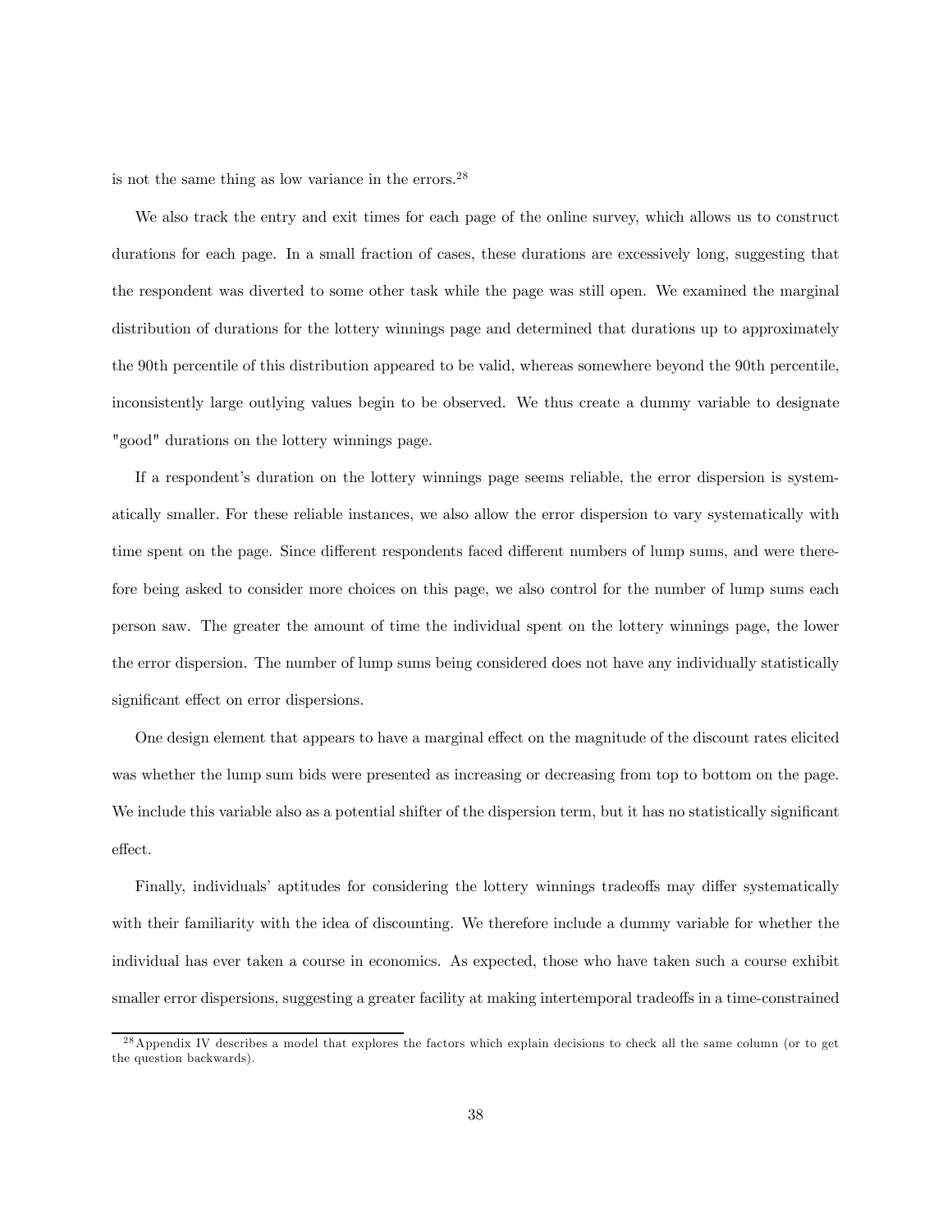is not the same thing as low variance in the errors.[28]

We also track the entry and exit times for each page of the online survey, which allows us to construct durations for each page. In a small fraction of cases, these durations are excessively long, suggesting that the respondent was diverted to some other task while the page was still open. We examined the marginal distribution of durations for the lottery winnings page and determined that durations up to approximately the 90th percentile of this distribution appeared to be valid, whereas somewhere beyond the 90th percentile, inconsistently large outlying values begin to be observed. We thus create a dummy variable to designate "good" durations on the lottery winnings page.

If a respondent's duration on the lottery winnings page seems reliable, the error dispersion is systematically smaller. For these reliable instances, we also allow the error dispersion to vary systematically with time spent on the page. Since different respondents faced different numbers of lump sums, and were therefore being asked to consider more choices on this page, we also control for the number of lump sums each person saw. The greater the amount of time the individual spent on the lottery winnings page, the lower the error dispersion. The number of lump sums being considered does not have any individually statistically significant effect on error dispersions.

One design element that appears to have a marginal effect on the magnitude of the discount rates elicited was whether the lump sum bids were presented as increasing or decreasing from top to bottom on the page. We include this variable also as a potential shifter of the dispersion term, but it has no statistically significant effect.

Finally, individuals' aptitudes for considering the lottery winnings tradeoffs may differ systematically with their familiarity with the idea of discounting. We therefore include a dummy variable for whether the individual has ever taken a course in economics. As expected, those who have taken such a course exhibit smaller error dispersions, suggesting a greater facility at making intertemporal tradeoffs in a time-constrained

[28] Appendix IV describes a model that explores the factors which explain decisions to check all the same column (or to get the question backwards).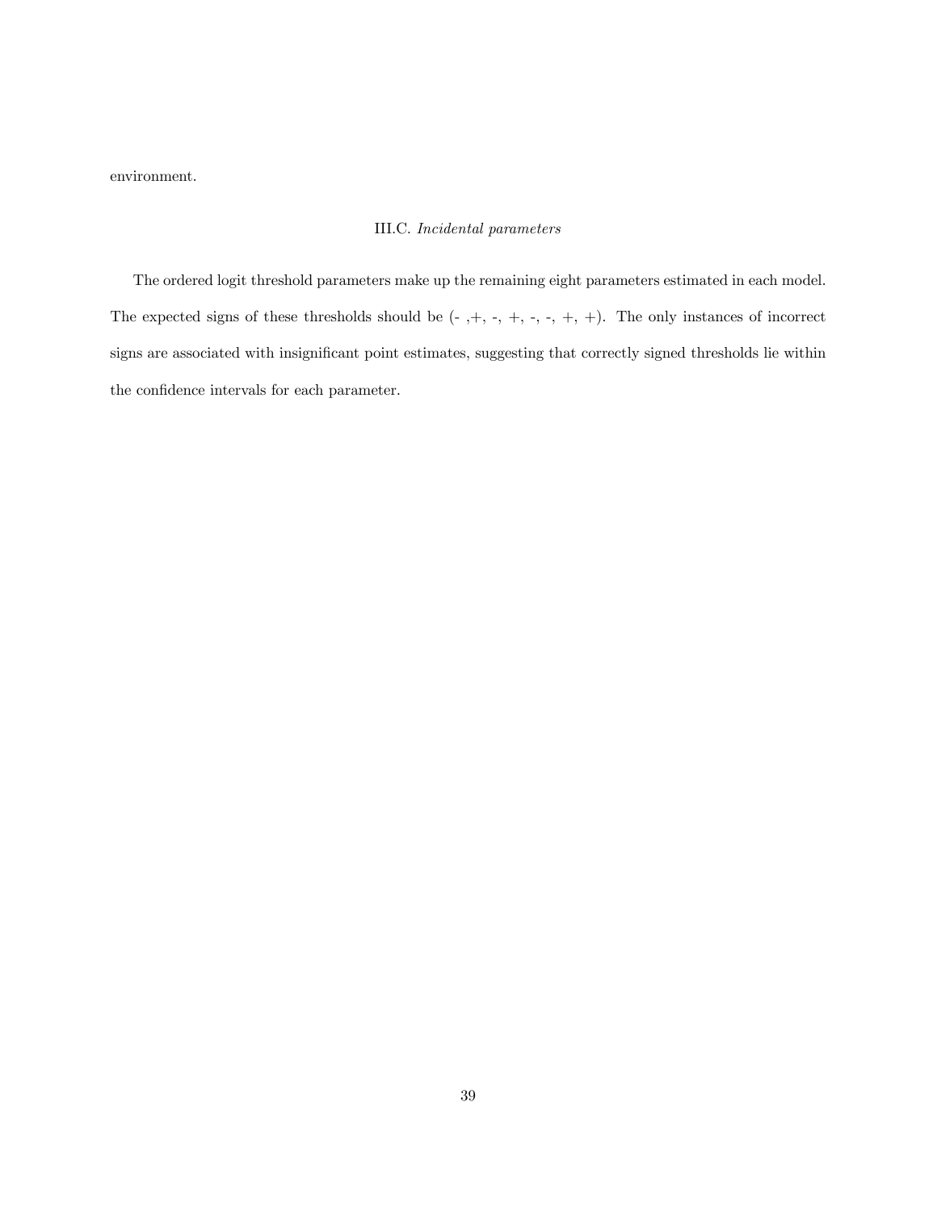environment.

### III.C. *Incidental parameters*

The ordered logit threshold parameters make up the remaining eight parameters estimated in each model. The expected signs of these thresholds should be (- ,+, -, +, -, -, +, +). The only instances of incorrect signs are associated with insignificant point estimates, suggesting that correctly signed thresholds lie within the confidence intervals for each parameter.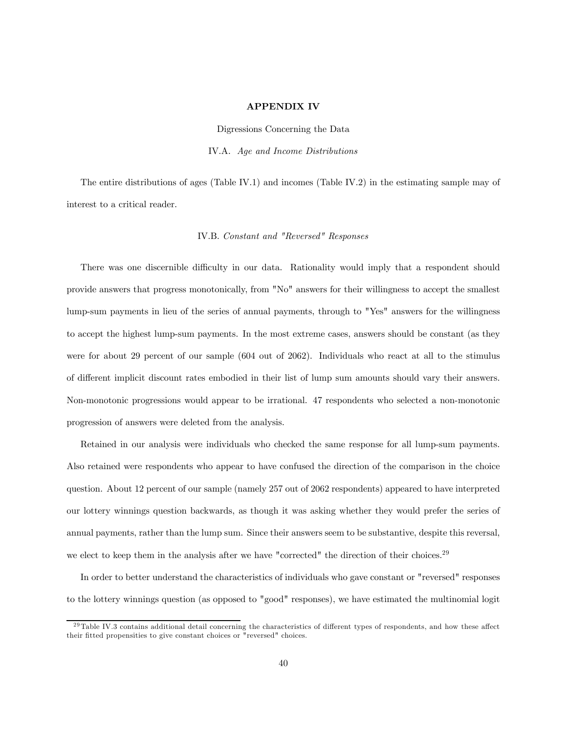# APPENDIX IV

Digressions Concerning the Data

## IV.A. *Age and Income Distributions*

The entire distributions of ages (Table IV.1) and incomes (Table IV.2) in the estimating sample may of interest to a critical reader.

## IV.B. *Constant and "Reversed" Responses*

There was one discernible difficulty in our data. Rationality would imply that a respondent should provide answers that progress monotonically, from "No" answers for their willingness to accept the smallest lump-sum payments in lieu of the series of annual payments, through to "Yes" answers for the willingness to accept the highest lump-sum payments. In the most extreme cases, answers should be constant (as they were for about 29 percent of our sample (604 out of 2062). Individuals who react at all to the stimulus of different implicit discount rates embodied in their list of lump sum amounts should vary their answers. Non-monotonic progressions would appear to be irrational. 47 respondents who selected a non-monotonic progression of answers were deleted from the analysis.

Retained in our analysis were individuals who checked the same response for all lump-sum payments. Also retained were respondents who appear to have confused the direction of the comparison in the choice question. About 12 percent of our sample (namely 257 out of 2062 respondents) appeared to have interpreted our lottery winnings question backwards, as though it was asking whether they would prefer the series of annual payments, rather than the lump sum. Since their answers seem to be substantive, despite this reversal, we elect to keep them in the analysis after we have "corrected" the direction of their choices.[29]

In order to better understand the characteristics of individuals who gave constant or "reversed" responses to the lottery winnings question (as opposed to "good" responses), we have estimated the multinomial logit

[29] Table IV.3 contains additional detail concerning the characteristics of different types of respondents, and how these affect their fitted propensities to give constant choices or "reversed" choices.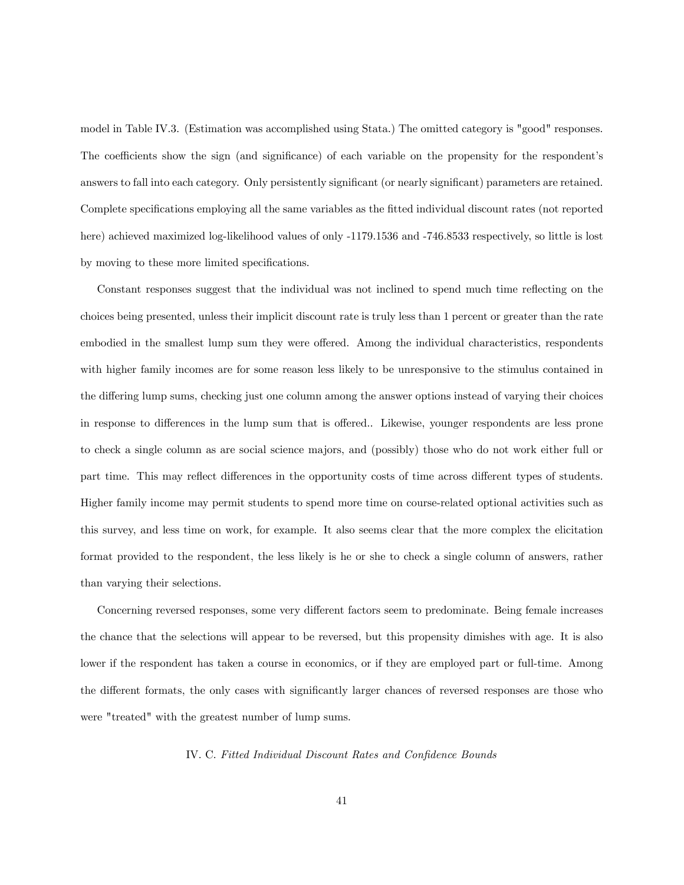model in Table IV.3. (Estimation was accomplished using Stata.) The omitted category is "good" responses. The coefficients show the sign (and significance) of each variable on the propensity for the respondent's answers to fall into each category. Only persistently significant (or nearly significant) parameters are retained. Complete specifications employing all the same variables as the fitted individual discount rates (not reported here) achieved maximized log-likelihood values of only -1179.1536 and -746.8533 respectively, so little is lost by moving to these more limited specifications.

Constant responses suggest that the individual was not inclined to spend much time reflecting on the choices being presented, unless their implicit discount rate is truly less than 1 percent or greater than the rate embodied in the smallest lump sum they were offered. Among the individual characteristics, respondents with higher family incomes are for some reason less likely to be unresponsive to the stimulus contained in the differing lump sums, checking just one column among the answer options instead of varying their choices in response to differences in the lump sum that is offered.. Likewise, younger respondents are less prone to check a single column as are social science majors, and (possibly) those who do not work either full or part time. This may reflect differences in the opportunity costs of time across different types of students. Higher family income may permit students to spend more time on course-related optional activities such as this survey, and less time on work, for example. It also seems clear that the more complex the elicitation format provided to the respondent, the less likely is he or she to check a single column of answers, rather than varying their selections.

Concerning reversed responses, some very different factors seem to predominate. Being female increases the chance that the selections will appear to be reversed, but this propensity dimishes with age. It is also lower if the respondent has taken a course in economics, or if they are employed part or full-time. Among the different formats, the only cases with significantly larger chances of reversed responses are those who were "treated" with the greatest number of lump sums.

### IV. C. *Fitted Individual Discount Rates and Confidence Bounds*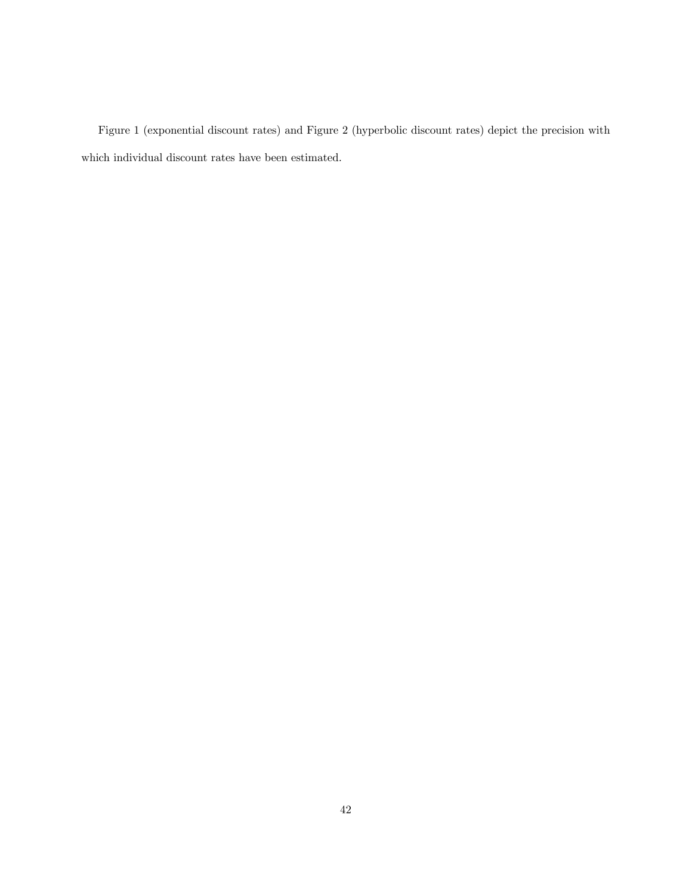Figure 1 (exponential discount rates) and Figure 2 (hyperbolic discount rates) depict the precision with which individual discount rates have been estimated.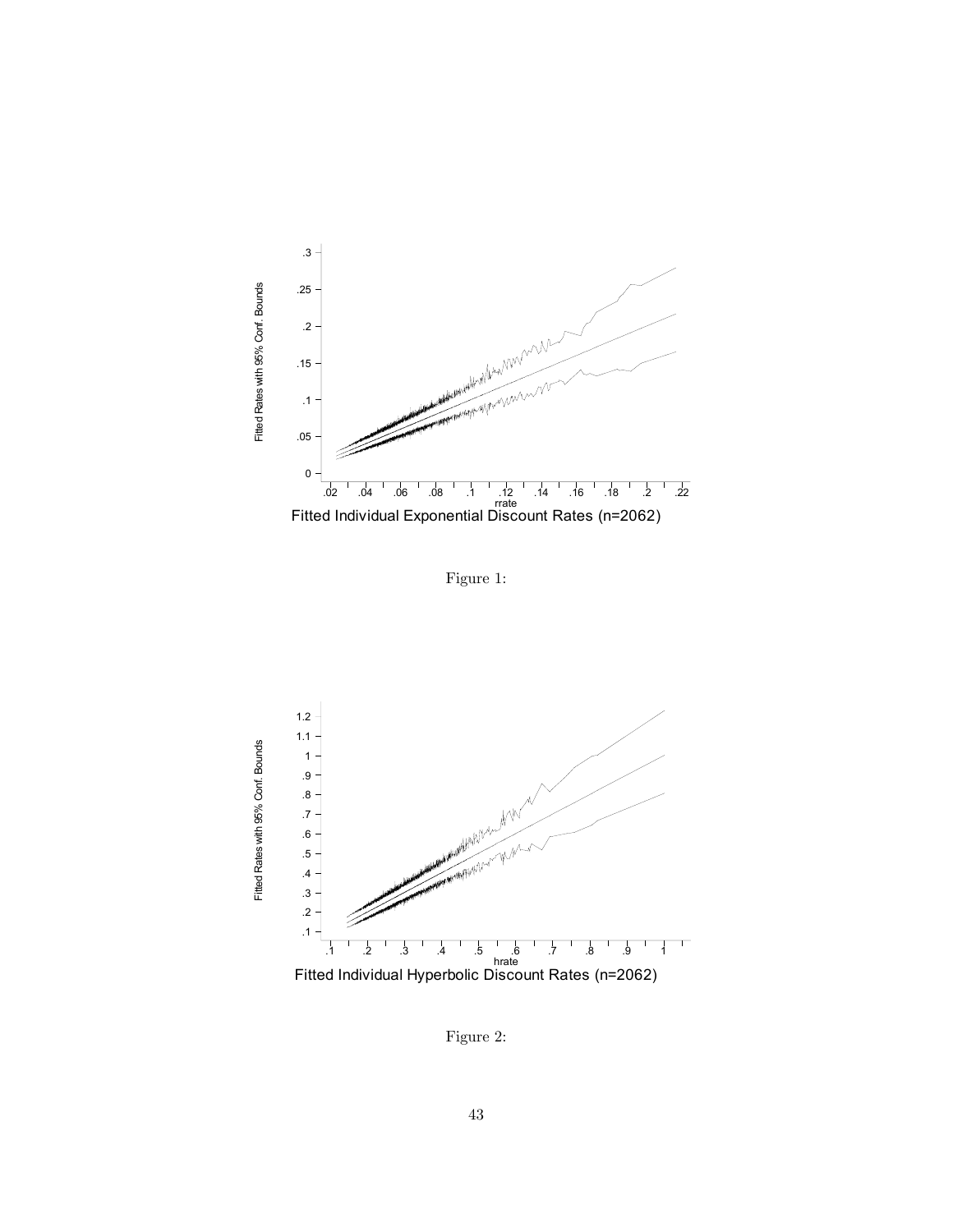Fitted Individual Exponential Discount Rates (n=2062)

Figure 1:

Fitted Individual Hyperbolic Discount Rates (n=2062)

Figure 2: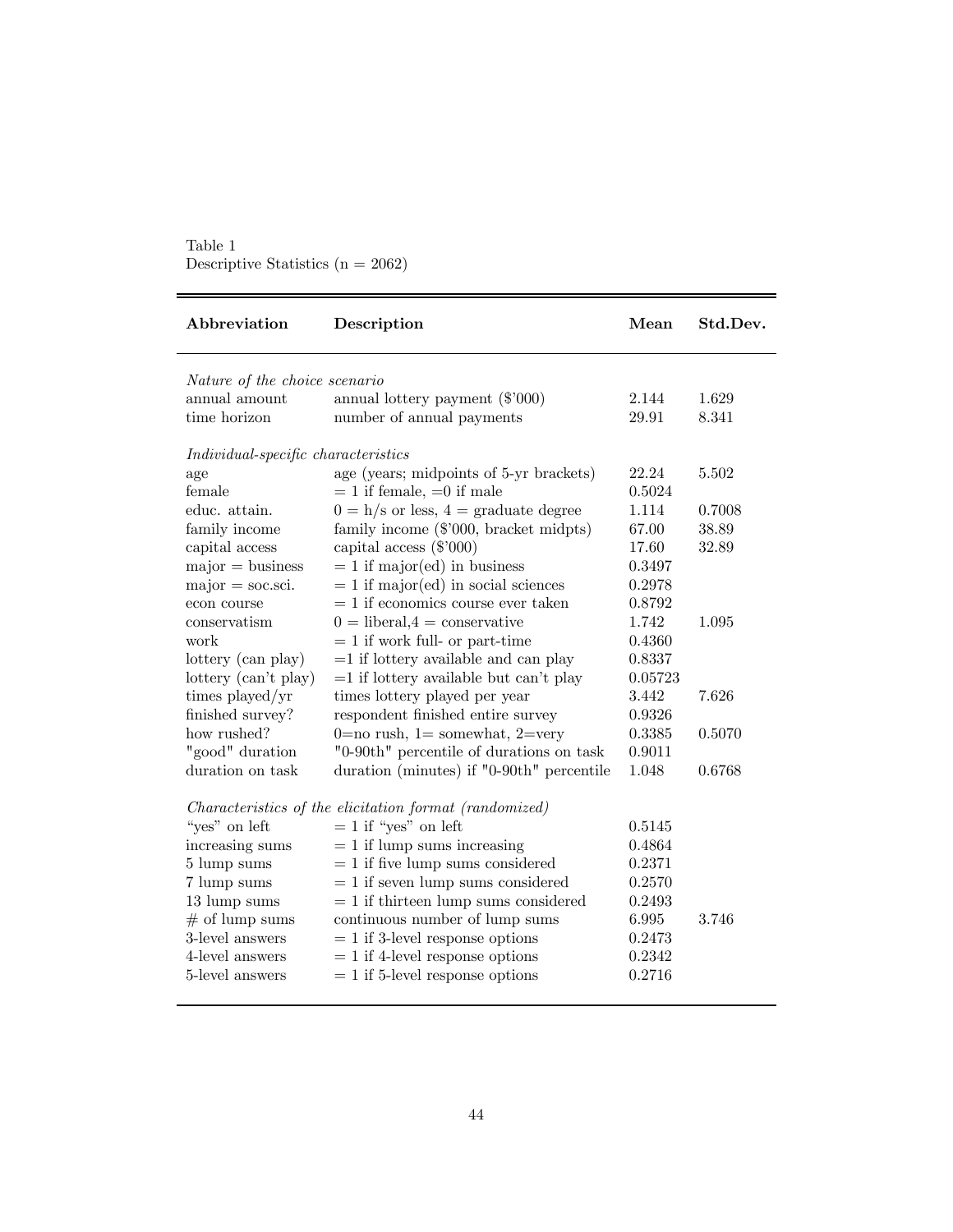Table 1
Descriptive Statistics (n = 2062)

| **Abbreviation** | **Description** | **Mean** | **Std.Dev.** |
|---|---|---|---|
| *Nature of the choice scenario* | | | |
| annual amount | annual lottery payment ($'000) | 2.144 | 1.629 |
| time horizon | number of annual payments | 29.91 | 8.341 |
| *Individual-specific characteristics* | | | |
| age | age (years; midpoints of 5-yr brackets) | 22.24 | 5.502 |
| female | = 1 if female, =0 if male | 0.5024 | |
| educ. attain. | 0 = h/s or less, 4 = graduate degree | 1.114 | 0.7008 |
| family income | family income ($'000, bracket midpts) | 67.00 | 38.89 |
| capital access | capital access ($'000) | 17.60 | 32.89 |
| major = business | = 1 if major(ed) in business | 0.3497 | |
| major = soc.sci. | = 1 if major(ed) in social sciences | 0.2978 | |
| econ course | = 1 if economics course ever taken | 0.8792 | |
| conservatism | 0 = liberal,4 = conservative | 1.742 | 1.095 |
| work | = 1 if work full- or part-time | 0.4360 | |
| lottery (can play) | =1 if lottery available and can play | 0.8337 | |
| lottery (can't play) | =1 if lottery available but can't play | 0.05723 | |
| times played/yr | times lottery played per year | 3.442 | 7.626 |
| finished survey? | respondent finished entire survey | 0.9326 | |
| how rushed? | 0=no rush, 1= somewhat, 2=very | 0.3385 | 0.5070 |
| "good" duration | "0-90th" percentile of durations on task | 0.9011 | |
| duration on task | duration (minutes) if "0-90th" percentile | 1.048 | 0.6768 |
| *Characteristics of the elicitation format (randomized)* | | | |
| "yes" on left | = 1 if "yes" on left | 0.5145 | |
| increasing sums | = 1 if lump sums increasing | 0.4864 | |
| 5 lump sums | = 1 if five lump sums considered | 0.2371 | |
| 7 lump sums | = 1 if seven lump sums considered | 0.2570 | |
| 13 lump sums | = 1 if thirteen lump sums considered | 0.2493 | |
| # of lump sums | continuous number of lump sums | 6.995 | 3.746 |
| 3-level answers | = 1 if 3-level response options | 0.2473 | |
| 4-level answers | = 1 if 4-level response options | 0.2342 | |
| 5-level answers | = 1 if 5-level response options | 0.2716 | |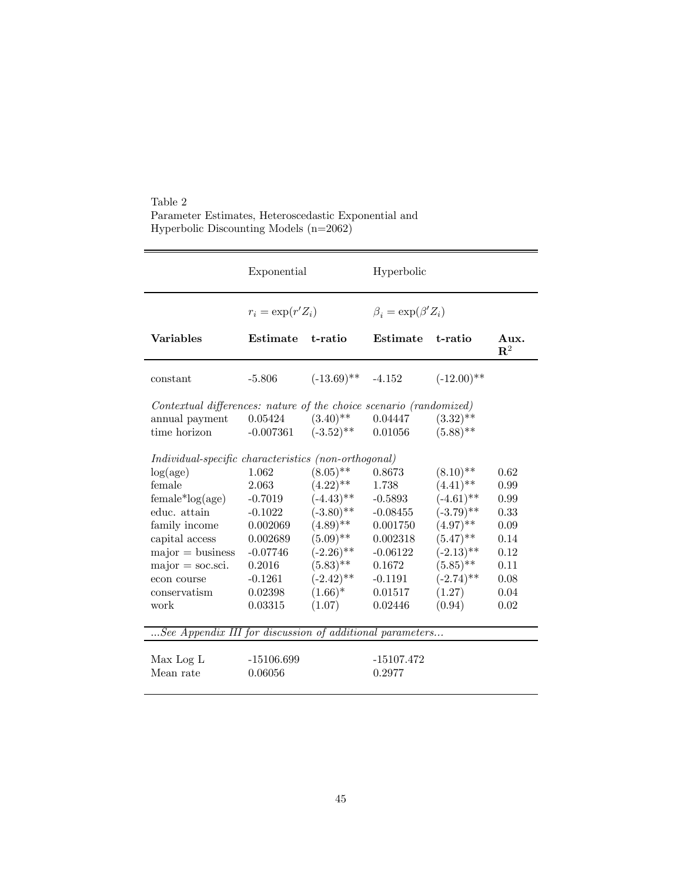Table 2
Parameter Estimates, Heteroscedastic Exponential and Hyperbolic Discounting Models (n=2062)

| | Exponential | | Hyperbolic | | |
|---|---|---|---|---|---|
| | $r_i = \exp(r'Z_i)$ | | $\beta_i = \exp(\beta' Z_i)$ | | |
| **Variables** | **Estimate** | **t-ratio** | **Estimate** | **t-ratio** | **Aux. $\mathbf{R}^2$** |
| constant | -5.806 | (-13.69)** | -4.152 | (-12.00)** | |
| *Contextual differences: nature of the choice scenario (randomized)* | | | | | |
| annual payment | 0.05424 | (3.40)** | 0.04447 | (3.32)** | |
| time horizon | -0.007361 | (-3.52)** | 0.01056 | (5.88)** | |
| *Individual-specific characteristics (non-orthogonal)* | | | | | |
| log(age) | 1.062 | (8.05)** | 0.8673 | (8.10)** | 0.62 |
| female | 2.063 | (4.22)** | 1.738 | (4.41)** | 0.99 |
| female*log(age) | -0.7019 | (-4.43)** | -0.5893 | (-4.61)** | 0.99 |
| educ. attain | -0.1022 | (-3.80)** | -0.08455 | (-3.79)** | 0.33 |
| family income | 0.002069 | (4.89)** | 0.001750 | (4.97)** | 0.09 |
| capital access | 0.002689 | (5.09)** | 0.002318 | (5.47)** | 0.14 |
| major = business | -0.07746 | (-2.26)** | -0.06122 | (-2.13)** | 0.12 |
| major = soc.sci. | 0.2016 | (5.83)** | 0.1672 | (5.85)** | 0.11 |
| econ course | -0.1261 | (-2.42)** | -0.1191 | (-2.74)** | 0.08 |
| conservatism | 0.02398 | (1.66)* | 0.01517 | (1.27) | 0.04 |
| work | 0.03315 | (1.07) | 0.02446 | (0.94) | 0.02 |
| *...See Appendix III for discussion of additional parameters...* | | | | | |
| Max Log L | -15106.699 | | -15107.472 | | |
| Mean rate | 0.06056 | | 0.2977 | | |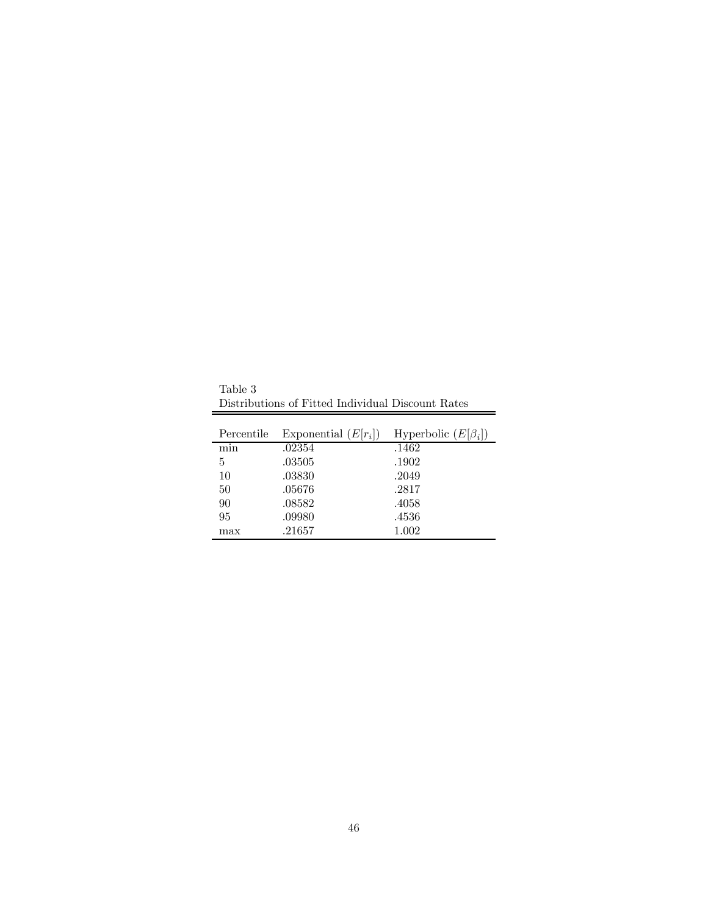Table 3
Distributions of Fitted Individual Discount Rates

| Percentile | Exponential ($E[r_i]$) | Hyperbolic ($E[\beta_i]$) |
|---|---|---|
| min | .02354 | .1462 |
| 5 | .03505 | .1902 |
| 10 | .03830 | .2049 |
| 50 | .05676 | .2817 |
| 90 | .08582 | .4058 |
| 95 | .09980 | .4536 |
| max | .21657 | 1.002 |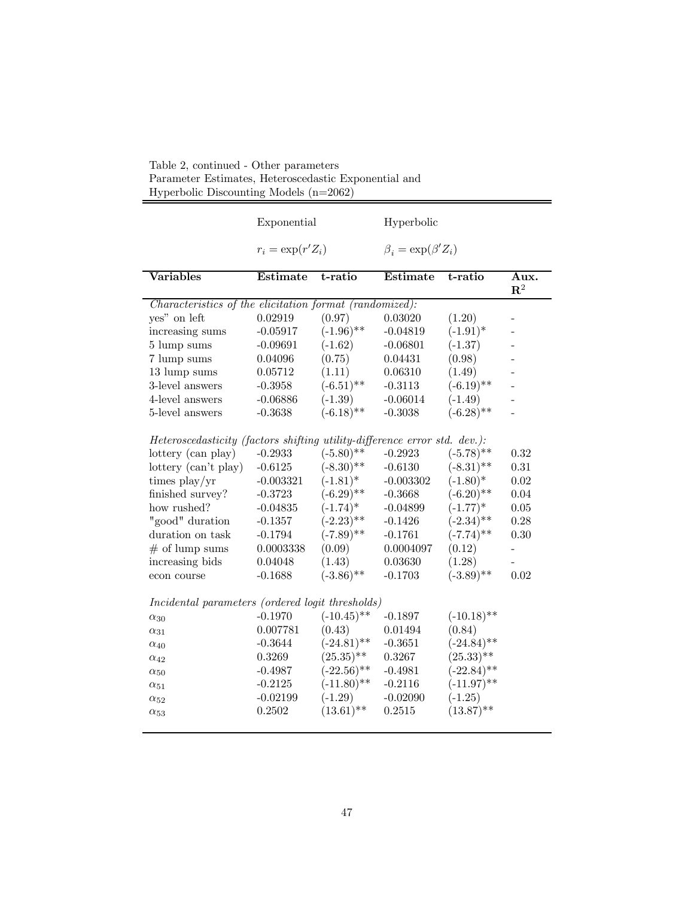Table 2, continued - Other parameters
Parameter Estimates, Heteroscedastic Exponential and
Hyperbolic Discounting Models (n=2062)

| | Exponential | | Hyperbolic | | |
|---|---|---|---|---|---|
| | $r_i = \exp(r' Z_i)$ | | $\beta_i = \exp(\beta' Z_i)$ | | |
| **Variables** | **Estimate** | **t-ratio** | **Estimate** | **t-ratio** | **Aux. $\mathbf{R}^2$** |
| *Characteristics of the elicitation format (randomized):* | | | | | |
| yes" on left | 0.02919 | (0.97) | 0.03020 | (1.20) | - |
| increasing sums | -0.05917 | (-1.96)** | -0.04819 | (-1.91)* | - |
| 5 lump sums | -0.09691 | (-1.62) | -0.06801 | (-1.37) | - |
| 7 lump sums | 0.04096 | (0.75) | 0.04431 | (0.98) | - |
| 13 lump sums | 0.05712 | (1.11) | 0.06310 | (1.49) | - |
| 3-level answers | -0.3958 | (-6.51)** | -0.3113 | (-6.19)** | - |
| 4-level answers | -0.06886 | (-1.39) | -0.06014 | (-1.49) | - |
| 5-level answers | -0.3638 | (-6.18)** | -0.3038 | (-6.28)** | - |
| *Heteroscedasticity (factors shifting utility-difference error std. dev.):* | | | | | |
| lottery (can play) | -0.2933 | (-5.80)** | -0.2923 | (-5.78)** | 0.32 |
| lottery (can't play) | -0.6125 | (-8.30)** | -0.6130 | (-8.31)** | 0.31 |
| times play/yr | -0.003321 | (-1.81)* | -0.003302 | (-1.80)* | 0.02 |
| finished survey? | -0.3723 | (-6.29)** | -0.3668 | (-6.20)** | 0.04 |
| how rushed? | -0.04835 | (-1.74)* | -0.04899 | (-1.77)* | 0.05 |
| "good" duration | -0.1357 | (-2.23)** | -0.1426 | (-2.34)** | 0.28 |
| duration on task | -0.1794 | (-7.89)** | -0.1761 | (-7.74)** | 0.30 |
| # of lump sums | 0.0003338 | (0.09) | 0.0004097 | (0.12) | - |
| increasing bids | 0.04048 | (1.43) | 0.03630 | (1.28) | - |
| econ course | -0.1688 | (-3.86)** | -0.1703 | (-3.89)** | 0.02 |
| *Incidental parameters (ordered logit thresholds)* | | | | | |
| $\alpha_{30}$ | -0.1970 | (-10.45)** | -0.1897 | (-10.18)** | |
| $\alpha_{31}$ | 0.007781 | (0.43) | 0.01494 | (0.84) | |
| $\alpha_{40}$ | -0.3644 | (-24.81)** | -0.3651 | (-24.84)** | |
| $\alpha_{42}$ | 0.3269 | (25.35)** | 0.3267 | (25.33)** | |
| $\alpha_{50}$ | -0.4987 | (-22.56)** | -0.4981 | (-22.84)** | |
| $\alpha_{51}$ | -0.2125 | (-11.80)** | -0.2116 | (-11.97)** | |
| $\alpha_{52}$ | -0.02199 | (-1.29) | -0.02090 | (-1.25) | |
| $\alpha_{53}$ | 0.2502 | (13.61)** | 0.2515 | (13.87)** | |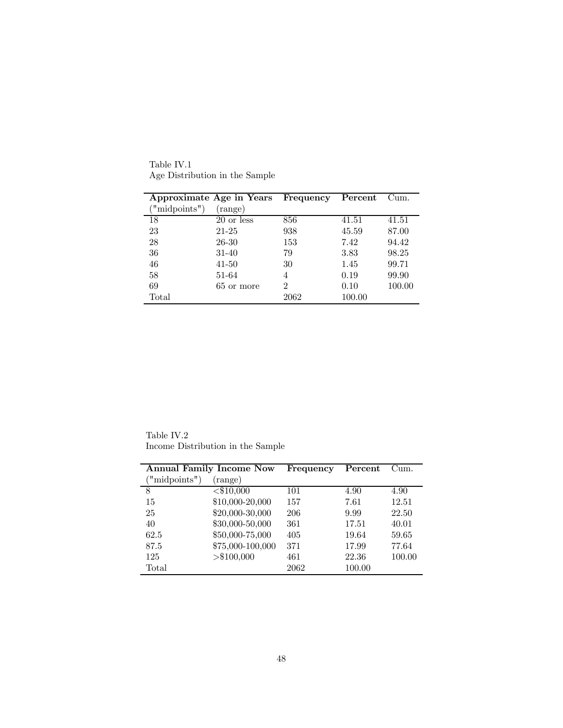Table IV.1
Age Distribution in the Sample

| **Approximate Age in Years** | | **Frequency** | **Percent** | Cum. |
|---|---|---|---|---|
| ("midpoints") | (range) | | | |
| 18 | 20 or less | 856 | 41.51 | 41.51 |
| 23 | 21-25 | 938 | 45.59 | 87.00 |
| 28 | 26-30 | 153 | 7.42 | 94.42 |
| 36 | 31-40 | 79 | 3.83 | 98.25 |
| 46 | 41-50 | 30 | 1.45 | 99.71 |
| 58 | 51-64 | 4 | 0.19 | 99.90 |
| 69 | 65 or more | 2 | 0.10 | 100.00 |
| Total | | 2062 | 100.00 | |

Table IV.2
Income Distribution in the Sample

| **Annual Family Income Now** | | **Frequency** | **Percent** | Cum. |
|---|---|---|---|---|
| ("midpoints") | (range) | | | |
| 8 | <$10,000 | 101 | 4.90 | 4.90 |
| 15 | $10,000-20,000 | 157 | 7.61 | 12.51 |
| 25 | $20,000-30,000 | 206 | 9.99 | 22.50 |
| 40 | $30,000-50,000 | 361 | 17.51 | 40.01 |
| 62.5 | $50,000-75,000 | 405 | 19.64 | 59.65 |
| 87.5 | $75,000-100,000 | 371 | 17.99 | 77.64 |
| 125 | >$100,000 | 461 | 22.36 | 100.00 |
| Total | | 2062 | 100.00 | |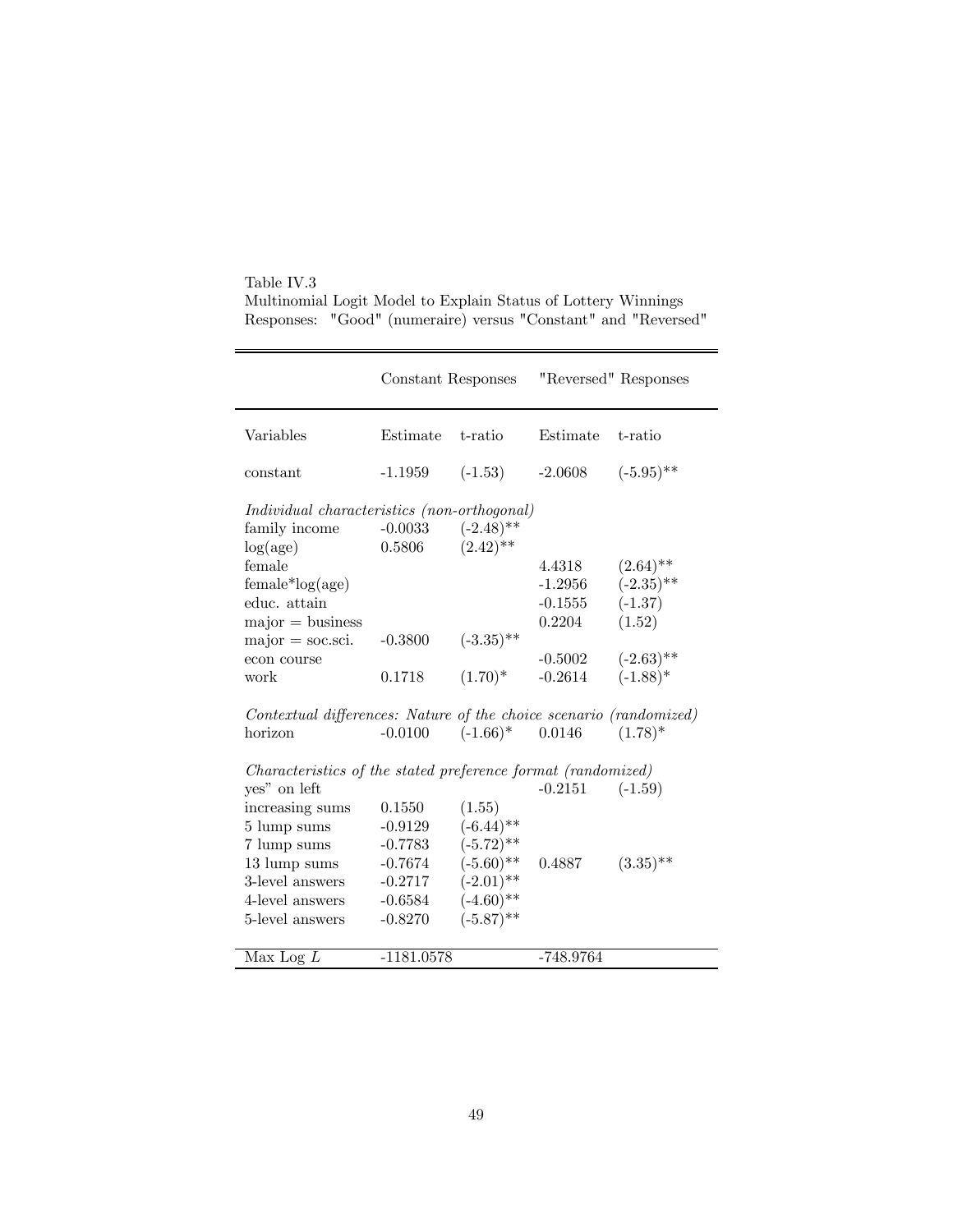Table IV.3
Multinomial Logit Model to Explain Status of Lottery Winnings Responses: "Good" (numeraire) versus "Constant" and "Reversed"

| | Constant Responses | | "Reversed" Responses | |
|---|---|---|---|---|
| Variables | Estimate | t-ratio | Estimate | t-ratio |
| constant | -1.1959 | (-1.53) | -2.0608 | (-5.95)** |
| *Individual characteristics (non-orthogonal)* | | | | |
| family income | -0.0033 | (-2.48)** | | |
| log(age) | 0.5806 | (2.42)** | | |
| female | | | 4.4318 | (2.64)** |
| female*log(age) | | | -1.2956 | (-2.35)** |
| educ. attain | | | -0.1555 | (-1.37) |
| major = business | | | 0.2204 | (1.52) |
| major = soc.sci. | -0.3800 | (-3.35)** | | |
| econ course | | | -0.5002 | (-2.63)** |
| work | 0.1718 | (1.70)* | -0.2614 | (-1.88)* |
| *Contextual differences: Nature of the choice scenario (randomized)* | | | | |
| horizon | -0.0100 | (-1.66)* | 0.0146 | (1.78)* |
| *Characteristics of the stated preference format (randomized)* | | | | |
| yes" on left | | | -0.2151 | (-1.59) |
| increasing sums | 0.1550 | (1.55) | | |
| 5 lump sums | -0.9129 | (-6.44)** | | |
| 7 lump sums | -0.7783 | (-5.72)** | | |
| 13 lump sums | -0.7674 | (-5.60)** | 0.4887 | (3.35)** |
| 3-level answers | -0.2717 | (-2.01)** | | |
| 4-level answers | -0.6584 | (-4.60)** | | |
| 5-level answers | -0.8270 | (-5.87)** | | |
| Max Log $L$ | -1181.0578 | | -748.9764 | |